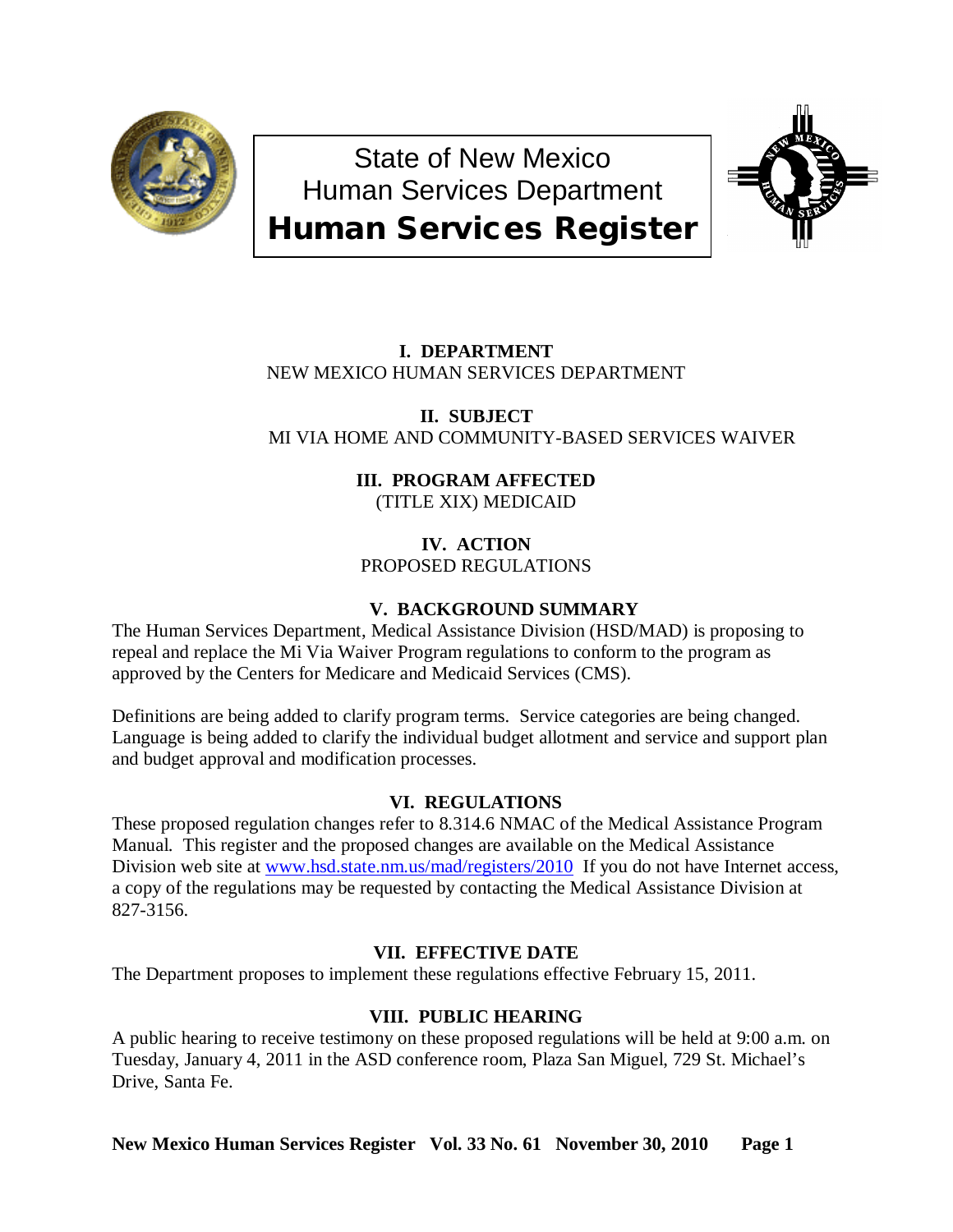# State of New Mexico
# Human Services Department
# Human Services Register

## I. DEPARTMENT

NEW MEXICO HUMAN SERVICES DEPARTMENT

## II. SUBJECT

MI VIA HOME AND COMMUNITY-BASED SERVICES WAIVER

## III. PROGRAM AFFECTED

(TITLE XIX) MEDICAID

## IV. ACTION

PROPOSED REGULATIONS

## V. BACKGROUND SUMMARY

The Human Services Department, Medical Assistance Division (HSD/MAD) is proposing to repeal and replace the Mi Via Waiver Program regulations to conform to the program as approved by the Centers for Medicare and Medicaid Services (CMS).

Definitions are being added to clarify program terms. Service categories are being changed. Language is being added to clarify the individual budget allotment and service and support plan and budget approval and modification processes.

## VI. REGULATIONS

These proposed regulation changes refer to 8.314.6 NMAC of the Medical Assistance Program Manual. This register and the proposed changes are available on the Medical Assistance Division web site at www.hsd.state.nm.us/mad/registers/2010 If you do not have Internet access, a copy of the regulations may be requested by contacting the Medical Assistance Division at 827-3156.

## VII. EFFECTIVE DATE

The Department proposes to implement these regulations effective February 15, 2011.

## VIII. PUBLIC HEARING

A public hearing to receive testimony on these proposed regulations will be held at 9:00 a.m. on Tuesday, January 4, 2011 in the ASD conference room, Plaza San Miguel, 729 St. Michael's Drive, Santa Fe.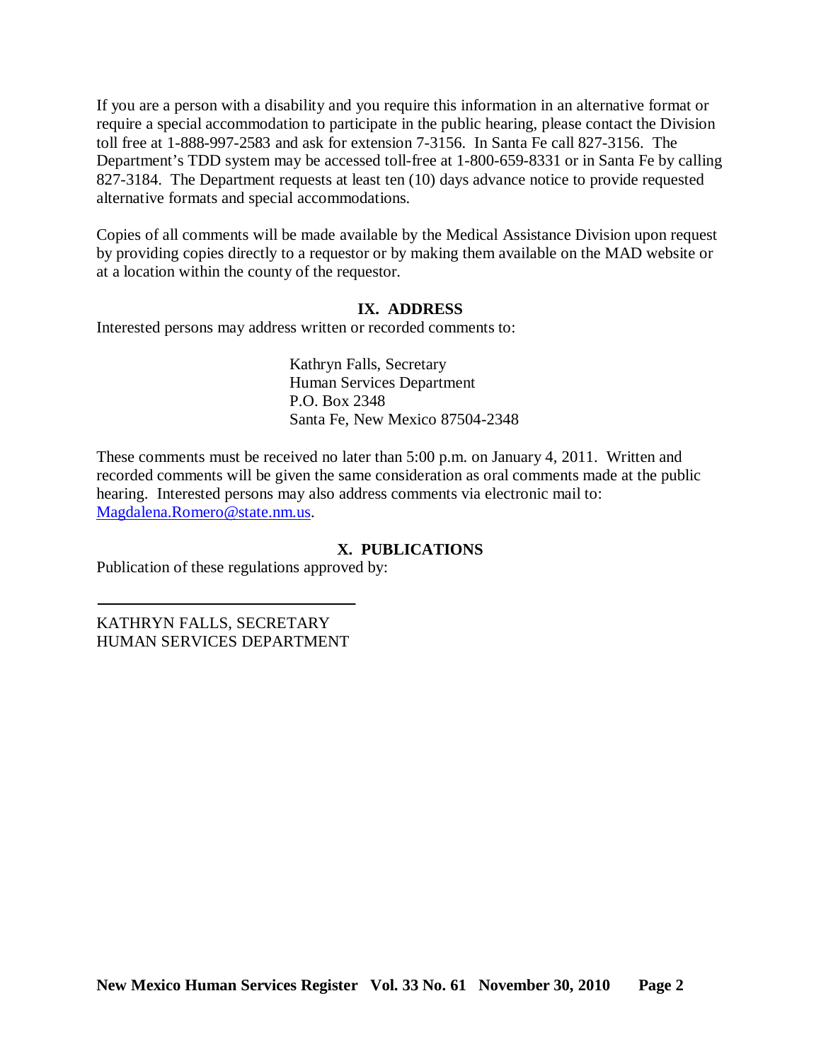If you are a person with a disability and you require this information in an alternative format or require a special accommodation to participate in the public hearing, please contact the Division toll free at 1-888-997-2583 and ask for extension 7-3156. In Santa Fe call 827-3156. The Department's TDD system may be accessed toll-free at 1-800-659-8331 or in Santa Fe by calling 827-3184. The Department requests at least ten (10) days advance notice to provide requested alternative formats and special accommodations.

Copies of all comments will be made available by the Medical Assistance Division upon request by providing copies directly to a requestor or by making them available on the MAD website or at a location within the county of the requestor.

## IX. ADDRESS

Interested persons may address written or recorded comments to:

Kathryn Falls, Secretary
Human Services Department
P.O. Box 2348
Santa Fe, New Mexico 87504-2348

These comments must be received no later than 5:00 p.m. on January 4, 2011. Written and recorded comments will be given the same consideration as oral comments made at the public hearing. Interested persons may also address comments via electronic mail to: Magdalena.Romero@state.nm.us.

## X. PUBLICATIONS

Publication of these regulations approved by:

\_\_\_\_\_\_\_\_\_\_\_\_\_\_\_\_\_\_\_\_\_\_\_\_\_\_\_\_\_\_\_\_

KATHRYN FALLS, SECRETARY
HUMAN SERVICES DEPARTMENT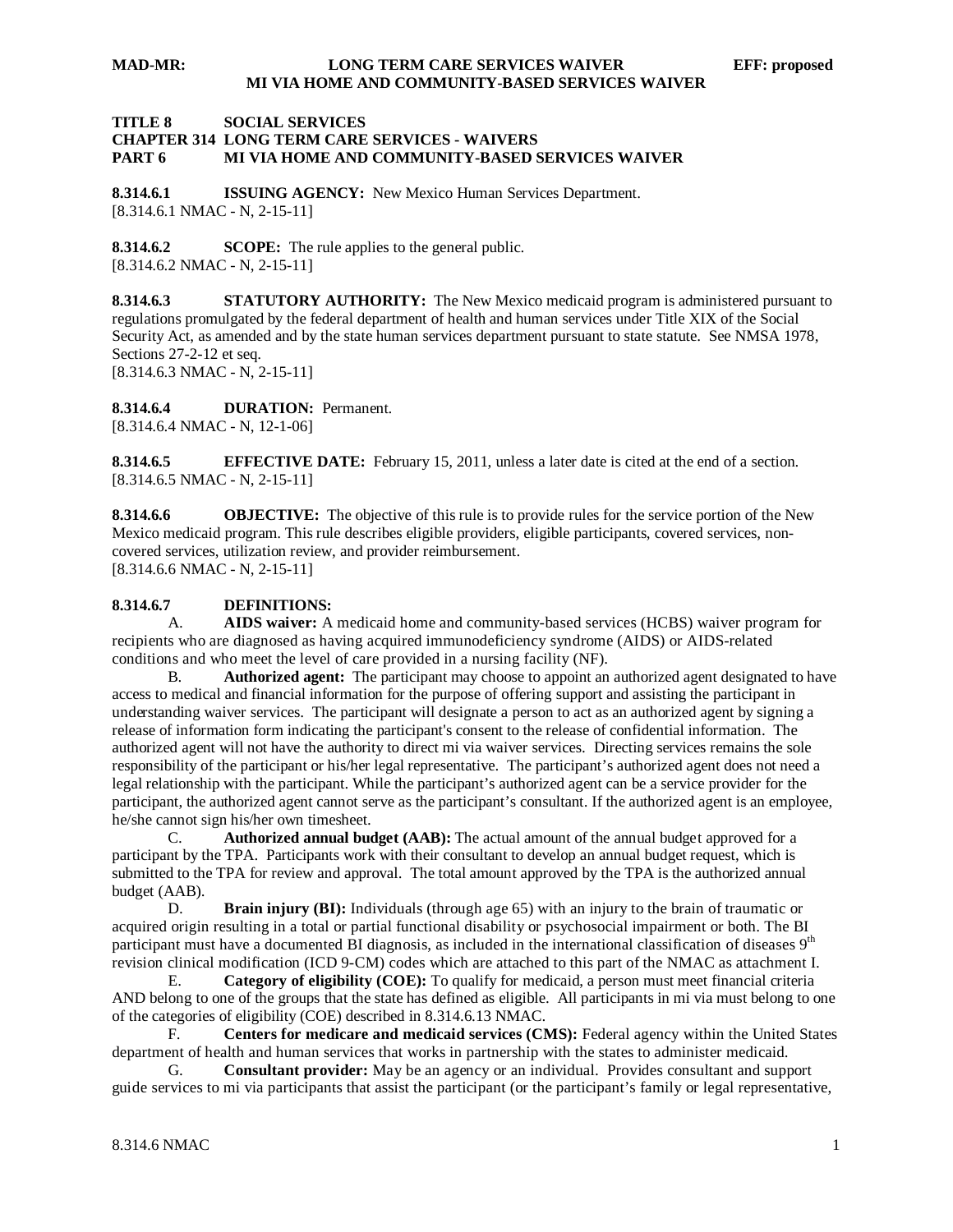**MAD-MR: LONG TERM CARE SERVICES WAIVER EFF: proposed**
**MI VIA HOME AND COMMUNITY-BASED SERVICES WAIVER**

**TITLE 8 SOCIAL SERVICES**
**CHAPTER 314 LONG TERM CARE SERVICES - WAIVERS**
**PART 6 MI VIA HOME AND COMMUNITY-BASED SERVICES WAIVER**

**8.314.6.1 ISSUING AGENCY:** New Mexico Human Services Department.
[8.314.6.1 NMAC - N, 2-15-11]

**8.314.6.2 SCOPE:** The rule applies to the general public.
[8.314.6.2 NMAC - N, 2-15-11]

**8.314.6.3 STATUTORY AUTHORITY:** The New Mexico medicaid program is administered pursuant to regulations promulgated by the federal department of health and human services under Title XIX of the Social Security Act, as amended and by the state human services department pursuant to state statute. See NMSA 1978, Sections 27-2-12 et seq.
[8.314.6.3 NMAC - N, 2-15-11]

**8.314.6.4 DURATION:** Permanent.
[8.314.6.4 NMAC - N, 12-1-06]

**8.314.6.5 EFFECTIVE DATE:** February 15, 2011, unless a later date is cited at the end of a section.
[8.314.6.5 NMAC - N, 2-15-11]

**8.314.6.6 OBJECTIVE:** The objective of this rule is to provide rules for the service portion of the New Mexico medicaid program. This rule describes eligible providers, eligible participants, covered services, non-covered services, utilization review, and provider reimbursement.
[8.314.6.6 NMAC - N, 2-15-11]

**8.314.6.7 DEFINITIONS:**

A. **AIDS waiver:** A medicaid home and community-based services (HCBS) waiver program for recipients who are diagnosed as having acquired immunodeficiency syndrome (AIDS) or AIDS-related conditions and who meet the level of care provided in a nursing facility (NF).

B. **Authorized agent:** The participant may choose to appoint an authorized agent designated to have access to medical and financial information for the purpose of offering support and assisting the participant in understanding waiver services. The participant will designate a person to act as an authorized agent by signing a release of information form indicating the participant's consent to the release of confidential information. The authorized agent will not have the authority to direct mi via waiver services. Directing services remains the sole responsibility of the participant or his/her legal representative. The participant's authorized agent does not need a legal relationship with the participant. While the participant's authorized agent can be a service provider for the participant, the authorized agent cannot serve as the participant's consultant. If the authorized agent is an employee, he/she cannot sign his/her own timesheet.

C. **Authorized annual budget (AAB):** The actual amount of the annual budget approved for a participant by the TPA. Participants work with their consultant to develop an annual budget request, which is submitted to the TPA for review and approval. The total amount approved by the TPA is the authorized annual budget (AAB).

D. **Brain injury (BI):** Individuals (through age 65) with an injury to the brain of traumatic or acquired origin resulting in a total or partial functional disability or psychosocial impairment or both. The BI participant must have a documented BI diagnosis, as included in the international classification of diseases 9th revision clinical modification (ICD 9-CM) codes which are attached to this part of the NMAC as attachment I.

E. **Category of eligibility (COE):** To qualify for medicaid, a person must meet financial criteria AND belong to one of the groups that the state has defined as eligible. All participants in mi via must belong to one of the categories of eligibility (COE) described in 8.314.6.13 NMAC.

F. **Centers for medicare and medicaid services (CMS):** Federal agency within the United States department of health and human services that works in partnership with the states to administer medicaid.

G. **Consultant provider:** May be an agency or an individual. Provides consultant and support guide services to mi via participants that assist the participant (or the participant's family or legal representative,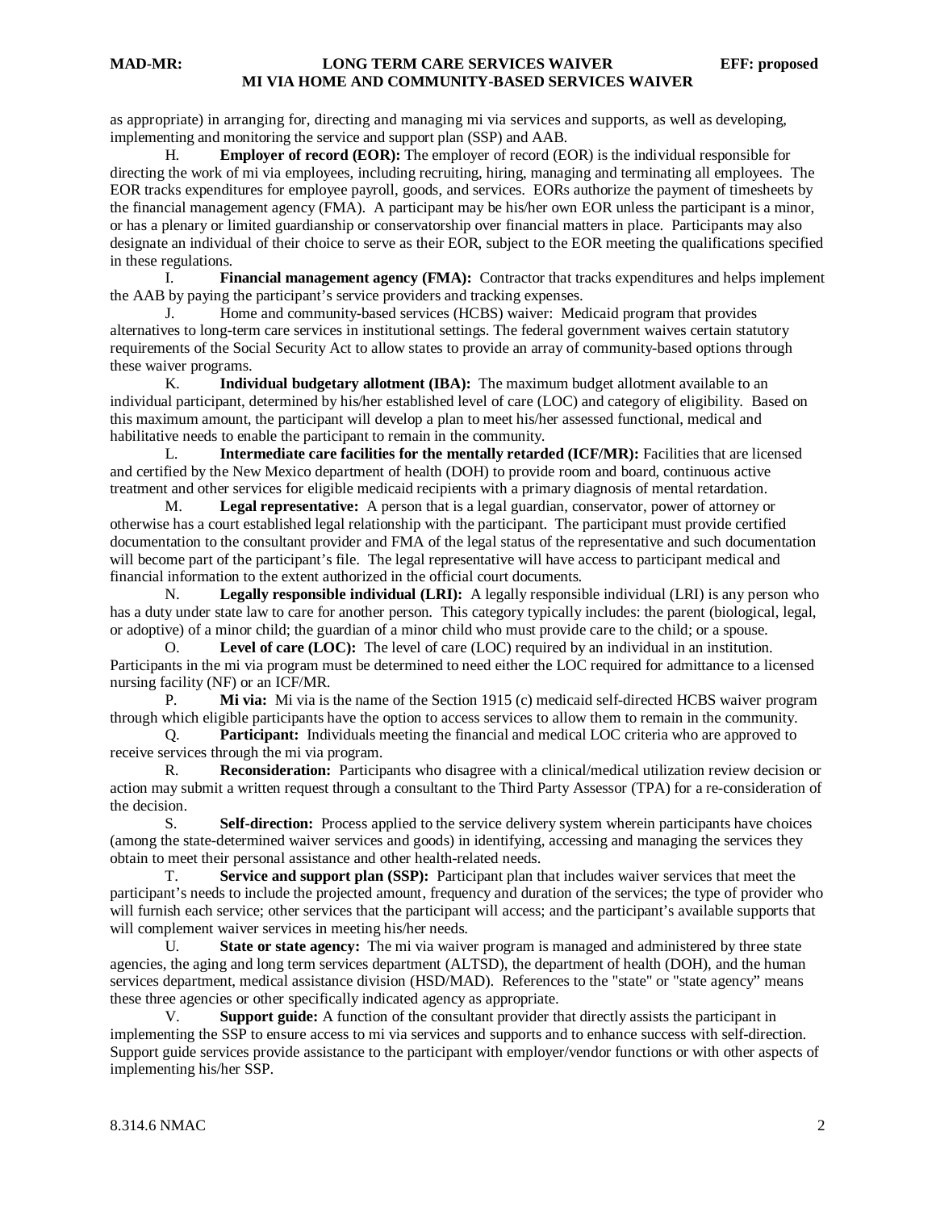as appropriate) in arranging for, directing and managing mi via services and supports, as well as developing, implementing and monitoring the service and support plan (SSP) and AAB.

H. **Employer of record (EOR):** The employer of record (EOR) is the individual responsible for directing the work of mi via employees, including recruiting, hiring, managing and terminating all employees. The EOR tracks expenditures for employee payroll, goods, and services. EORs authorize the payment of timesheets by the financial management agency (FMA). A participant may be his/her own EOR unless the participant is a minor, or has a plenary or limited guardianship or conservatorship over financial matters in place. Participants may also designate an individual of their choice to serve as their EOR, subject to the EOR meeting the qualifications specified in these regulations.

I. **Financial management agency (FMA):** Contractor that tracks expenditures and helps implement the AAB by paying the participant's service providers and tracking expenses.

J. Home and community-based services (HCBS) waiver: Medicaid program that provides alternatives to long-term care services in institutional settings. The federal government waives certain statutory requirements of the Social Security Act to allow states to provide an array of community-based options through these waiver programs.

K. **Individual budgetary allotment (IBA):** The maximum budget allotment available to an individual participant, determined by his/her established level of care (LOC) and category of eligibility. Based on this maximum amount, the participant will develop a plan to meet his/her assessed functional, medical and habilitative needs to enable the participant to remain in the community.

L. **Intermediate care facilities for the mentally retarded (ICF/MR):** Facilities that are licensed and certified by the New Mexico department of health (DOH) to provide room and board, continuous active treatment and other services for eligible medicaid recipients with a primary diagnosis of mental retardation.

M. **Legal representative:** A person that is a legal guardian, conservator, power of attorney or otherwise has a court established legal relationship with the participant. The participant must provide certified documentation to the consultant provider and FMA of the legal status of the representative and such documentation will become part of the participant's file. The legal representative will have access to participant medical and financial information to the extent authorized in the official court documents.

N. **Legally responsible individual (LRI):** A legally responsible individual (LRI) is any person who has a duty under state law to care for another person. This category typically includes: the parent (biological, legal, or adoptive) of a minor child; the guardian of a minor child who must provide care to the child; or a spouse.

O. **Level of care (LOC):** The level of care (LOC) required by an individual in an institution. Participants in the mi via program must be determined to need either the LOC required for admittance to a licensed nursing facility (NF) or an ICF/MR.

P. **Mi via:** Mi via is the name of the Section 1915 (c) medicaid self-directed HCBS waiver program through which eligible participants have the option to access services to allow them to remain in the community.

Q. **Participant:** Individuals meeting the financial and medical LOC criteria who are approved to receive services through the mi via program.

R. **Reconsideration:** Participants who disagree with a clinical/medical utilization review decision or action may submit a written request through a consultant to the Third Party Assessor (TPA) for a re-consideration of the decision.

S. **Self-direction:** Process applied to the service delivery system wherein participants have choices (among the state-determined waiver services and goods) in identifying, accessing and managing the services they obtain to meet their personal assistance and other health-related needs.

T. **Service and support plan (SSP):** Participant plan that includes waiver services that meet the participant's needs to include the projected amount, frequency and duration of the services; the type of provider who will furnish each service; other services that the participant will access; and the participant's available supports that will complement waiver services in meeting his/her needs.

U. **State or state agency:** The mi via waiver program is managed and administered by three state agencies, the aging and long term services department (ALTSD), the department of health (DOH), and the human services department, medical assistance division (HSD/MAD). References to the "state" or "state agency" means these three agencies or other specifically indicated agency as appropriate.

V. **Support guide:** A function of the consultant provider that directly assists the participant in implementing the SSP to ensure access to mi via services and supports and to enhance success with self-direction. Support guide services provide assistance to the participant with employer/vendor functions or with other aspects of implementing his/her SSP.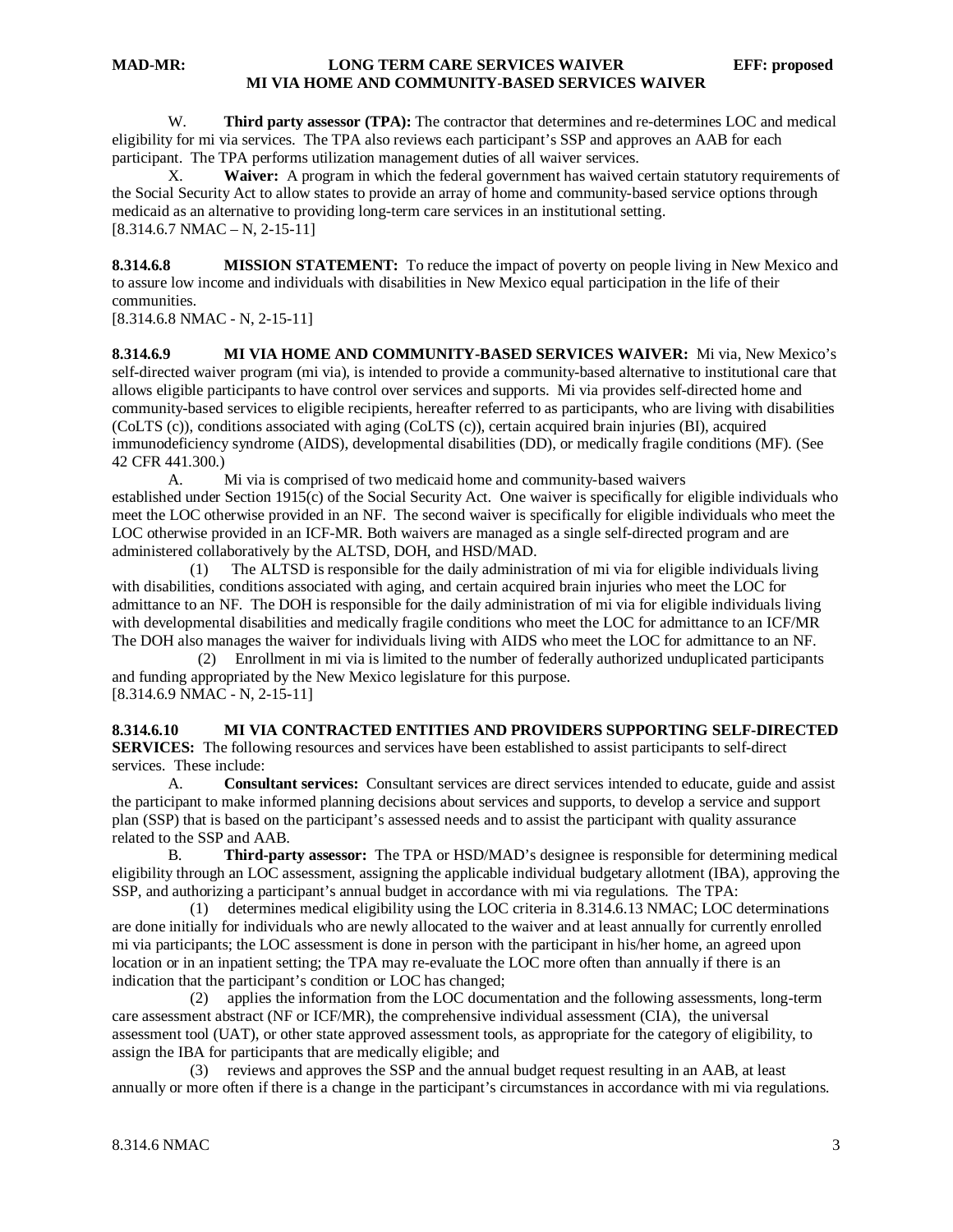W. **Third party assessor (TPA):** The contractor that determines and re-determines LOC and medical eligibility for mi via services. The TPA also reviews each participant's SSP and approves an AAB for each participant. The TPA performs utilization management duties of all waiver services.

X. **Waiver:** A program in which the federal government has waived certain statutory requirements of the Social Security Act to allow states to provide an array of home and community-based service options through medicaid as an alternative to providing long-term care services in an institutional setting.
[8.314.6.7 NMAC – N, 2-15-11]

**8.314.6.8 MISSION STATEMENT:** To reduce the impact of poverty on people living in New Mexico and to assure low income and individuals with disabilities in New Mexico equal participation in the life of their communities.
[8.314.6.8 NMAC - N, 2-15-11]

**8.314.6.9 MI VIA HOME AND COMMUNITY-BASED SERVICES WAIVER:** Mi via, New Mexico's self-directed waiver program (mi via), is intended to provide a community-based alternative to institutional care that allows eligible participants to have control over services and supports. Mi via provides self-directed home and community-based services to eligible recipients, hereafter referred to as participants, who are living with disabilities (CoLTS (c)), conditions associated with aging (CoLTS (c)), certain acquired brain injuries (BI), acquired immunodeficiency syndrome (AIDS), developmental disabilities (DD), or medically fragile conditions (MF). (See 42 CFR 441.300.)

A. Mi via is comprised of two medicaid home and community-based waivers established under Section 1915(c) of the Social Security Act. One waiver is specifically for eligible individuals who meet the LOC otherwise provided in an NF. The second waiver is specifically for eligible individuals who meet the LOC otherwise provided in an ICF-MR. Both waivers are managed as a single self-directed program and are administered collaboratively by the ALTSD, DOH, and HSD/MAD.

(1) The ALTSD is responsible for the daily administration of mi via for eligible individuals living with disabilities, conditions associated with aging, and certain acquired brain injuries who meet the LOC for admittance to an NF. The DOH is responsible for the daily administration of mi via for eligible individuals living with developmental disabilities and medically fragile conditions who meet the LOC for admittance to an ICF/MR The DOH also manages the waiver for individuals living with AIDS who meet the LOC for admittance to an NF.

(2) Enrollment in mi via is limited to the number of federally authorized unduplicated participants and funding appropriated by the New Mexico legislature for this purpose.
[8.314.6.9 NMAC - N, 2-15-11]

**8.314.6.10 MI VIA CONTRACTED ENTITIES AND PROVIDERS SUPPORTING SELF-DIRECTED SERVICES:** The following resources and services have been established to assist participants to self-direct services. These include:

A. **Consultant services:** Consultant services are direct services intended to educate, guide and assist the participant to make informed planning decisions about services and supports, to develop a service and support plan (SSP) that is based on the participant's assessed needs and to assist the participant with quality assurance related to the SSP and AAB.

B. **Third-party assessor:** The TPA or HSD/MAD's designee is responsible for determining medical eligibility through an LOC assessment, assigning the applicable individual budgetary allotment (IBA), approving the SSP, and authorizing a participant's annual budget in accordance with mi via regulations. The TPA:

(1) determines medical eligibility using the LOC criteria in 8.314.6.13 NMAC; LOC determinations are done initially for individuals who are newly allocated to the waiver and at least annually for currently enrolled mi via participants; the LOC assessment is done in person with the participant in his/her home, an agreed upon location or in an inpatient setting; the TPA may re-evaluate the LOC more often than annually if there is an indication that the participant's condition or LOC has changed;

(2) applies the information from the LOC documentation and the following assessments, long-term care assessment abstract (NF or ICF/MR), the comprehensive individual assessment (CIA), the universal assessment tool (UAT), or other state approved assessment tools, as appropriate for the category of eligibility, to assign the IBA for participants that are medically eligible; and

(3) reviews and approves the SSP and the annual budget request resulting in an AAB, at least annually or more often if there is a change in the participant's circumstances in accordance with mi via regulations.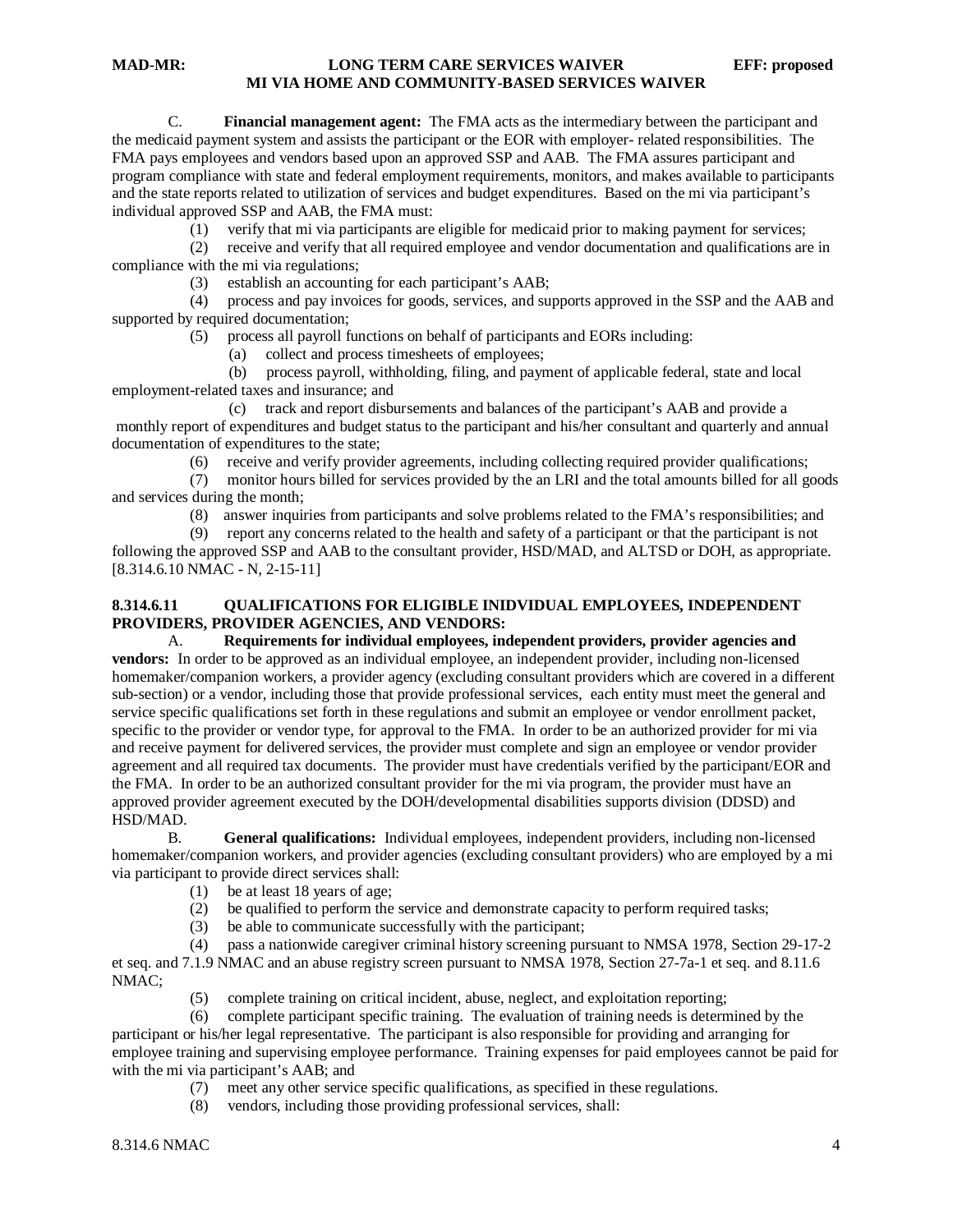C. **Financial management agent:** The FMA acts as the intermediary between the participant and the medicaid payment system and assists the participant or the EOR with employer- related responsibilities. The FMA pays employees and vendors based upon an approved SSP and AAB. The FMA assures participant and program compliance with state and federal employment requirements, monitors, and makes available to participants and the state reports related to utilization of services and budget expenditures. Based on the mi via participant's individual approved SSP and AAB, the FMA must:

(1) verify that mi via participants are eligible for medicaid prior to making payment for services;

(2) receive and verify that all required employee and vendor documentation and qualifications are in compliance with the mi via regulations;

(3) establish an accounting for each participant's AAB;

(4) process and pay invoices for goods, services, and supports approved in the SSP and the AAB and supported by required documentation;

(5) process all payroll functions on behalf of participants and EORs including:

(a) collect and process timesheets of employees;

(b) process payroll, withholding, filing, and payment of applicable federal, state and local employment-related taxes and insurance; and

(c) track and report disbursements and balances of the participant's AAB and provide a monthly report of expenditures and budget status to the participant and his/her consultant and quarterly and annual documentation of expenditures to the state;

(6) receive and verify provider agreements, including collecting required provider qualifications;

(7) monitor hours billed for services provided by the an LRI and the total amounts billed for all goods and services during the month;

(8) answer inquiries from participants and solve problems related to the FMA's responsibilities; and

(9) report any concerns related to the health and safety of a participant or that the participant is not following the approved SSP and AAB to the consultant provider, HSD/MAD, and ALTSD or DOH, as appropriate.

[8.314.6.10 NMAC - N, 2-15-11]

**8.314.6.11 QUALIFICATIONS FOR ELIGIBLE INIDVIDUAL EMPLOYEES, INDEPENDENT PROVIDERS, PROVIDER AGENCIES, AND VENDORS:**

A. **Requirements for individual employees, independent providers, provider agencies and vendors:** In order to be approved as an individual employee, an independent provider, including non-licensed homemaker/companion workers, a provider agency (excluding consultant providers which are covered in a different sub-section) or a vendor, including those that provide professional services, each entity must meet the general and service specific qualifications set forth in these regulations and submit an employee or vendor enrollment packet, specific to the provider or vendor type, for approval to the FMA. In order to be an authorized provider for mi via and receive payment for delivered services, the provider must complete and sign an employee or vendor provider agreement and all required tax documents. The provider must have credentials verified by the participant/EOR and the FMA. In order to be an authorized consultant provider for the mi via program, the provider must have an approved provider agreement executed by the DOH/developmental disabilities supports division (DDSD) and HSD/MAD.

B. **General qualifications:** Individual employees, independent providers, including non-licensed homemaker/companion workers, and provider agencies (excluding consultant providers) who are employed by a mi via participant to provide direct services shall:

(1) be at least 18 years of age;

(2) be qualified to perform the service and demonstrate capacity to perform required tasks;

(3) be able to communicate successfully with the participant;

(4) pass a nationwide caregiver criminal history screening pursuant to NMSA 1978, Section 29-17-2 et seq. and 7.1.9 NMAC and an abuse registry screen pursuant to NMSA 1978, Section 27-7a-1 et seq. and 8.11.6 NMAC;

(5) complete training on critical incident, abuse, neglect, and exploitation reporting;

(6) complete participant specific training. The evaluation of training needs is determined by the participant or his/her legal representative. The participant is also responsible for providing and arranging for employee training and supervising employee performance. Training expenses for paid employees cannot be paid for with the mi via participant's AAB; and

(7) meet any other service specific qualifications, as specified in these regulations.

(8) vendors, including those providing professional services, shall: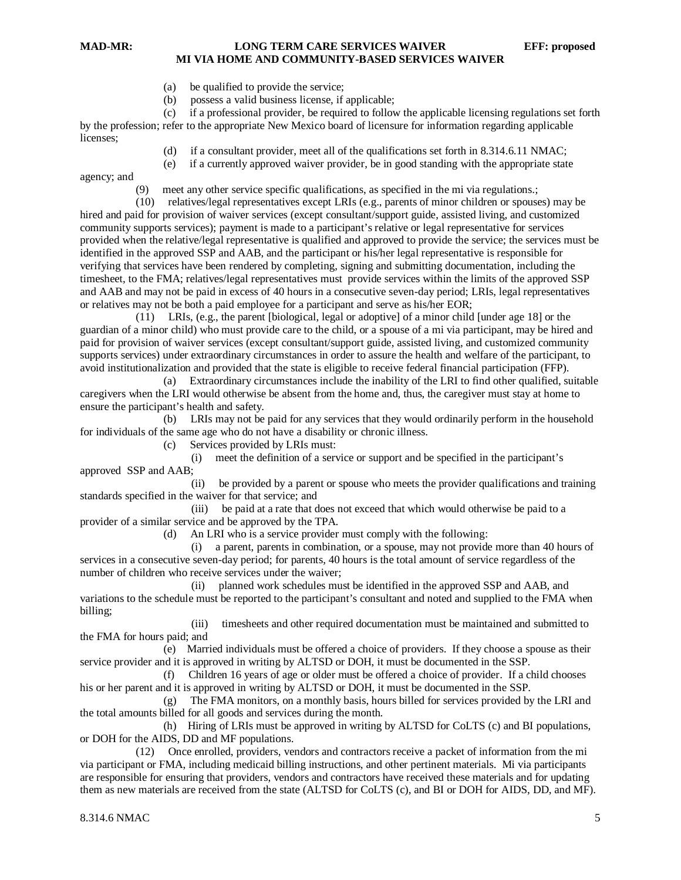(a) be qualified to provide the service;

(b) possess a valid business license, if applicable;

(c) if a professional provider, be required to follow the applicable licensing regulations set forth by the profession; refer to the appropriate New Mexico board of licensure for information regarding applicable licenses;

(d) if a consultant provider, meet all of the qualifications set forth in 8.314.6.11 NMAC;

(e) if a currently approved waiver provider, be in good standing with the appropriate state agency; and

(9) meet any other service specific qualifications, as specified in the mi via regulations.;

(10) relatives/legal representatives except LRIs (e.g., parents of minor children or spouses) may be hired and paid for provision of waiver services (except consultant/support guide, assisted living, and customized community supports services); payment is made to a participant's relative or legal representative for services provided when the relative/legal representative is qualified and approved to provide the service; the services must be identified in the approved SSP and AAB, and the participant or his/her legal representative is responsible for verifying that services have been rendered by completing, signing and submitting documentation, including the timesheet, to the FMA; relatives/legal representatives must provide services within the limits of the approved SSP and AAB and may not be paid in excess of 40 hours in a consecutive seven-day period; LRIs, legal representatives or relatives may not be both a paid employee for a participant and serve as his/her EOR;

(11) LRIs, (e.g., the parent [biological, legal or adoptive] of a minor child [under age 18] or the guardian of a minor child) who must provide care to the child, or a spouse of a mi via participant, may be hired and paid for provision of waiver services (except consultant/support guide, assisted living, and customized community supports services) under extraordinary circumstances in order to assure the health and welfare of the participant, to avoid institutionalization and provided that the state is eligible to receive federal financial participation (FFP).

(a) Extraordinary circumstances include the inability of the LRI to find other qualified, suitable caregivers when the LRI would otherwise be absent from the home and, thus, the caregiver must stay at home to ensure the participant's health and safety.

(b) LRIs may not be paid for any services that they would ordinarily perform in the household for individuals of the same age who do not have a disability or chronic illness.

(c) Services provided by LRIs must:

(i) meet the definition of a service or support and be specified in the participant's approved SSP and AAB;

(ii) be provided by a parent or spouse who meets the provider qualifications and training standards specified in the waiver for that service; and

(iii) be paid at a rate that does not exceed that which would otherwise be paid to a provider of a similar service and be approved by the TPA.

(d) An LRI who is a service provider must comply with the following:

(i) a parent, parents in combination, or a spouse, may not provide more than 40 hours of services in a consecutive seven-day period; for parents, 40 hours is the total amount of service regardless of the number of children who receive services under the waiver;

(ii) planned work schedules must be identified in the approved SSP and AAB, and variations to the schedule must be reported to the participant's consultant and noted and supplied to the FMA when billing;

(iii) timesheets and other required documentation must be maintained and submitted to the FMA for hours paid; and

(e) Married individuals must be offered a choice of providers. If they choose a spouse as their service provider and it is approved in writing by ALTSD or DOH, it must be documented in the SSP.

(f) Children 16 years of age or older must be offered a choice of provider. If a child chooses his or her parent and it is approved in writing by ALTSD or DOH, it must be documented in the SSP.

(g) The FMA monitors, on a monthly basis, hours billed for services provided by the LRI and the total amounts billed for all goods and services during the month.

(h) Hiring of LRIs must be approved in writing by ALTSD for CoLTS (c) and BI populations, or DOH for the AIDS, DD and MF populations.

(12) Once enrolled, providers, vendors and contractors receive a packet of information from the mi via participant or FMA, including medicaid billing instructions, and other pertinent materials. Mi via participants are responsible for ensuring that providers, vendors and contractors have received these materials and for updating them as new materials are received from the state (ALTSD for CoLTS (c), and BI or DOH for AIDS, DD, and MF).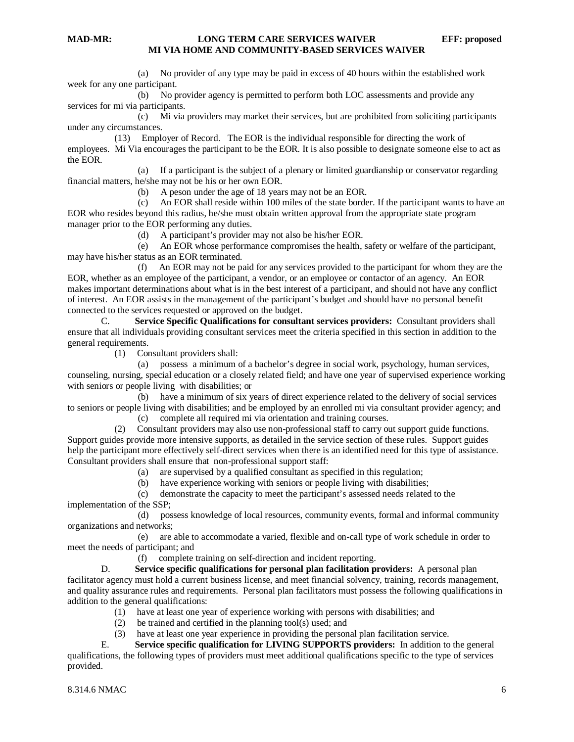(a) No provider of any type may be paid in excess of 40 hours within the established work week for any one participant.

(b) No provider agency is permitted to perform both LOC assessments and provide any services for mi via participants.

(c) Mi via providers may market their services, but are prohibited from soliciting participants under any circumstances.

(13) Employer of Record. The EOR is the individual responsible for directing the work of employees. Mi Via encourages the participant to be the EOR. It is also possible to designate someone else to act as the EOR.

(a) If a participant is the subject of a plenary or limited guardianship or conservator regarding financial matters, he/she may not be his or her own EOR.

(b) A peson under the age of 18 years may not be an EOR.

(c) An EOR shall reside within 100 miles of the state border. If the participant wants to have an EOR who resides beyond this radius, he/she must obtain written approval from the appropriate state program manager prior to the EOR performing any duties.

(d) A participant's provider may not also be his/her EOR.

(e) An EOR whose performance compromises the health, safety or welfare of the participant, may have his/her status as an EOR terminated.

(f) An EOR may not be paid for any services provided to the participant for whom they are the EOR, whether as an employee of the participant, a vendor, or an employee or contactor of an agency. An EOR makes important determinations about what is in the best interest of a participant, and should not have any conflict of interest. An EOR assists in the management of the participant's budget and should have no personal benefit connected to the services requested or approved on the budget.

C. **Service Specific Qualifications for consultant services providers:** Consultant providers shall ensure that all individuals providing consultant services meet the criteria specified in this section in addition to the general requirements.

(1) Consultant providers shall:

(a) possess a minimum of a bachelor's degree in social work, psychology, human services, counseling, nursing, special education or a closely related field; and have one year of supervised experience working with seniors or people living with disabilities; or

(b) have a minimum of six years of direct experience related to the delivery of social services to seniors or people living with disabilities; and be employed by an enrolled mi via consultant provider agency; and

(c) complete all required mi via orientation and training courses.

(2) Consultant providers may also use non-professional staff to carry out support guide functions. Support guides provide more intensive supports, as detailed in the service section of these rules. Support guides help the participant more effectively self-direct services when there is an identified need for this type of assistance. Consultant providers shall ensure that non-professional support staff:

(a) are supervised by a qualified consultant as specified in this regulation;

(b) have experience working with seniors or people living with disabilities;

(c) demonstrate the capacity to meet the participant's assessed needs related to the implementation of the SSP;

(d) possess knowledge of local resources, community events, formal and informal community organizations and networks;

(e) are able to accommodate a varied, flexible and on-call type of work schedule in order to meet the needs of participant; and

(f) complete training on self-direction and incident reporting.

D. **Service specific qualifications for personal plan facilitation providers:** A personal plan facilitator agency must hold a current business license, and meet financial solvency, training, records management, and quality assurance rules and requirements. Personal plan facilitators must possess the following qualifications in addition to the general qualifications:

(1) have at least one year of experience working with persons with disabilities; and

(2) be trained and certified in the planning tool(s) used; and

(3) have at least one year experience in providing the personal plan facilitation service.

E. **Service specific qualification for LIVING SUPPORTS providers:** In addition to the general qualifications, the following types of providers must meet additional qualifications specific to the type of services provided.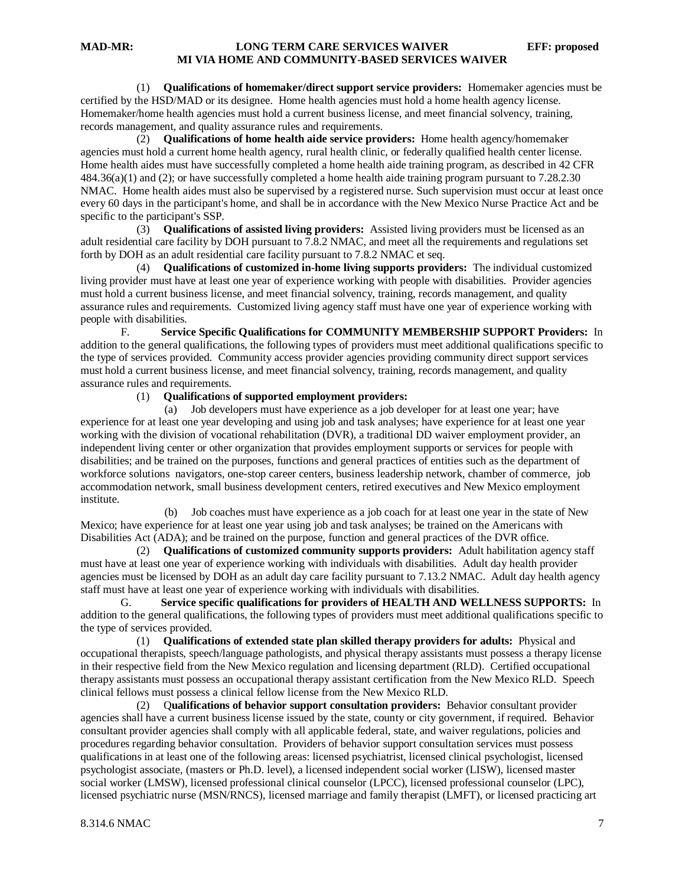(1) **Qualifications of homemaker/direct support service providers:** Homemaker agencies must be certified by the HSD/MAD or its designee. Home health agencies must hold a home health agency license. Homemaker/home health agencies must hold a current business license, and meet financial solvency, training, records management, and quality assurance rules and requirements.

(2) **Qualifications of home health aide service providers:** Home health agency/homemaker agencies must hold a current home health agency, rural health clinic, or federally qualified health center license. Home health aides must have successfully completed a home health aide training program, as described in 42 CFR 484.36(a)(1) and (2); or have successfully completed a home health aide training program pursuant to 7.28.2.30 NMAC. Home health aides must also be supervised by a registered nurse. Such supervision must occur at least once every 60 days in the participant's home, and shall be in accordance with the New Mexico Nurse Practice Act and be specific to the participant's SSP.

(3) **Qualifications of assisted living providers:** Assisted living providers must be licensed as an adult residential care facility by DOH pursuant to 7.8.2 NMAC, and meet all the requirements and regulations set forth by DOH as an adult residential care facility pursuant to 7.8.2 NMAC et seq.

(4) **Qualifications of customized in-home living supports providers:** The individual customized living provider must have at least one year of experience working with people with disabilities. Provider agencies must hold a current business license, and meet financial solvency, training, records management, and quality assurance rules and requirements. Customized living agency staff must have one year of experience working with people with disabilities.

F. **Service Specific Qualifications for COMMUNITY MEMBERSHIP SUPPORT Providers:** In addition to the general qualifications, the following types of providers must meet additional qualifications specific to the type of services provided. Community access provider agencies providing community direct support services must hold a current business license, and meet financial solvency, training, records management, and quality assurance rules and requirements.

(1) **Qualifications of supported employment providers:**

(a) Job developers must have experience as a job developer for at least one year; have experience for at least one year developing and using job and task analyses; have experience for at least one year working with the division of vocational rehabilitation (DVR), a traditional DD waiver employment provider, an independent living center or other organization that provides employment supports or services for people with disabilities; and be trained on the purposes, functions and general practices of entities such as the department of workforce solutions navigators, one-stop career centers, business leadership network, chamber of commerce, job accommodation network, small business development centers, retired executives and New Mexico employment institute.

(b) Job coaches must have experience as a job coach for at least one year in the state of New Mexico; have experience for at least one year using job and task analyses; be trained on the Americans with Disabilities Act (ADA); and be trained on the purpose, function and general practices of the DVR office.

(2) **Qualifications of customized community supports providers:** Adult habilitation agency staff must have at least one year of experience working with individuals with disabilities. Adult day health provider agencies must be licensed by DOH as an adult day care facility pursuant to 7.13.2 NMAC. Adult day health agency staff must have at least one year of experience working with individuals with disabilities.

G. **Service specific qualifications for providers of HEALTH AND WELLNESS SUPPORTS:** In addition to the general qualifications, the following types of providers must meet additional qualifications specific to the type of services provided.

(1) **Qualifications of extended state plan skilled therapy providers for adults:** Physical and occupational therapists, speech/language pathologists, and physical therapy assistants must possess a therapy license in their respective field from the New Mexico regulation and licensing department (RLD). Certified occupational therapy assistants must possess an occupational therapy assistant certification from the New Mexico RLD. Speech clinical fellows must possess a clinical fellow license from the New Mexico RLD.

(2) **Qualifications of behavior support consultation providers:** Behavior consultant provider agencies shall have a current business license issued by the state, county or city government, if required. Behavior consultant provider agencies shall comply with all applicable federal, state, and waiver regulations, policies and procedures regarding behavior consultation. Providers of behavior support consultation services must possess qualifications in at least one of the following areas: licensed psychiatrist, licensed clinical psychologist, licensed psychologist associate, (masters or Ph.D. level), a licensed independent social worker (LISW), licensed master social worker (LMSW), licensed professional clinical counselor (LPCC), licensed professional counselor (LPC), licensed psychiatric nurse (MSN/RNCS), licensed marriage and family therapist (LMFT), or licensed practicing art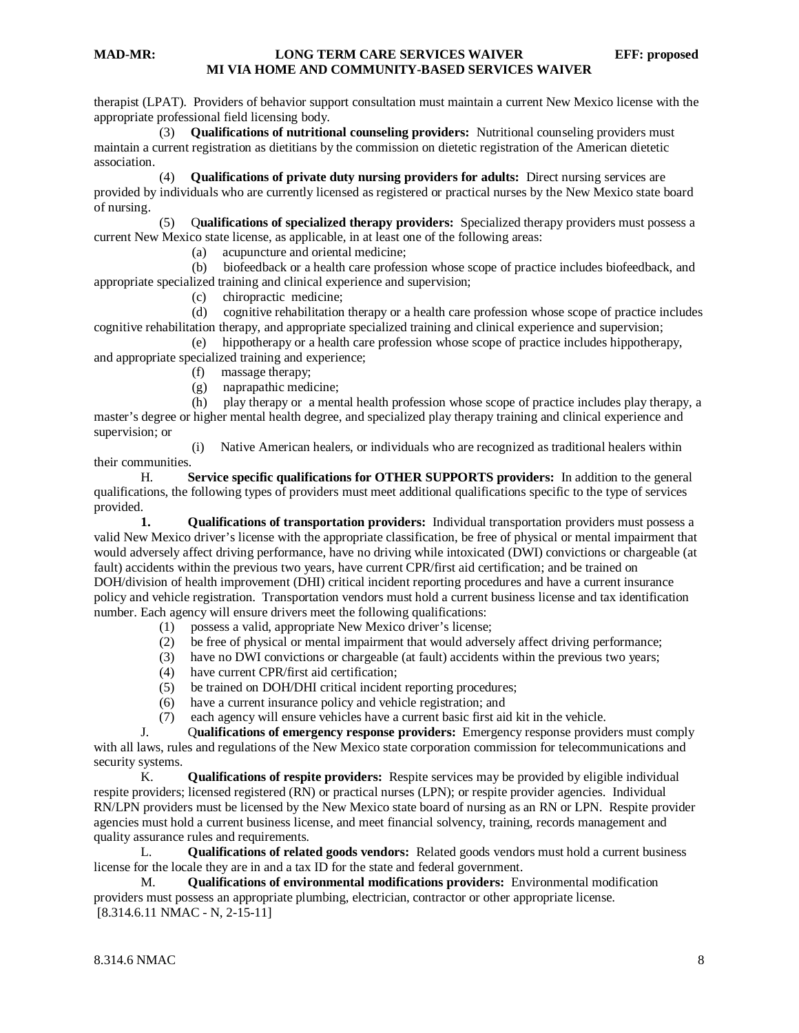therapist (LPAT). Providers of behavior support consultation must maintain a current New Mexico license with the appropriate professional field licensing body.

(3) **Qualifications of nutritional counseling providers:** Nutritional counseling providers must maintain a current registration as dietitians by the commission on dietetic registration of the American dietetic association.

(4) **Qualifications of private duty nursing providers for adults:** Direct nursing services are provided by individuals who are currently licensed as registered or practical nurses by the New Mexico state board of nursing.

(5) Q**ualifications of specialized therapy providers:** Specialized therapy providers must possess a current New Mexico state license, as applicable, in at least one of the following areas:

(a) acupuncture and oriental medicine;

(b) biofeedback or a health care profession whose scope of practice includes biofeedback, and appropriate specialized training and clinical experience and supervision;

(c) chiropractic medicine;

(d) cognitive rehabilitation therapy or a health care profession whose scope of practice includes cognitive rehabilitation therapy, and appropriate specialized training and clinical experience and supervision;

(e) hippotherapy or a health care profession whose scope of practice includes hippotherapy, and appropriate specialized training and experience;

(f) massage therapy;

(g) naprapathic medicine;

(h) play therapy or a mental health profession whose scope of practice includes play therapy, a master's degree or higher mental health degree, and specialized play therapy training and clinical experience and supervision; or

(i) Native American healers, or individuals who are recognized as traditional healers within their communities.

H. **Service specific qualifications for OTHER SUPPORTS providers:** In addition to the general qualifications, the following types of providers must meet additional qualifications specific to the type of services provided.

**1. Qualifications of transportation providers:** Individual transportation providers must possess a valid New Mexico driver's license with the appropriate classification, be free of physical or mental impairment that would adversely affect driving performance, have no driving while intoxicated (DWI) convictions or chargeable (at fault) accidents within the previous two years, have current CPR/first aid certification; and be trained on DOH/division of health improvement (DHI) critical incident reporting procedures and have a current insurance policy and vehicle registration. Transportation vendors must hold a current business license and tax identification number. Each agency will ensure drivers meet the following qualifications:

(1) possess a valid, appropriate New Mexico driver's license;

(2) be free of physical or mental impairment that would adversely affect driving performance;

(3) have no DWI convictions or chargeable (at fault) accidents within the previous two years;

(4) have current CPR/first aid certification;

(5) be trained on DOH/DHI critical incident reporting procedures;

(6) have a current insurance policy and vehicle registration; and

(7) each agency will ensure vehicles have a current basic first aid kit in the vehicle.

J. Q**ualifications of emergency response providers:** Emergency response providers must comply with all laws, rules and regulations of the New Mexico state corporation commission for telecommunications and security systems.

K. **Qualifications of respite providers:** Respite services may be provided by eligible individual respite providers; licensed registered (RN) or practical nurses (LPN); or respite provider agencies. Individual RN/LPN providers must be licensed by the New Mexico state board of nursing as an RN or LPN. Respite provider agencies must hold a current business license, and meet financial solvency, training, records management and quality assurance rules and requirements.

L. **Qualifications of related goods vendors:** Related goods vendors must hold a current business license for the locale they are in and a tax ID for the state and federal government.

M. **Qualifications of environmental modifications providers:** Environmental modification providers must possess an appropriate plumbing, electrician, contractor or other appropriate license.

[8.314.6.11 NMAC - N, 2-15-11]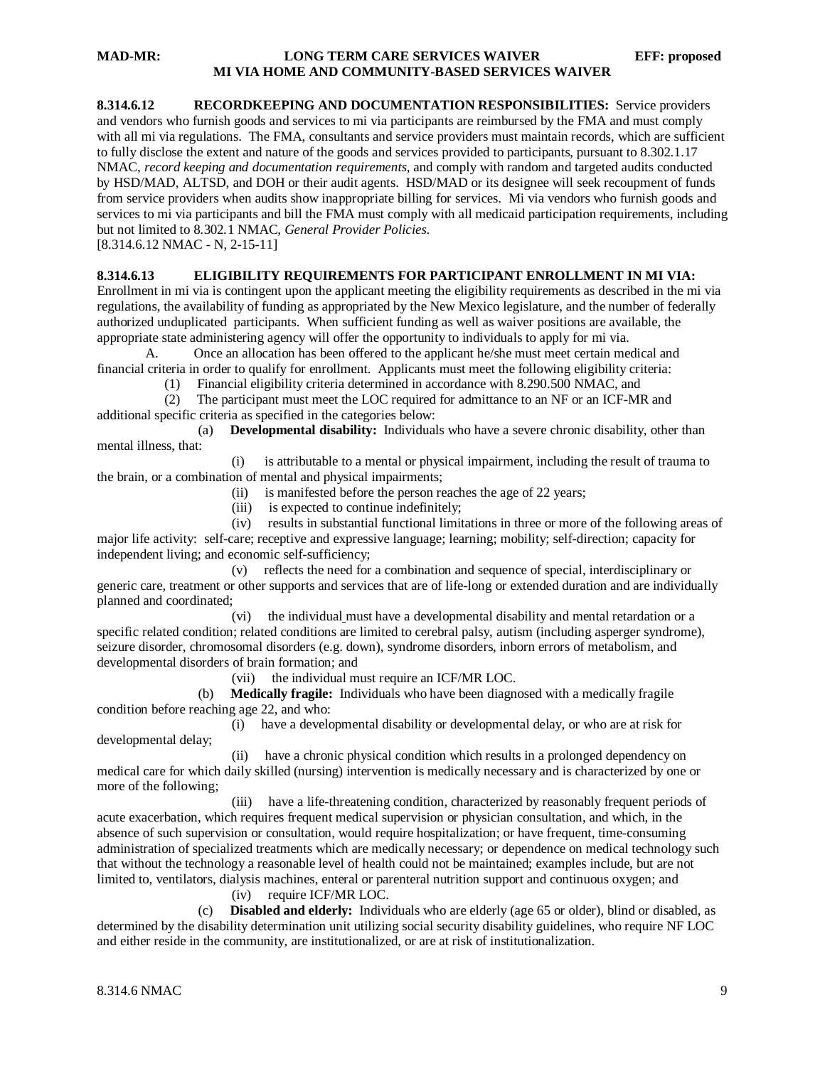**8.314.6.12 RECORDKEEPING AND DOCUMENTATION RESPONSIBILITIES:** Service providers and vendors who furnish goods and services to mi via participants are reimbursed by the FMA and must comply with all mi via regulations. The FMA, consultants and service providers must maintain records, which are sufficient to fully disclose the extent and nature of the goods and services provided to participants, pursuant to 8.302.1.17 NMAC, *record keeping and documentation requirements*, and comply with random and targeted audits conducted by HSD/MAD, ALTSD, and DOH or their audit agents. HSD/MAD or its designee will seek recoupment of funds from service providers when audits show inappropriate billing for services. Mi via vendors who furnish goods and services to mi via participants and bill the FMA must comply with all medicaid participation requirements, including but not limited to 8.302.1 NMAC, *General Provider Policies.*
[8.314.6.12 NMAC - N, 2-15-11]

**8.314.6.13 ELIGIBILITY REQUIREMENTS FOR PARTICIPANT ENROLLMENT IN MI VIA:** Enrollment in mi via is contingent upon the applicant meeting the eligibility requirements as described in the mi via regulations, the availability of funding as appropriated by the New Mexico legislature, and the number of federally authorized unduplicated participants. When sufficient funding as well as waiver positions are available, the appropriate state administering agency will offer the opportunity to individuals to apply for mi via.

A. Once an allocation has been offered to the applicant he/she must meet certain medical and financial criteria in order to qualify for enrollment. Applicants must meet the following eligibility criteria:

(1) Financial eligibility criteria determined in accordance with 8.290.500 NMAC, and

(2) The participant must meet the LOC required for admittance to an NF or an ICF-MR and additional specific criteria as specified in the categories below:

(a) **Developmental disability:** Individuals who have a severe chronic disability, other than mental illness, that:

(i) is attributable to a mental or physical impairment, including the result of trauma to the brain, or a combination of mental and physical impairments;

(ii) is manifested before the person reaches the age of 22 years;

(iii) is expected to continue indefinitely;

(iv) results in substantial functional limitations in three or more of the following areas of major life activity: self-care; receptive and expressive language; learning; mobility; self-direction; capacity for independent living; and economic self-sufficiency;

(v) reflects the need for a combination and sequence of special, interdisciplinary or generic care, treatment or other supports and services that are of life-long or extended duration and are individually planned and coordinated;

(vi) the individual must have a developmental disability and mental retardation or a specific related condition; related conditions are limited to cerebral palsy, autism (including asperger syndrome), seizure disorder, chromosomal disorders (e.g. down), syndrome disorders, inborn errors of metabolism, and developmental disorders of brain formation; and

(vii) the individual must require an ICF/MR LOC.

(b) **Medically fragile:** Individuals who have been diagnosed with a medically fragile condition before reaching age 22, and who:

(i) have a developmental disability or developmental delay, or who are at risk for developmental delay;

(ii) have a chronic physical condition which results in a prolonged dependency on medical care for which daily skilled (nursing) intervention is medically necessary and is characterized by one or more of the following;

(iii) have a life-threatening condition, characterized by reasonably frequent periods of acute exacerbation, which requires frequent medical supervision or physician consultation, and which, in the absence of such supervision or consultation, would require hospitalization; or have frequent, time-consuming administration of specialized treatments which are medically necessary; or dependence on medical technology such that without the technology a reasonable level of health could not be maintained; examples include, but are not limited to, ventilators, dialysis machines, enteral or parenteral nutrition support and continuous oxygen; and

(iv) require ICF/MR LOC.

(c) **Disabled and elderly:** Individuals who are elderly (age 65 or older), blind or disabled, as determined by the disability determination unit utilizing social security disability guidelines, who require NF LOC and either reside in the community, are institutionalized, or are at risk of institutionalization.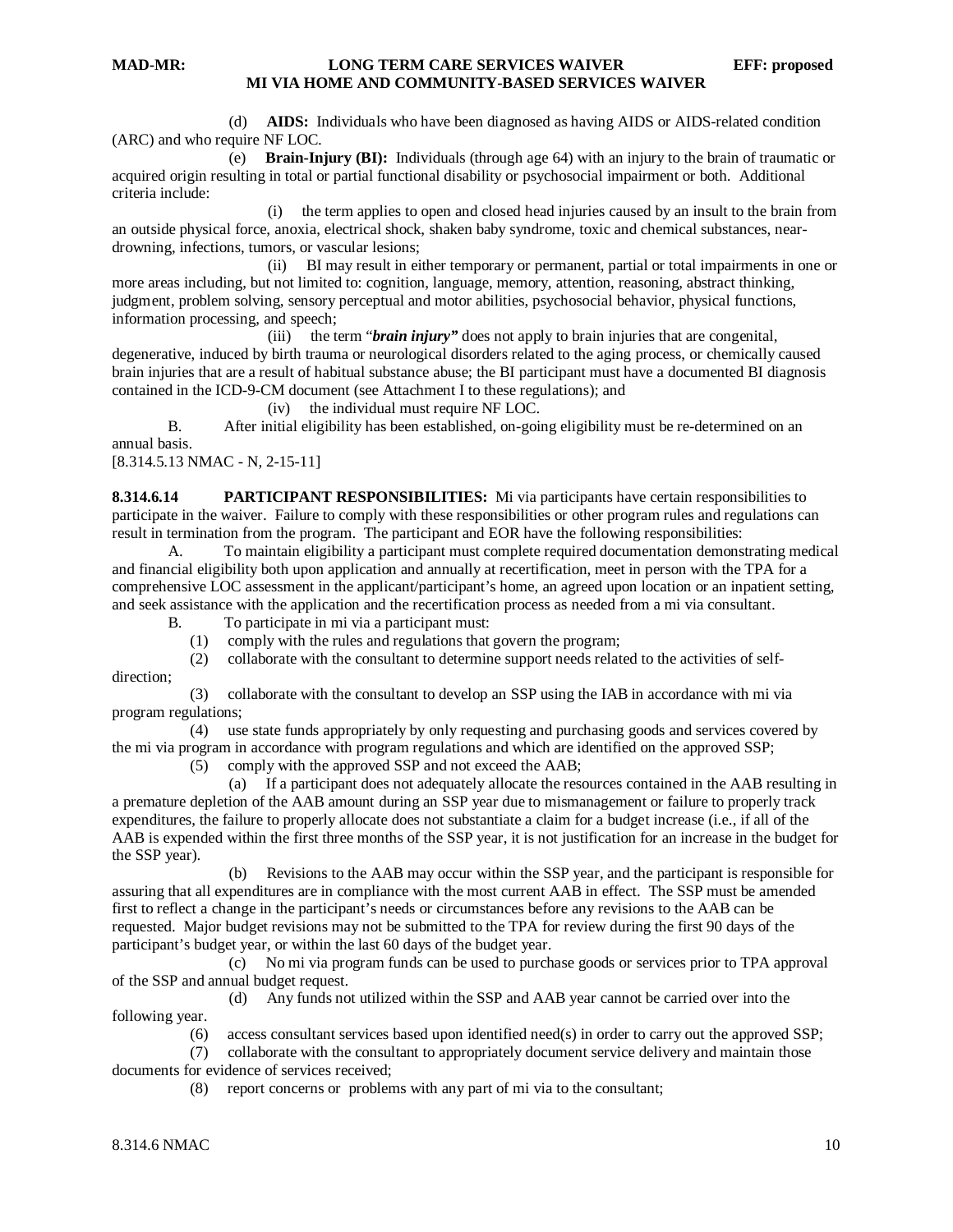(d) **AIDS:** Individuals who have been diagnosed as having AIDS or AIDS-related condition (ARC) and who require NF LOC.

(e) **Brain-Injury (BI):** Individuals (through age 64) with an injury to the brain of traumatic or acquired origin resulting in total or partial functional disability or psychosocial impairment or both. Additional criteria include:

(i) the term applies to open and closed head injuries caused by an insult to the brain from an outside physical force, anoxia, electrical shock, shaken baby syndrome, toxic and chemical substances, near-drowning, infections, tumors, or vascular lesions;

(ii) BI may result in either temporary or permanent, partial or total impairments in one or more areas including, but not limited to: cognition, language, memory, attention, reasoning, abstract thinking, judgment, problem solving, sensory perceptual and motor abilities, psychosocial behavior, physical functions, information processing, and speech;

(iii) the term "***brain injury***" does not apply to brain injuries that are congenital, degenerative, induced by birth trauma or neurological disorders related to the aging process, or chemically caused brain injuries that are a result of habitual substance abuse; the BI participant must have a documented BI diagnosis contained in the ICD-9-CM document (see Attachment I to these regulations); and

(iv) the individual must require NF LOC.

B. After initial eligibility has been established, on-going eligibility must be re-determined on an annual basis.

[8.314.5.13 NMAC - N, 2-15-11]

**8.314.6.14 PARTICIPANT RESPONSIBILITIES:** Mi via participants have certain responsibilities to participate in the waiver. Failure to comply with these responsibilities or other program rules and regulations can result in termination from the program. The participant and EOR have the following responsibilities:

A. To maintain eligibility a participant must complete required documentation demonstrating medical and financial eligibility both upon application and annually at recertification, meet in person with the TPA for a comprehensive LOC assessment in the applicant/participant's home, an agreed upon location or an inpatient setting, and seek assistance with the application and the recertification process as needed from a mi via consultant.

B. To participate in mi via a participant must:

(1) comply with the rules and regulations that govern the program;

(2) collaborate with the consultant to determine support needs related to the activities of self-direction;

(3) collaborate with the consultant to develop an SSP using the IAB in accordance with mi via program regulations;

(4) use state funds appropriately by only requesting and purchasing goods and services covered by the mi via program in accordance with program regulations and which are identified on the approved SSP;

(5) comply with the approved SSP and not exceed the AAB;

(a) If a participant does not adequately allocate the resources contained in the AAB resulting in a premature depletion of the AAB amount during an SSP year due to mismanagement or failure to properly track expenditures, the failure to properly allocate does not substantiate a claim for a budget increase (i.e., if all of the AAB is expended within the first three months of the SSP year, it is not justification for an increase in the budget for the SSP year).

(b) Revisions to the AAB may occur within the SSP year, and the participant is responsible for assuring that all expenditures are in compliance with the most current AAB in effect. The SSP must be amended first to reflect a change in the participant's needs or circumstances before any revisions to the AAB can be requested. Major budget revisions may not be submitted to the TPA for review during the first 90 days of the participant's budget year, or within the last 60 days of the budget year.

(c) No mi via program funds can be used to purchase goods or services prior to TPA approval of the SSP and annual budget request.

(d) Any funds not utilized within the SSP and AAB year cannot be carried over into the following year.

(6) access consultant services based upon identified need(s) in order to carry out the approved SSP;

(7) collaborate with the consultant to appropriately document service delivery and maintain those documents for evidence of services received;

(8) report concerns or problems with any part of mi via to the consultant;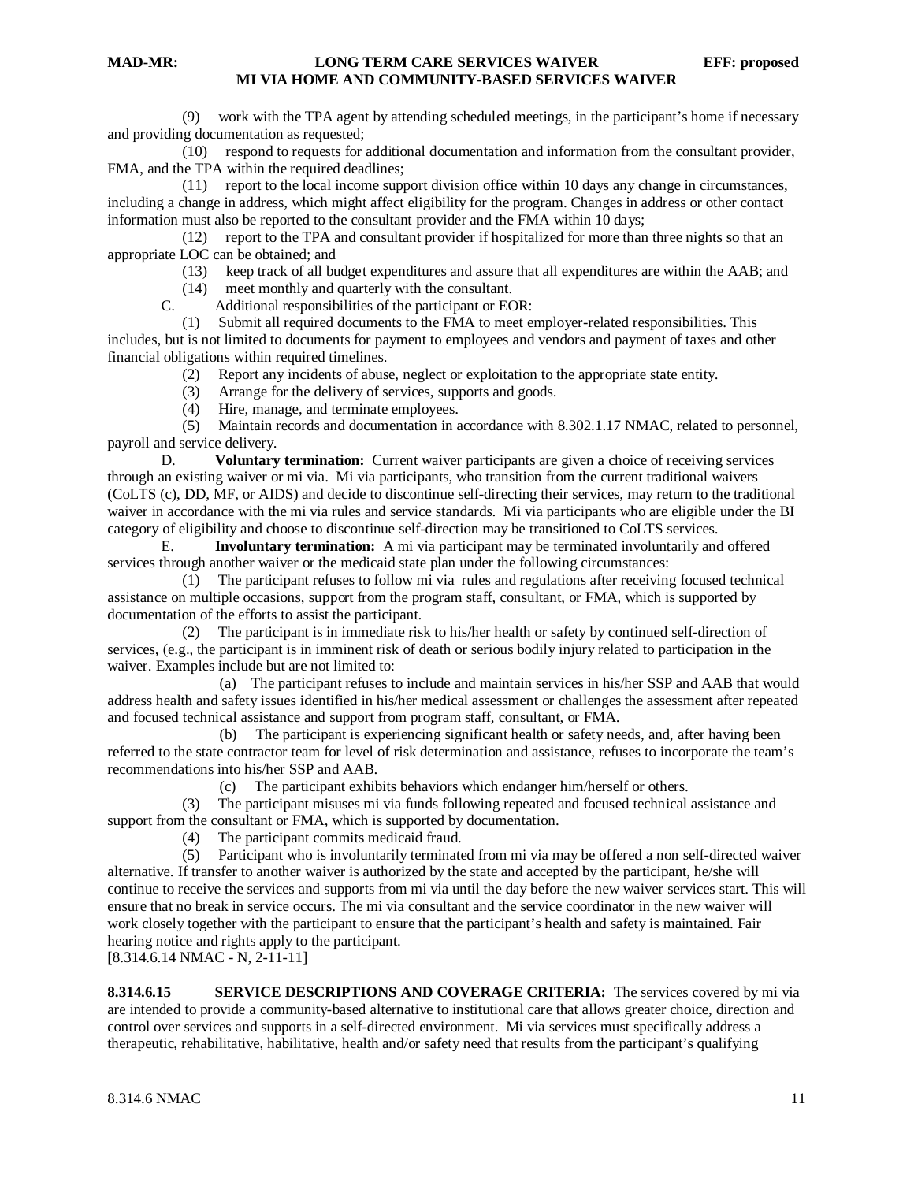(9) work with the TPA agent by attending scheduled meetings, in the participant's home if necessary and providing documentation as requested;

(10) respond to requests for additional documentation and information from the consultant provider, FMA, and the TPA within the required deadlines;

(11) report to the local income support division office within 10 days any change in circumstances, including a change in address, which might affect eligibility for the program. Changes in address or other contact information must also be reported to the consultant provider and the FMA within 10 days;

(12) report to the TPA and consultant provider if hospitalized for more than three nights so that an appropriate LOC can be obtained; and

(13) keep track of all budget expenditures and assure that all expenditures are within the AAB; and

(14) meet monthly and quarterly with the consultant.

C. Additional responsibilities of the participant or EOR:

(1) Submit all required documents to the FMA to meet employer-related responsibilities. This includes, but is not limited to documents for payment to employees and vendors and payment of taxes and other financial obligations within required timelines.

(2) Report any incidents of abuse, neglect or exploitation to the appropriate state entity.

(3) Arrange for the delivery of services, supports and goods.

(4) Hire, manage, and terminate employees.

(5) Maintain records and documentation in accordance with 8.302.1.17 NMAC, related to personnel, payroll and service delivery.

D. **Voluntary termination:** Current waiver participants are given a choice of receiving services through an existing waiver or mi via. Mi via participants, who transition from the current traditional waivers (CoLTS (c), DD, MF, or AIDS) and decide to discontinue self-directing their services, may return to the traditional waiver in accordance with the mi via rules and service standards. Mi via participants who are eligible under the BI category of eligibility and choose to discontinue self-direction may be transitioned to CoLTS services.

E. **Involuntary termination:** A mi via participant may be terminated involuntarily and offered services through another waiver or the medicaid state plan under the following circumstances:

(1) The participant refuses to follow mi via rules and regulations after receiving focused technical assistance on multiple occasions, support from the program staff, consultant, or FMA, which is supported by documentation of the efforts to assist the participant.

(2) The participant is in immediate risk to his/her health or safety by continued self-direction of services, (e.g., the participant is in imminent risk of death or serious bodily injury related to participation in the waiver. Examples include but are not limited to:

(a) The participant refuses to include and maintain services in his/her SSP and AAB that would address health and safety issues identified in his/her medical assessment or challenges the assessment after repeated and focused technical assistance and support from program staff, consultant, or FMA.

(b) The participant is experiencing significant health or safety needs, and, after having been referred to the state contractor team for level of risk determination and assistance, refuses to incorporate the team's recommendations into his/her SSP and AAB.

(c) The participant exhibits behaviors which endanger him/herself or others.

(3) The participant misuses mi via funds following repeated and focused technical assistance and support from the consultant or FMA, which is supported by documentation.

(4) The participant commits medicaid fraud.

(5) Participant who is involuntarily terminated from mi via may be offered a non self-directed waiver alternative. If transfer to another waiver is authorized by the state and accepted by the participant, he/she will continue to receive the services and supports from mi via until the day before the new waiver services start. This will ensure that no break in service occurs. The mi via consultant and the service coordinator in the new waiver will work closely together with the participant to ensure that the participant's health and safety is maintained. Fair hearing notice and rights apply to the participant.

[8.314.6.14 NMAC - N, 2-11-11]

**8.314.6.15 SERVICE DESCRIPTIONS AND COVERAGE CRITERIA:** The services covered by mi via are intended to provide a community-based alternative to institutional care that allows greater choice, direction and control over services and supports in a self-directed environment. Mi via services must specifically address a therapeutic, rehabilitative, habilitative, health and/or safety need that results from the participant's qualifying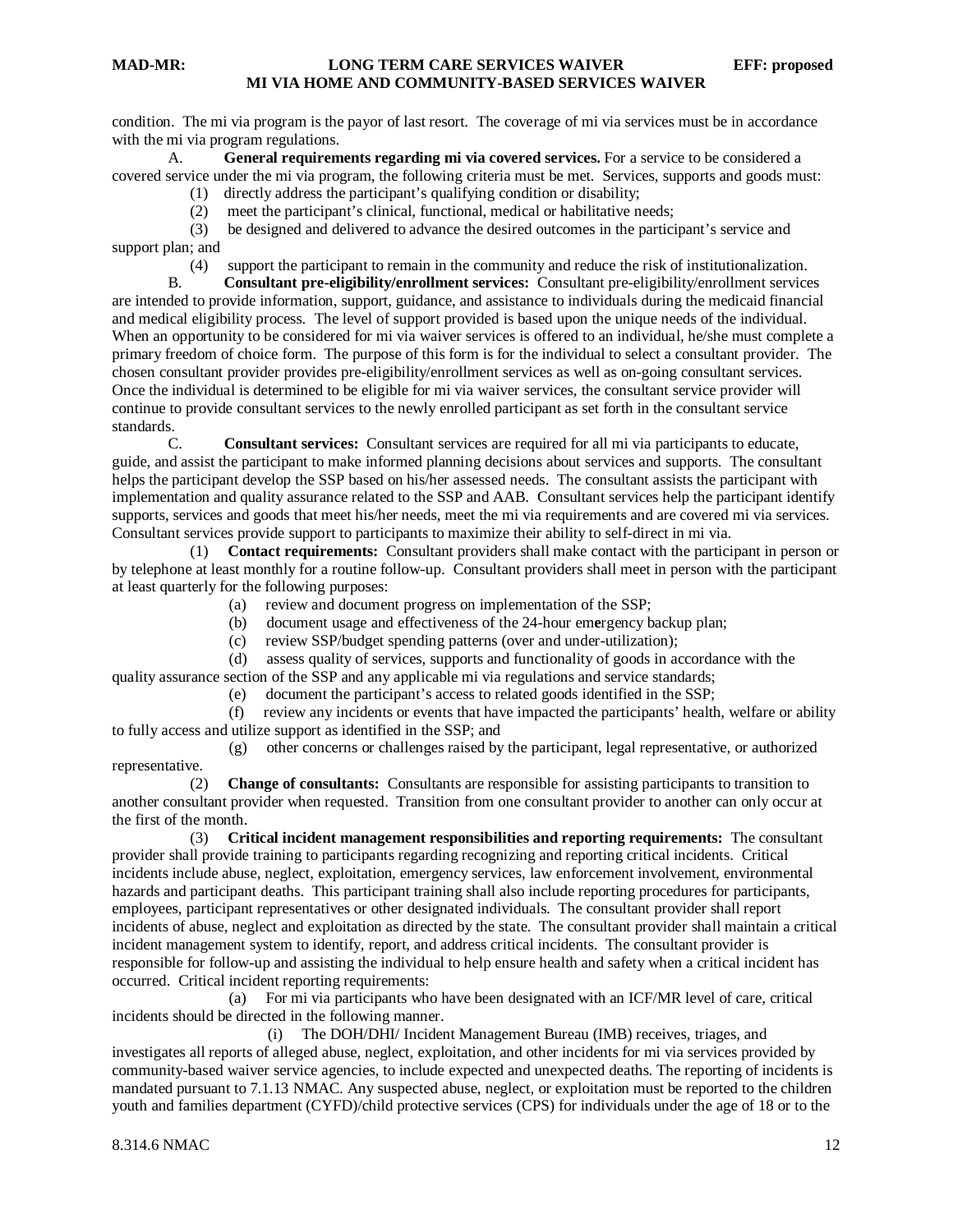condition. The mi via program is the payor of last resort. The coverage of mi via services must be in accordance with the mi via program regulations.

A. **General requirements regarding mi via covered services.** For a service to be considered a covered service under the mi via program, the following criteria must be met. Services, supports and goods must:

(1) directly address the participant's qualifying condition or disability;

(2) meet the participant's clinical, functional, medical or habilitative needs;

(3) be designed and delivered to advance the desired outcomes in the participant's service and support plan; and

(4) support the participant to remain in the community and reduce the risk of institutionalization.

B. **Consultant pre-eligibility/enrollment services:** Consultant pre-eligibility/enrollment services are intended to provide information, support, guidance, and assistance to individuals during the medicaid financial and medical eligibility process. The level of support provided is based upon the unique needs of the individual. When an opportunity to be considered for mi via waiver services is offered to an individual, he/she must complete a primary freedom of choice form. The purpose of this form is for the individual to select a consultant provider. The chosen consultant provider provides pre-eligibility/enrollment services as well as on-going consultant services. Once the individual is determined to be eligible for mi via waiver services, the consultant service provider will continue to provide consultant services to the newly enrolled participant as set forth in the consultant service standards.

C. **Consultant services:** Consultant services are required for all mi via participants to educate, guide, and assist the participant to make informed planning decisions about services and supports. The consultant helps the participant develop the SSP based on his/her assessed needs. The consultant assists the participant with implementation and quality assurance related to the SSP and AAB. Consultant services help the participant identify supports, services and goods that meet his/her needs, meet the mi via requirements and are covered mi via services. Consultant services provide support to participants to maximize their ability to self-direct in mi via.

(1) **Contact requirements:** Consultant providers shall make contact with the participant in person or by telephone at least monthly for a routine follow-up. Consultant providers shall meet in person with the participant at least quarterly for the following purposes:

(a) review and document progress on implementation of the SSP;

(b) document usage and effectiveness of the 24-hour emergency backup plan;

(c) review SSP/budget spending patterns (over and under-utilization);

(d) assess quality of services, supports and functionality of goods in accordance with the quality assurance section of the SSP and any applicable mi via regulations and service standards;

(e) document the participant's access to related goods identified in the SSP;

(f) review any incidents or events that have impacted the participants' health, welfare or ability to fully access and utilize support as identified in the SSP; and

(g) other concerns or challenges raised by the participant, legal representative, or authorized representative.

(2) **Change of consultants:** Consultants are responsible for assisting participants to transition to another consultant provider when requested. Transition from one consultant provider to another can only occur at the first of the month.

(3) **Critical incident management responsibilities and reporting requirements:** The consultant provider shall provide training to participants regarding recognizing and reporting critical incidents. Critical incidents include abuse, neglect, exploitation, emergency services, law enforcement involvement, environmental hazards and participant deaths. This participant training shall also include reporting procedures for participants, employees, participant representatives or other designated individuals. The consultant provider shall report incidents of abuse, neglect and exploitation as directed by the state. The consultant provider shall maintain a critical incident management system to identify, report, and address critical incidents. The consultant provider is responsible for follow-up and assisting the individual to help ensure health and safety when a critical incident has occurred. Critical incident reporting requirements:

(a) For mi via participants who have been designated with an ICF/MR level of care, critical incidents should be directed in the following manner.

(i) The DOH/DHI/ Incident Management Bureau (IMB) receives, triages, and investigates all reports of alleged abuse, neglect, exploitation, and other incidents for mi via services provided by community-based waiver service agencies, to include expected and unexpected deaths. The reporting of incidents is mandated pursuant to 7.1.13 NMAC. Any suspected abuse, neglect, or exploitation must be reported to the children youth and families department (CYFD)/child protective services (CPS) for individuals under the age of 18 or to the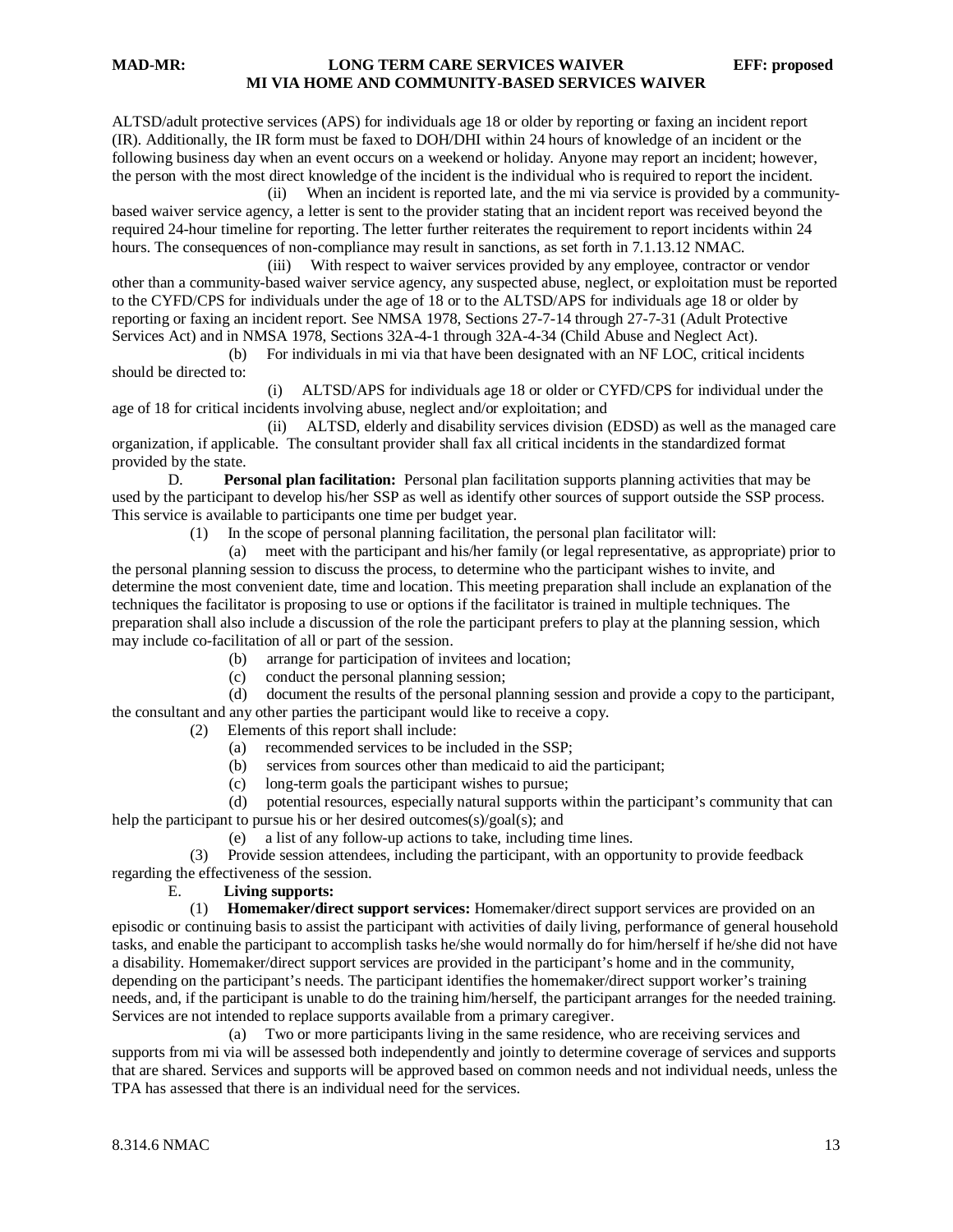ALTSD/adult protective services (APS) for individuals age 18 or older by reporting or faxing an incident report (IR). Additionally, the IR form must be faxed to DOH/DHI within 24 hours of knowledge of an incident or the following business day when an event occurs on a weekend or holiday. Anyone may report an incident; however, the person with the most direct knowledge of the incident is the individual who is required to report the incident.

(ii) When an incident is reported late, and the mi via service is provided by a community-based waiver service agency, a letter is sent to the provider stating that an incident report was received beyond the required 24-hour timeline for reporting. The letter further reiterates the requirement to report incidents within 24 hours. The consequences of non-compliance may result in sanctions, as set forth in 7.1.13.12 NMAC.

(iii) With respect to waiver services provided by any employee, contractor or vendor other than a community-based waiver service agency, any suspected abuse, neglect, or exploitation must be reported to the CYFD/CPS for individuals under the age of 18 or to the ALTSD/APS for individuals age 18 or older by reporting or faxing an incident report. See NMSA 1978, Sections 27-7-14 through 27-7-31 (Adult Protective Services Act) and in NMSA 1978, Sections 32A-4-1 through 32A-4-34 (Child Abuse and Neglect Act).

(b) For individuals in mi via that have been designated with an NF LOC, critical incidents should be directed to:

(i) ALTSD/APS for individuals age 18 or older or CYFD/CPS for individual under the age of 18 for critical incidents involving abuse, neglect and/or exploitation; and

(ii) ALTSD, elderly and disability services division (EDSD) as well as the managed care organization, if applicable. The consultant provider shall fax all critical incidents in the standardized format provided by the state.

D. **Personal plan facilitation:** Personal plan facilitation supports planning activities that may be used by the participant to develop his/her SSP as well as identify other sources of support outside the SSP process. This service is available to participants one time per budget year.

(1) In the scope of personal planning facilitation, the personal plan facilitator will:

(a) meet with the participant and his/her family (or legal representative, as appropriate) prior to the personal planning session to discuss the process, to determine who the participant wishes to invite, and determine the most convenient date, time and location. This meeting preparation shall include an explanation of the techniques the facilitator is proposing to use or options if the facilitator is trained in multiple techniques. The preparation shall also include a discussion of the role the participant prefers to play at the planning session, which may include co-facilitation of all or part of the session.

(b) arrange for participation of invitees and location;

(c) conduct the personal planning session;

(d) document the results of the personal planning session and provide a copy to the participant, the consultant and any other parties the participant would like to receive a copy.

(2) Elements of this report shall include:

(a) recommended services to be included in the SSP;

(b) services from sources other than medicaid to aid the participant;

(c) long-term goals the participant wishes to pursue;

(d) potential resources, especially natural supports within the participant's community that can help the participant to pursue his or her desired outcomes(s)/goal(s); and

(e) a list of any follow-up actions to take, including time lines.

(3) Provide session attendees, including the participant, with an opportunity to provide feedback regarding the effectiveness of the session.

E. **Living supports:**

(1) **Homemaker/direct support services:** Homemaker/direct support services are provided on an episodic or continuing basis to assist the participant with activities of daily living, performance of general household tasks, and enable the participant to accomplish tasks he/she would normally do for him/herself if he/she did not have a disability. Homemaker/direct support services are provided in the participant's home and in the community, depending on the participant's needs. The participant identifies the homemaker/direct support worker's training needs, and, if the participant is unable to do the training him/herself, the participant arranges for the needed training. Services are not intended to replace supports available from a primary caregiver.

(a) Two or more participants living in the same residence, who are receiving services and supports from mi via will be assessed both independently and jointly to determine coverage of services and supports that are shared. Services and supports will be approved based on common needs and not individual needs, unless the TPA has assessed that there is an individual need for the services.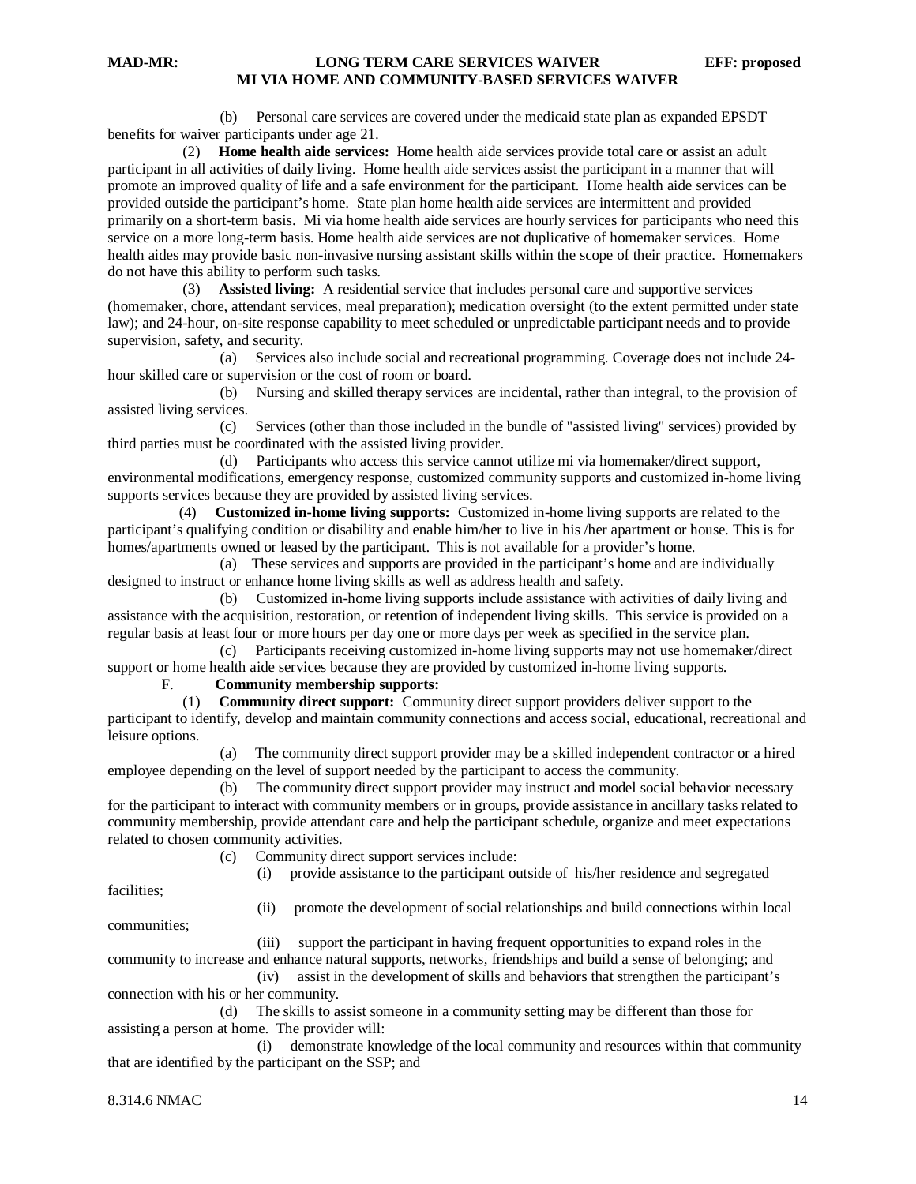(b) Personal care services are covered under the medicaid state plan as expanded EPSDT benefits for waiver participants under age 21.

(2) **Home health aide services:** Home health aide services provide total care or assist an adult participant in all activities of daily living. Home health aide services assist the participant in a manner that will promote an improved quality of life and a safe environment for the participant. Home health aide services can be provided outside the participant's home. State plan home health aide services are intermittent and provided primarily on a short-term basis. Mi via home health aide services are hourly services for participants who need this service on a more long-term basis. Home health aide services are not duplicative of homemaker services. Home health aides may provide basic non-invasive nursing assistant skills within the scope of their practice. Homemakers do not have this ability to perform such tasks.

(3) **Assisted living:** A residential service that includes personal care and supportive services (homemaker, chore, attendant services, meal preparation); medication oversight (to the extent permitted under state law); and 24-hour, on-site response capability to meet scheduled or unpredictable participant needs and to provide supervision, safety, and security.

(a) Services also include social and recreational programming. Coverage does not include 24-hour skilled care or supervision or the cost of room or board.

(b) Nursing and skilled therapy services are incidental, rather than integral, to the provision of assisted living services.

(c) Services (other than those included in the bundle of "assisted living" services) provided by third parties must be coordinated with the assisted living provider.

(d) Participants who access this service cannot utilize mi via homemaker/direct support, environmental modifications, emergency response, customized community supports and customized in-home living supports services because they are provided by assisted living services.

(4) **Customized in-home living supports:** Customized in-home living supports are related to the participant's qualifying condition or disability and enable him/her to live in his /her apartment or house. This is for homes/apartments owned or leased by the participant. This is not available for a provider's home.

(a) These services and supports are provided in the participant's home and are individually designed to instruct or enhance home living skills as well as address health and safety.

(b) Customized in-home living supports include assistance with activities of daily living and assistance with the acquisition, restoration, or retention of independent living skills. This service is provided on a regular basis at least four or more hours per day one or more days per week as specified in the service plan.

(c) Participants receiving customized in-home living supports may not use homemaker/direct support or home health aide services because they are provided by customized in-home living supports.

F. **Community membership supports:**

(1) **Community direct support:** Community direct support providers deliver support to the participant to identify, develop and maintain community connections and access social, educational, recreational and leisure options.

(a) The community direct support provider may be a skilled independent contractor or a hired employee depending on the level of support needed by the participant to access the community.

(b) The community direct support provider may instruct and model social behavior necessary for the participant to interact with community members or in groups, provide assistance in ancillary tasks related to community membership, provide attendant care and help the participant schedule, organize and meet expectations related to chosen community activities.

(c) Community direct support services include:

(i) provide assistance to the participant outside of his/her residence and segregated facilities;

(ii) promote the development of social relationships and build connections within local communities;

(iii) support the participant in having frequent opportunities to expand roles in the community to increase and enhance natural supports, networks, friendships and build a sense of belonging; and

(iv) assist in the development of skills and behaviors that strengthen the participant's connection with his or her community.

(d) The skills to assist someone in a community setting may be different than those for assisting a person at home. The provider will:

(i) demonstrate knowledge of the local community and resources within that community that are identified by the participant on the SSP; and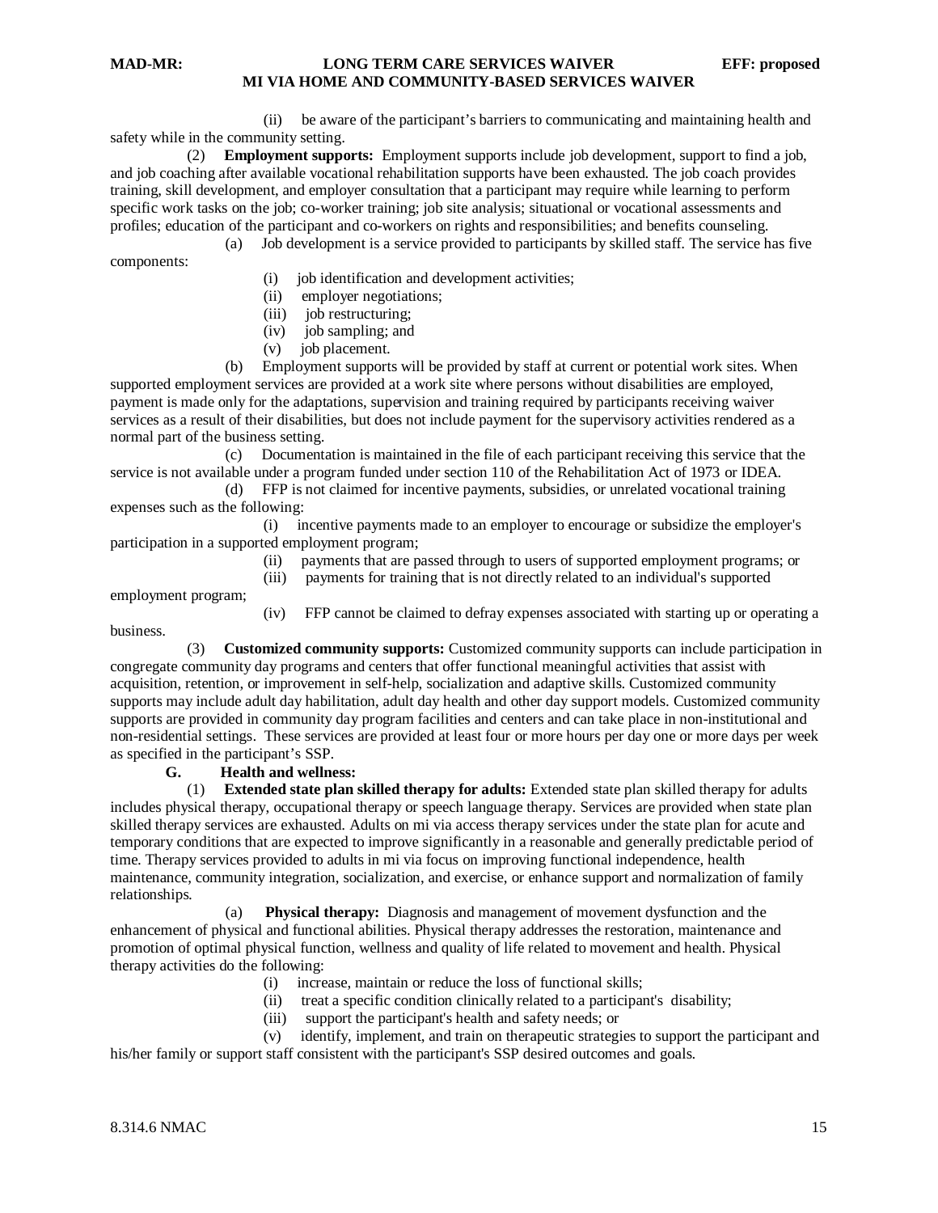(ii) be aware of the participant's barriers to communicating and maintaining health and safety while in the community setting.

(2) **Employment supports:** Employment supports include job development, support to find a job, and job coaching after available vocational rehabilitation supports have been exhausted. The job coach provides training, skill development, and employer consultation that a participant may require while learning to perform specific work tasks on the job; co-worker training; job site analysis; situational or vocational assessments and profiles; education of the participant and co-workers on rights and responsibilities; and benefits counseling.

(a) Job development is a service provided to participants by skilled staff. The service has five components:

(i) job identification and development activities;
(ii) employer negotiations;
(iii) job restructuring;
(iv) job sampling; and
(v) job placement.

(b) Employment supports will be provided by staff at current or potential work sites. When supported employment services are provided at a work site where persons without disabilities are employed, payment is made only for the adaptations, supervision and training required by participants receiving waiver services as a result of their disabilities, but does not include payment for the supervisory activities rendered as a normal part of the business setting.

(c) Documentation is maintained in the file of each participant receiving this service that the service is not available under a program funded under section 110 of the Rehabilitation Act of 1973 or IDEA.

(d) FFP is not claimed for incentive payments, subsidies, or unrelated vocational training expenses such as the following:

(i) incentive payments made to an employer to encourage or subsidize the employer's participation in a supported employment program;
(ii) payments that are passed through to users of supported employment programs; or
(iii) payments for training that is not directly related to an individual's supported employment program;
(iv) FFP cannot be claimed to defray expenses associated with starting up or operating a business.

(3) **Customized community supports:** Customized community supports can include participation in congregate community day programs and centers that offer functional meaningful activities that assist with acquisition, retention, or improvement in self-help, socialization and adaptive skills. Customized community supports may include adult day habilitation, adult day health and other day support models. Customized community supports are provided in community day program facilities and centers and can take place in non-institutional and non-residential settings. These services are provided at least four or more hours per day one or more days per week as specified in the participant's SSP.

**G. Health and wellness:**

(1) **Extended state plan skilled therapy for adults:** Extended state plan skilled therapy for adults includes physical therapy, occupational therapy or speech language therapy. Services are provided when state plan skilled therapy services are exhausted. Adults on mi via access therapy services under the state plan for acute and temporary conditions that are expected to improve significantly in a reasonable and generally predictable period of time. Therapy services provided to adults in mi via focus on improving functional independence, health maintenance, community integration, socialization, and exercise, or enhance support and normalization of family relationships.

(a) **Physical therapy:** Diagnosis and management of movement dysfunction and the enhancement of physical and functional abilities. Physical therapy addresses the restoration, maintenance and promotion of optimal physical function, wellness and quality of life related to movement and health. Physical therapy activities do the following:

(i) increase, maintain or reduce the loss of functional skills;
(ii) treat a specific condition clinically related to a participant's disability;
(iii) support the participant's health and safety needs; or
(v) identify, implement, and train on therapeutic strategies to support the participant and his/her family or support staff consistent with the participant's SSP desired outcomes and goals.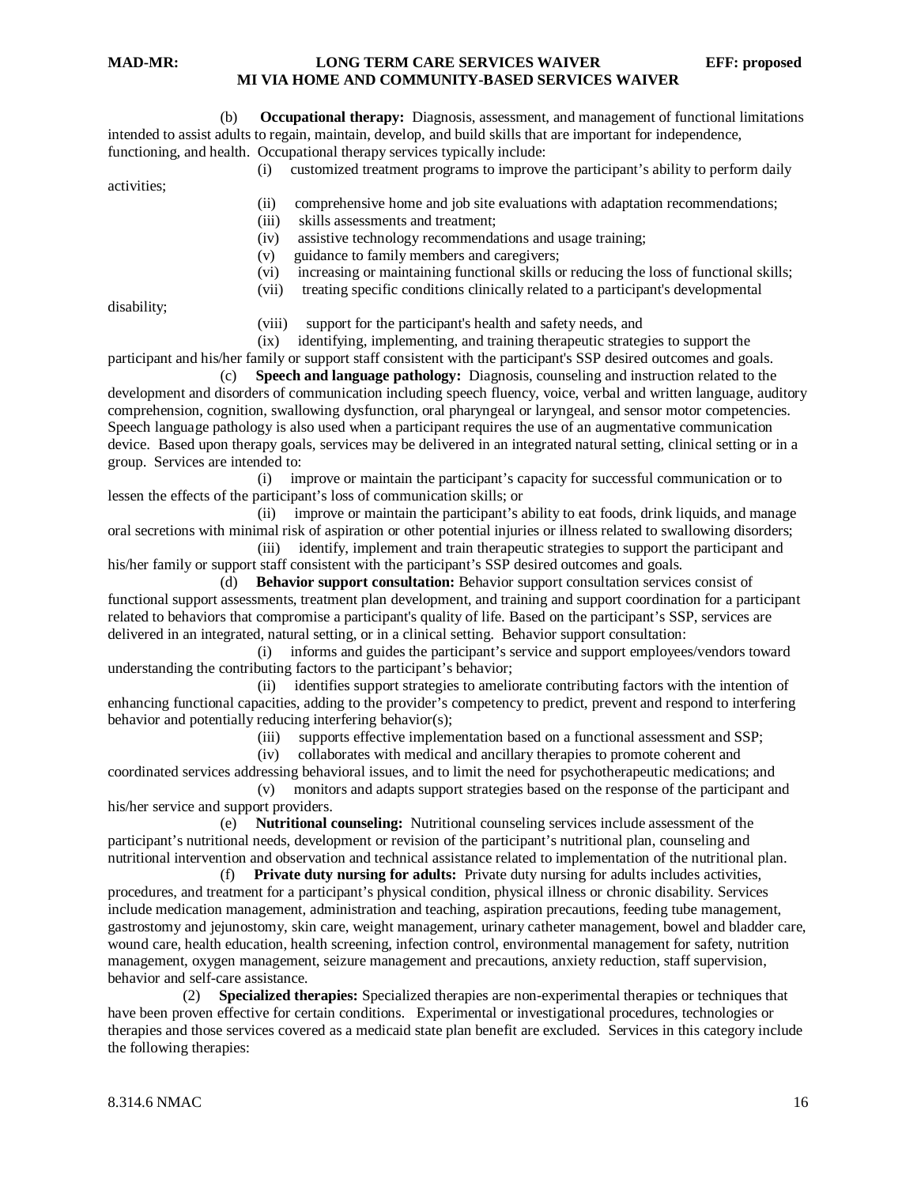(b) **Occupational therapy:** Diagnosis, assessment, and management of functional limitations intended to assist adults to regain, maintain, develop, and build skills that are important for independence, functioning, and health. Occupational therapy services typically include:

(i) customized treatment programs to improve the participant's ability to perform daily activities;

(ii) comprehensive home and job site evaluations with adaptation recommendations;

(iii) skills assessments and treatment;

(iv) assistive technology recommendations and usage training;

(v) guidance to family members and caregivers;

(vi) increasing or maintaining functional skills or reducing the loss of functional skills;

(vii) treating specific conditions clinically related to a participant's developmental disability;

(viii) support for the participant's health and safety needs, and

(ix) identifying, implementing, and training therapeutic strategies to support the participant and his/her family or support staff consistent with the participant's SSP desired outcomes and goals.

(c) **Speech and language pathology:** Diagnosis, counseling and instruction related to the development and disorders of communication including speech fluency, voice, verbal and written language, auditory comprehension, cognition, swallowing dysfunction, oral pharyngeal or laryngeal, and sensor motor competencies. Speech language pathology is also used when a participant requires the use of an augmentative communication device. Based upon therapy goals, services may be delivered in an integrated natural setting, clinical setting or in a group. Services are intended to:

(i) improve or maintain the participant's capacity for successful communication or to lessen the effects of the participant's loss of communication skills; or

(ii) improve or maintain the participant's ability to eat foods, drink liquids, and manage oral secretions with minimal risk of aspiration or other potential injuries or illness related to swallowing disorders;

(iii) identify, implement and train therapeutic strategies to support the participant and his/her family or support staff consistent with the participant's SSP desired outcomes and goals.

(d) **Behavior support consultation:** Behavior support consultation services consist of functional support assessments, treatment plan development, and training and support coordination for a participant related to behaviors that compromise a participant's quality of life. Based on the participant's SSP, services are delivered in an integrated, natural setting, or in a clinical setting. Behavior support consultation:

(i) informs and guides the participant's service and support employees/vendors toward understanding the contributing factors to the participant's behavior;

(ii) identifies support strategies to ameliorate contributing factors with the intention of enhancing functional capacities, adding to the provider's competency to predict, prevent and respond to interfering behavior and potentially reducing interfering behavior(s);

(iii) supports effective implementation based on a functional assessment and SSP;

(iv) collaborates with medical and ancillary therapies to promote coherent and coordinated services addressing behavioral issues, and to limit the need for psychotherapeutic medications; and

(v) monitors and adapts support strategies based on the response of the participant and his/her service and support providers.

(e) **Nutritional counseling:** Nutritional counseling services include assessment of the participant's nutritional needs, development or revision of the participant's nutritional plan, counseling and nutritional intervention and observation and technical assistance related to implementation of the nutritional plan.

(f) **Private duty nursing for adults:** Private duty nursing for adults includes activities, procedures, and treatment for a participant's physical condition, physical illness or chronic disability. Services include medication management, administration and teaching, aspiration precautions, feeding tube management, gastrostomy and jejunostomy, skin care, weight management, urinary catheter management, bowel and bladder care, wound care, health education, health screening, infection control, environmental management for safety, nutrition management, oxygen management, seizure management and precautions, anxiety reduction, staff supervision, behavior and self-care assistance.

(2) **Specialized therapies:** Specialized therapies are non-experimental therapies or techniques that have been proven effective for certain conditions. Experimental or investigational procedures, technologies or therapies and those services covered as a medicaid state plan benefit are excluded. Services in this category include the following therapies: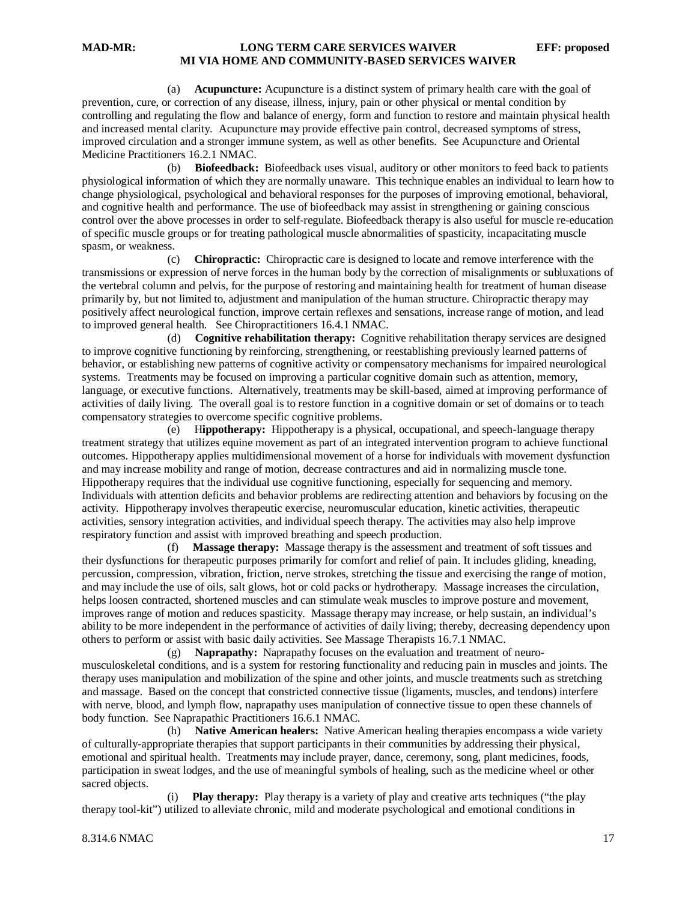(a) **Acupuncture:** Acupuncture is a distinct system of primary health care with the goal of prevention, cure, or correction of any disease, illness, injury, pain or other physical or mental condition by controlling and regulating the flow and balance of energy, form and function to restore and maintain physical health and increased mental clarity. Acupuncture may provide effective pain control, decreased symptoms of stress, improved circulation and a stronger immune system, as well as other benefits. See Acupuncture and Oriental Medicine Practitioners 16.2.1 NMAC.

(b) **Biofeedback:** Biofeedback uses visual, auditory or other monitors to feed back to patients physiological information of which they are normally unaware. This technique enables an individual to learn how to change physiological, psychological and behavioral responses for the purposes of improving emotional, behavioral, and cognitive health and performance. The use of biofeedback may assist in strengthening or gaining conscious control over the above processes in order to self-regulate. Biofeedback therapy is also useful for muscle re-education of specific muscle groups or for treating pathological muscle abnormalities of spasticity, incapacitating muscle spasm, or weakness.

(c) **Chiropractic:** Chiropractic care is designed to locate and remove interference with the transmissions or expression of nerve forces in the human body by the correction of misalignments or subluxations of the vertebral column and pelvis, for the purpose of restoring and maintaining health for treatment of human disease primarily by, but not limited to, adjustment and manipulation of the human structure. Chiropractic therapy may positively affect neurological function, improve certain reflexes and sensations, increase range of motion, and lead to improved general health. See Chiropractitioners 16.4.1 NMAC.

(d) **Cognitive rehabilitation therapy:** Cognitive rehabilitation therapy services are designed to improve cognitive functioning by reinforcing, strengthening, or reestablishing previously learned patterns of behavior, or establishing new patterns of cognitive activity or compensatory mechanisms for impaired neurological systems. Treatments may be focused on improving a particular cognitive domain such as attention, memory, language, or executive functions. Alternatively, treatments may be skill-based, aimed at improving performance of activities of daily living. The overall goal is to restore function in a cognitive domain or set of domains or to teach compensatory strategies to overcome specific cognitive problems.

(e) H**ippotherapy:** Hippotherapy is a physical, occupational, and speech-language therapy treatment strategy that utilizes equine movement as part of an integrated intervention program to achieve functional outcomes. Hippotherapy applies multidimensional movement of a horse for individuals with movement dysfunction and may increase mobility and range of motion, decrease contractures and aid in normalizing muscle tone. Hippotherapy requires that the individual use cognitive functioning, especially for sequencing and memory. Individuals with attention deficits and behavior problems are redirecting attention and behaviors by focusing on the activity. Hippotherapy involves therapeutic exercise, neuromuscular education, kinetic activities, therapeutic activities, sensory integration activities, and individual speech therapy. The activities may also help improve respiratory function and assist with improved breathing and speech production.

(f) **Massage therapy:** Massage therapy is the assessment and treatment of soft tissues and their dysfunctions for therapeutic purposes primarily for comfort and relief of pain. It includes gliding, kneading, percussion, compression, vibration, friction, nerve strokes, stretching the tissue and exercising the range of motion, and may include the use of oils, salt glows, hot or cold packs or hydrotherapy. Massage increases the circulation, helps loosen contracted, shortened muscles and can stimulate weak muscles to improve posture and movement, improves range of motion and reduces spasticity. Massage therapy may increase, or help sustain, an individual's ability to be more independent in the performance of activities of daily living; thereby, decreasing dependency upon others to perform or assist with basic daily activities. See Massage Therapists 16.7.1 NMAC.

(g) **Naprapathy:** Naprapathy focuses on the evaluation and treatment of neuro-musculoskeletal conditions, and is a system for restoring functionality and reducing pain in muscles and joints. The therapy uses manipulation and mobilization of the spine and other joints, and muscle treatments such as stretching and massage. Based on the concept that constricted connective tissue (ligaments, muscles, and tendons) interfere with nerve, blood, and lymph flow, naprapathy uses manipulation of connective tissue to open these channels of body function. See Naprapathic Practitioners 16.6.1 NMAC.

(h) **Native American healers:** Native American healing therapies encompass a wide variety of culturally-appropriate therapies that support participants in their communities by addressing their physical, emotional and spiritual health. Treatments may include prayer, dance, ceremony, song, plant medicines, foods, participation in sweat lodges, and the use of meaningful symbols of healing, such as the medicine wheel or other sacred objects.

(i) **Play therapy:** Play therapy is a variety of play and creative arts techniques ("the play therapy tool-kit") utilized to alleviate chronic, mild and moderate psychological and emotional conditions in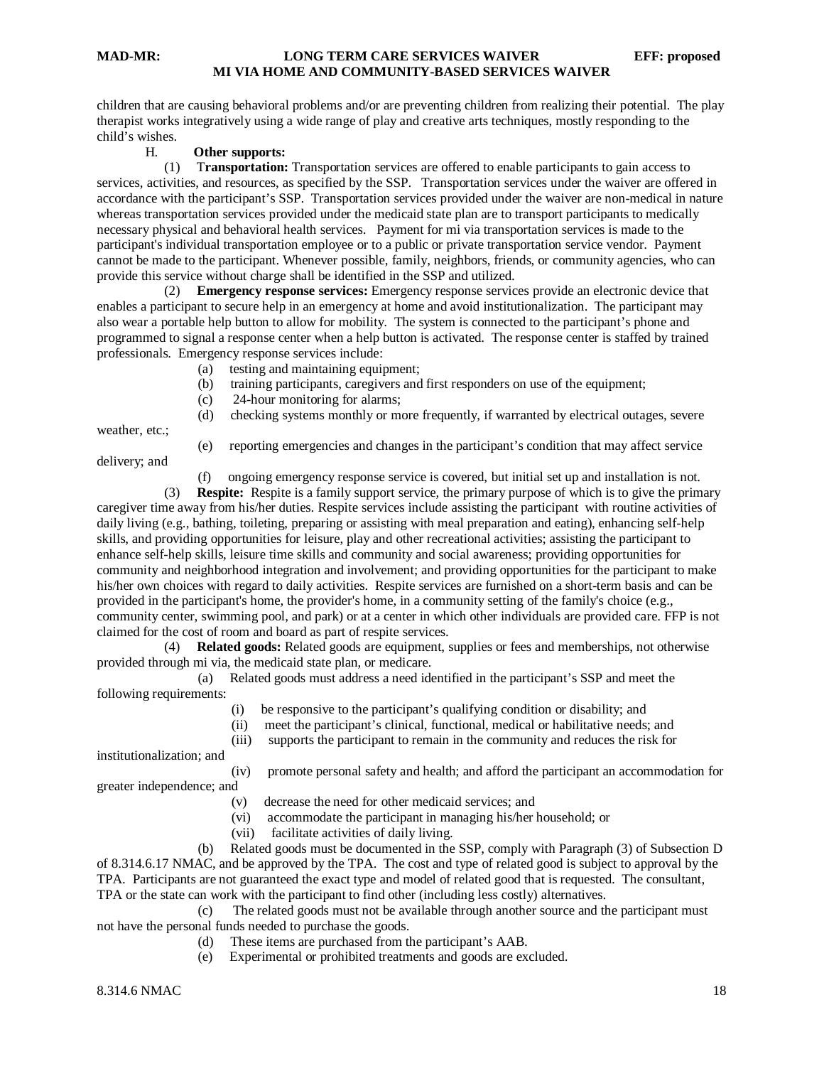children that are causing behavioral problems and/or are preventing children from realizing their potential. The play therapist works integratively using a wide range of play and creative arts techniques, mostly responding to the child's wishes.

H. **Other supports:**

(1) **Transportation:** Transportation services are offered to enable participants to gain access to services, activities, and resources, as specified by the SSP. Transportation services under the waiver are offered in accordance with the participant's SSP. Transportation services provided under the waiver are non-medical in nature whereas transportation services provided under the medicaid state plan are to transport participants to medically necessary physical and behavioral health services. Payment for mi via transportation services is made to the participant's individual transportation employee or to a public or private transportation service vendor. Payment cannot be made to the participant. Whenever possible, family, neighbors, friends, or community agencies, who can provide this service without charge shall be identified in the SSP and utilized.

(2) **Emergency response services:** Emergency response services provide an electronic device that enables a participant to secure help in an emergency at home and avoid institutionalization. The participant may also wear a portable help button to allow for mobility. The system is connected to the participant's phone and programmed to signal a response center when a help button is activated. The response center is staffed by trained professionals. Emergency response services include:

(a) testing and maintaining equipment;

(b) training participants, caregivers and first responders on use of the equipment;

(c) 24-hour monitoring for alarms;

(d) checking systems monthly or more frequently, if warranted by electrical outages, severe weather, etc.;

(e) reporting emergencies and changes in the participant's condition that may affect service delivery; and

(f) ongoing emergency response service is covered, but initial set up and installation is not.

(3) **Respite:** Respite is a family support service, the primary purpose of which is to give the primary caregiver time away from his/her duties. Respite services include assisting the participant with routine activities of daily living (e.g., bathing, toileting, preparing or assisting with meal preparation and eating), enhancing self-help skills, and providing opportunities for leisure, play and other recreational activities; assisting the participant to enhance self-help skills, leisure time skills and community and social awareness; providing opportunities for community and neighborhood integration and involvement; and providing opportunities for the participant to make his/her own choices with regard to daily activities. Respite services are furnished on a short-term basis and can be provided in the participant's home, the provider's home, in a community setting of the family's choice (e.g., community center, swimming pool, and park) or at a center in which other individuals are provided care. FFP is not claimed for the cost of room and board as part of respite services.

(4) **Related goods:** Related goods are equipment, supplies or fees and memberships, not otherwise provided through mi via, the medicaid state plan, or medicare.

(a) Related goods must address a need identified in the participant's SSP and meet the following requirements:

(i) be responsive to the participant's qualifying condition or disability; and

(ii) meet the participant's clinical, functional, medical or habilitative needs; and

(iii) supports the participant to remain in the community and reduces the risk for institutionalization; and

(iv) promote personal safety and health; and afford the participant an accommodation for greater independence; and

(v) decrease the need for other medicaid services; and

(vi) accommodate the participant in managing his/her household; or

(vii) facilitate activities of daily living.

(b) Related goods must be documented in the SSP, comply with Paragraph (3) of Subsection D of 8.314.6.17 NMAC, and be approved by the TPA. The cost and type of related good is subject to approval by the TPA. Participants are not guaranteed the exact type and model of related good that is requested. The consultant, TPA or the state can work with the participant to find other (including less costly) alternatives.

(c) The related goods must not be available through another source and the participant must not have the personal funds needed to purchase the goods.

(d) These items are purchased from the participant's AAB.

(e) Experimental or prohibited treatments and goods are excluded.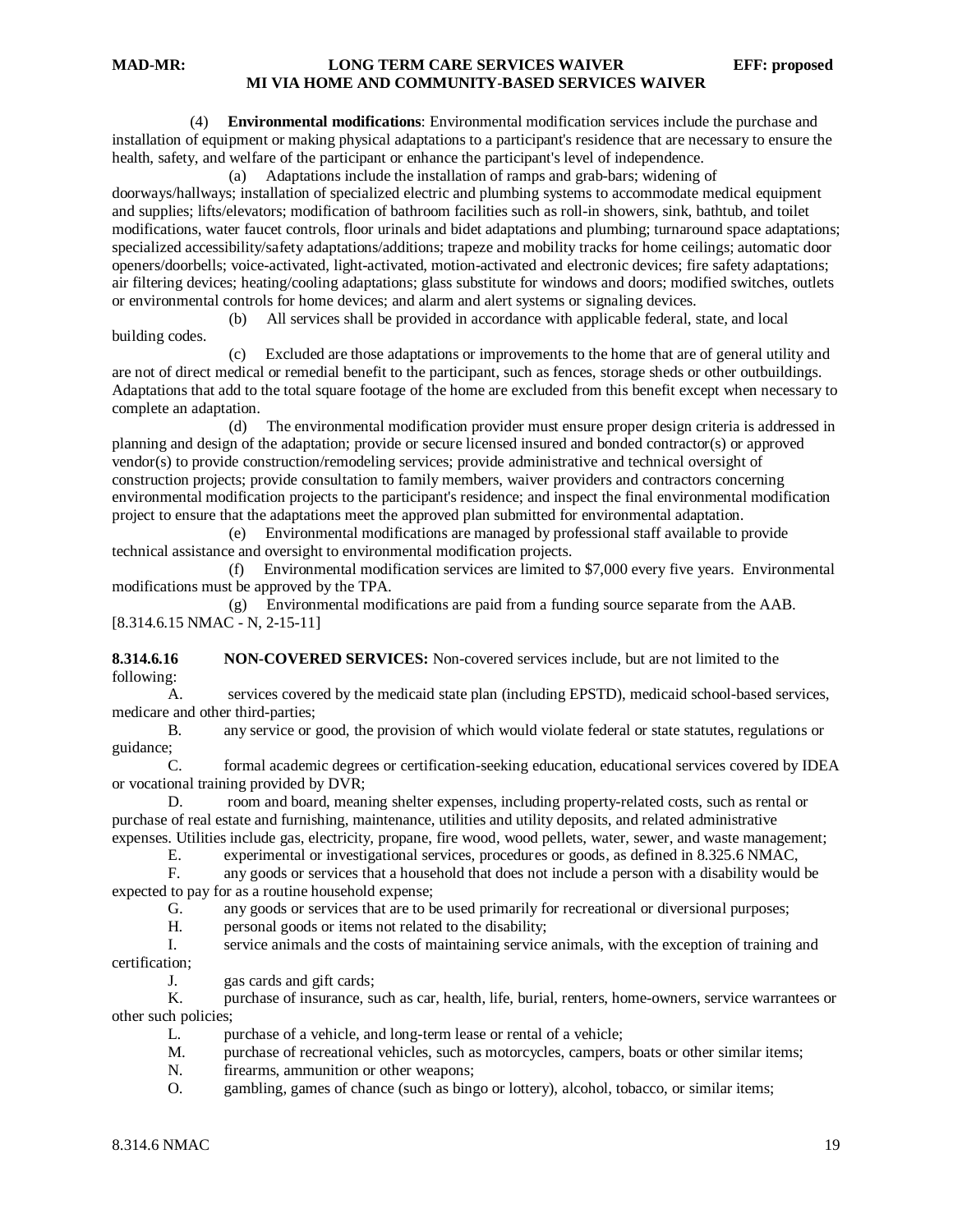(4) **Environmental modifications**: Environmental modification services include the purchase and installation of equipment or making physical adaptations to a participant's residence that are necessary to ensure the health, safety, and welfare of the participant or enhance the participant's level of independence.

(a) Adaptations include the installation of ramps and grab-bars; widening of doorways/hallways; installation of specialized electric and plumbing systems to accommodate medical equipment and supplies; lifts/elevators; modification of bathroom facilities such as roll-in showers, sink, bathtub, and toilet modifications, water faucet controls, floor urinals and bidet adaptations and plumbing; turnaround space adaptations; specialized accessibility/safety adaptations/additions; trapeze and mobility tracks for home ceilings; automatic door openers/doorbells; voice-activated, light-activated, motion-activated and electronic devices; fire safety adaptations; air filtering devices; heating/cooling adaptations; glass substitute for windows and doors; modified switches, outlets or environmental controls for home devices; and alarm and alert systems or signaling devices.

(b) All services shall be provided in accordance with applicable federal, state, and local building codes.

(c) Excluded are those adaptations or improvements to the home that are of general utility and are not of direct medical or remedial benefit to the participant, such as fences, storage sheds or other outbuildings. Adaptations that add to the total square footage of the home are excluded from this benefit except when necessary to complete an adaptation.

(d) The environmental modification provider must ensure proper design criteria is addressed in planning and design of the adaptation; provide or secure licensed insured and bonded contractor(s) or approved vendor(s) to provide construction/remodeling services; provide administrative and technical oversight of construction projects; provide consultation to family members, waiver providers and contractors concerning environmental modification projects to the participant's residence; and inspect the final environmental modification project to ensure that the adaptations meet the approved plan submitted for environmental adaptation.

(e) Environmental modifications are managed by professional staff available to provide technical assistance and oversight to environmental modification projects.

(f) Environmental modification services are limited to $7,000 every five years. Environmental modifications must be approved by the TPA.

(g) Environmental modifications are paid from a funding source separate from the AAB.

[8.314.6.15 NMAC - N, 2-15-11]

**8.314.6.16 NON-COVERED SERVICES:** Non-covered services include, but are not limited to the following:

A. services covered by the medicaid state plan (including EPSTD), medicaid school-based services, medicare and other third-parties;

B. any service or good, the provision of which would violate federal or state statutes, regulations or guidance;

C. formal academic degrees or certification-seeking education, educational services covered by IDEA or vocational training provided by DVR;

D. room and board, meaning shelter expenses, including property-related costs, such as rental or purchase of real estate and furnishing, maintenance, utilities and utility deposits, and related administrative expenses. Utilities include gas, electricity, propane, fire wood, wood pellets, water, sewer, and waste management;

E. experimental or investigational services, procedures or goods, as defined in 8.325.6 NMAC,

F. any goods or services that a household that does not include a person with a disability would be expected to pay for as a routine household expense;

G. any goods or services that are to be used primarily for recreational or diversional purposes;

H. personal goods or items not related to the disability;

I. service animals and the costs of maintaining service animals, with the exception of training and certification;

J. gas cards and gift cards;

K. purchase of insurance, such as car, health, life, burial, renters, home-owners, service warrantees or other such policies;

L. purchase of a vehicle, and long-term lease or rental of a vehicle;

M. purchase of recreational vehicles, such as motorcycles, campers, boats or other similar items;

N. firearms, ammunition or other weapons;

O. gambling, games of chance (such as bingo or lottery), alcohol, tobacco, or similar items;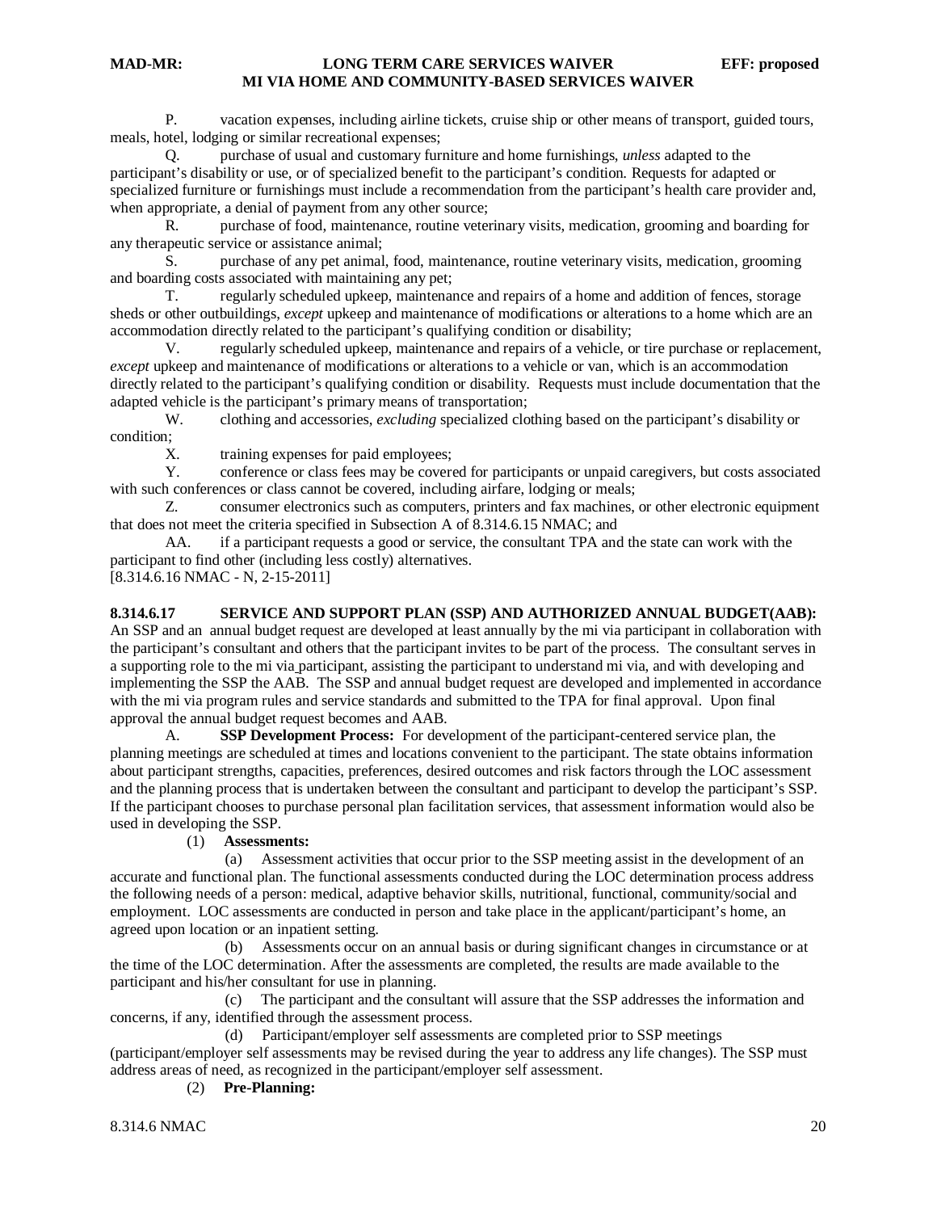P. vacation expenses, including airline tickets, cruise ship or other means of transport, guided tours, meals, hotel, lodging or similar recreational expenses;

Q. purchase of usual and customary furniture and home furnishings, *unless* adapted to the participant's disability or use, or of specialized benefit to the participant's condition. Requests for adapted or specialized furniture or furnishings must include a recommendation from the participant's health care provider and, when appropriate, a denial of payment from any other source;

R. purchase of food, maintenance, routine veterinary visits, medication, grooming and boarding for any therapeutic service or assistance animal;

S. purchase of any pet animal, food, maintenance, routine veterinary visits, medication, grooming and boarding costs associated with maintaining any pet;

T. regularly scheduled upkeep, maintenance and repairs of a home and addition of fences, storage sheds or other outbuildings, *except* upkeep and maintenance of modifications or alterations to a home which are an accommodation directly related to the participant's qualifying condition or disability;

V. regularly scheduled upkeep, maintenance and repairs of a vehicle, or tire purchase or replacement, *except* upkeep and maintenance of modifications or alterations to a vehicle or van, which is an accommodation directly related to the participant's qualifying condition or disability. Requests must include documentation that the adapted vehicle is the participant's primary means of transportation;

W. clothing and accessories, *excluding* specialized clothing based on the participant's disability or condition;

X. training expenses for paid employees;

Y. conference or class fees may be covered for participants or unpaid caregivers, but costs associated with such conferences or class cannot be covered, including airfare, lodging or meals;

Z. consumer electronics such as computers, printers and fax machines, or other electronic equipment that does not meet the criteria specified in Subsection A of 8.314.6.15 NMAC; and

AA. if a participant requests a good or service, the consultant TPA and the state can work with the participant to find other (including less costly) alternatives.

[8.314.6.16 NMAC - N, 2-15-2011]

**8.314.6.17 SERVICE AND SUPPORT PLAN (SSP) AND AUTHORIZED ANNUAL BUDGET(AAB):** An SSP and an annual budget request are developed at least annually by the mi via participant in collaboration with the participant's consultant and others that the participant invites to be part of the process. The consultant serves in a supporting role to the mi via participant, assisting the participant to understand mi via, and with developing and implementing the SSP the AAB. The SSP and annual budget request are developed and implemented in accordance with the mi via program rules and service standards and submitted to the TPA for final approval. Upon final approval the annual budget request becomes and AAB.

A. **SSP Development Process:** For development of the participant-centered service plan, the planning meetings are scheduled at times and locations convenient to the participant. The state obtains information about participant strengths, capacities, preferences, desired outcomes and risk factors through the LOC assessment and the planning process that is undertaken between the consultant and participant to develop the participant's SSP. If the participant chooses to purchase personal plan facilitation services, that assessment information would also be used in developing the SSP.

(1) **Assessments:**

(a) Assessment activities that occur prior to the SSP meeting assist in the development of an accurate and functional plan. The functional assessments conducted during the LOC determination process address the following needs of a person: medical, adaptive behavior skills, nutritional, functional, community/social and employment. LOC assessments are conducted in person and take place in the applicant/participant's home, an agreed upon location or an inpatient setting.

(b) Assessments occur on an annual basis or during significant changes in circumstance or at the time of the LOC determination. After the assessments are completed, the results are made available to the participant and his/her consultant for use in planning.

(c) The participant and the consultant will assure that the SSP addresses the information and concerns, if any, identified through the assessment process.

(d) Participant/employer self assessments are completed prior to SSP meetings (participant/employer self assessments may be revised during the year to address any life changes). The SSP must address areas of need, as recognized in the participant/employer self assessment.

(2) **Pre-Planning:**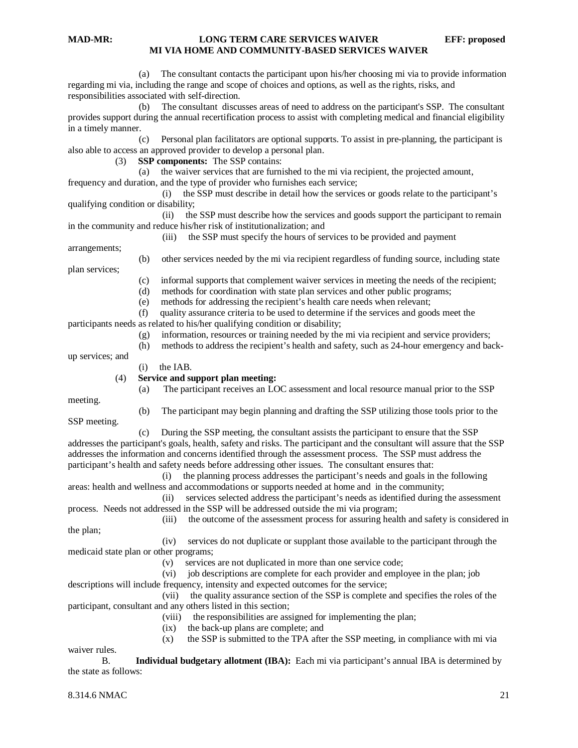(a) The consultant contacts the participant upon his/her choosing mi via to provide information regarding mi via, including the range and scope of choices and options, as well as the rights, risks, and responsibilities associated with self-direction.

(b) The consultant discusses areas of need to address on the participant's SSP. The consultant provides support during the annual recertification process to assist with completing medical and financial eligibility in a timely manner.

(c) Personal plan facilitators are optional supports. To assist in pre-planning, the participant is also able to access an approved provider to develop a personal plan.

(3) **SSP components:** The SSP contains:

(a) the waiver services that are furnished to the mi via recipient, the projected amount, frequency and duration, and the type of provider who furnishes each service;

(i) the SSP must describe in detail how the services or goods relate to the participant's qualifying condition or disability;

(ii) the SSP must describe how the services and goods support the participant to remain in the community and reduce his/her risk of institutionalization; and

(iii) the SSP must specify the hours of services to be provided and payment arrangements;

(b) other services needed by the mi via recipient regardless of funding source, including state plan services;

(c) informal supports that complement waiver services in meeting the needs of the recipient;

(d) methods for coordination with state plan services and other public programs;

(e) methods for addressing the recipient's health care needs when relevant;

(f) quality assurance criteria to be used to determine if the services and goods meet the participants needs as related to his/her qualifying condition or disability;

(g) information, resources or training needed by the mi via recipient and service providers;

(h) methods to address the recipient's health and safety, such as 24-hour emergency and back-up services; and

(i) the IAB.

(4) **Service and support plan meeting:**

(a) The participant receives an LOC assessment and local resource manual prior to the SSP meeting.

(b) The participant may begin planning and drafting the SSP utilizing those tools prior to the SSP meeting.

(c) During the SSP meeting, the consultant assists the participant to ensure that the SSP addresses the participant's goals, health, safety and risks. The participant and the consultant will assure that the SSP addresses the information and concerns identified through the assessment process. The SSP must address the participant's health and safety needs before addressing other issues. The consultant ensures that:

(i) the planning process addresses the participant's needs and goals in the following areas: health and wellness and accommodations or supports needed at home and in the community;

(ii) services selected address the participant's needs as identified during the assessment process. Needs not addressed in the SSP will be addressed outside the mi via program;

(iii) the outcome of the assessment process for assuring health and safety is considered in the plan;

(iv) services do not duplicate or supplant those available to the participant through the medicaid state plan or other programs;

(v) services are not duplicated in more than one service code;

(vi) job descriptions are complete for each provider and employee in the plan; job descriptions will include frequency, intensity and expected outcomes for the service;

(vii) the quality assurance section of the SSP is complete and specifies the roles of the participant, consultant and any others listed in this section;

(viii) the responsibilities are assigned for implementing the plan;

(ix) the back-up plans are complete; and

(x) the SSP is submitted to the TPA after the SSP meeting, in compliance with mi via waiver rules.

B. **Individual budgetary allotment (IBA):** Each mi via participant's annual IBA is determined by the state as follows: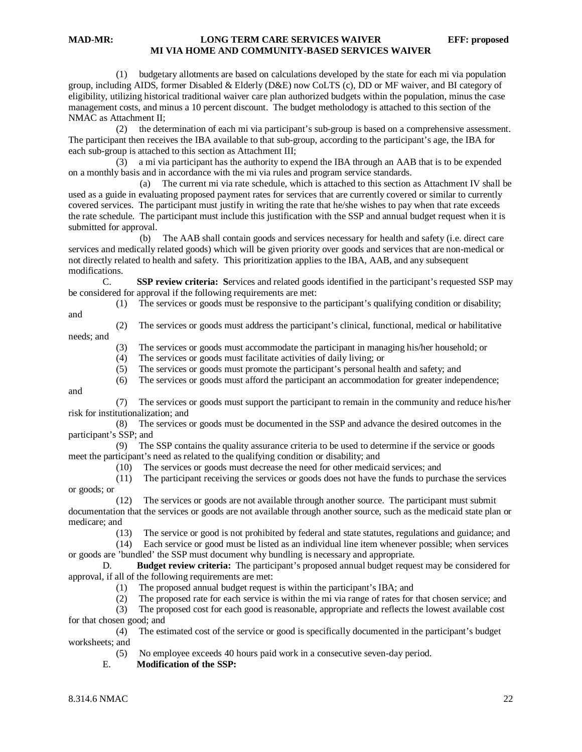(1) budgetary allotments are based on calculations developed by the state for each mi via population group, including AIDS, former Disabled & Elderly (D&E) now CoLTS (c), DD or MF waiver, and BI category of eligibility, utilizing historical traditional waiver care plan authorized budgets within the population, minus the case management costs, and minus a 10 percent discount. The budget metholodogy is attached to this section of the NMAC as Attachment II;

(2) the determination of each mi via participant's sub-group is based on a comprehensive assessment. The participant then receives the IBA available to that sub-group, according to the participant's age, the IBA for each sub-group is attached to this section as Attachment III;

(3) a mi via participant has the authority to expend the IBA through an AAB that is to be expended on a monthly basis and in accordance with the mi via rules and program service standards.

(a) The current mi via rate schedule, which is attached to this section as Attachment IV shall be used as a guide in evaluating proposed payment rates for services that are currently covered or similar to currently covered services. The participant must justify in writing the rate that he/she wishes to pay when that rate exceeds the rate schedule. The participant must include this justification with the SSP and annual budget request when it is submitted for approval.

(b) The AAB shall contain goods and services necessary for health and safety (i.e. direct care services and medically related goods) which will be given priority over goods and services that are non-medical or not directly related to health and safety. This prioritization applies to the IBA, AAB, and any subsequent modifications.

C. **SSP review criteria: S**ervices and related goods identified in the participant's requested SSP may be considered for approval if the following requirements are met:

(1) The services or goods must be responsive to the participant's qualifying condition or disability; and

(2) The services or goods must address the participant's clinical, functional, medical or habilitative needs; and

(3) The services or goods must accommodate the participant in managing his/her household; or

(4) The services or goods must facilitate activities of daily living; or

(5) The services or goods must promote the participant's personal health and safety; and

(6) The services or goods must afford the participant an accommodation for greater independence; and

(7) The services or goods must support the participant to remain in the community and reduce his/her risk for institutionalization; and

(8) The services or goods must be documented in the SSP and advance the desired outcomes in the participant's SSP; and

(9) The SSP contains the quality assurance criteria to be used to determine if the service or goods meet the participant's need as related to the qualifying condition or disability; and

(10) The services or goods must decrease the need for other medicaid services; and

(11) The participant receiving the services or goods does not have the funds to purchase the services or goods; or

(12) The services or goods are not available through another source. The participant must submit documentation that the services or goods are not available through another source, such as the medicaid state plan or medicare; and

(13) The service or good is not prohibited by federal and state statutes, regulations and guidance; and

(14) Each service or good must be listed as an individual line item whenever possible; when services or goods are 'bundled' the SSP must document why bundling is necessary and appropriate.

D. **Budget review criteria:** The participant's proposed annual budget request may be considered for approval, if all of the following requirements are met:

(1) The proposed annual budget request is within the participant's IBA; and

(2) The proposed rate for each service is within the mi via range of rates for that chosen service; and

(3) The proposed cost for each good is reasonable, appropriate and reflects the lowest available cost for that chosen good; and

(4) The estimated cost of the service or good is specifically documented in the participant's budget worksheets; and

(5) No employee exceeds 40 hours paid work in a consecutive seven-day period.

E. **Modification of the SSP:**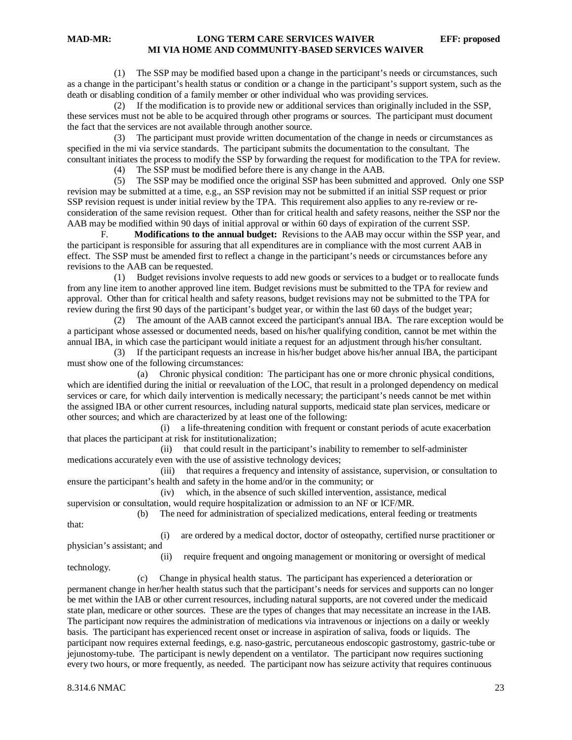(1) The SSP may be modified based upon a change in the participant's needs or circumstances, such as a change in the participant's health status or condition or a change in the participant's support system, such as the death or disabling condition of a family member or other individual who was providing services.

(2) If the modification is to provide new or additional services than originally included in the SSP, these services must not be able to be acquired through other programs or sources. The participant must document the fact that the services are not available through another source.

(3) The participant must provide written documentation of the change in needs or circumstances as specified in the mi via service standards. The participant submits the documentation to the consultant. The consultant initiates the process to modify the SSP by forwarding the request for modification to the TPA for review.

(4) The SSP must be modified before there is any change in the AAB.

(5) The SSP may be modified once the original SSP has been submitted and approved. Only one SSP revision may be submitted at a time, e.g., an SSP revision may not be submitted if an initial SSP request or prior SSP revision request is under initial review by the TPA. This requirement also applies to any re-review or re-consideration of the same revision request. Other than for critical health and safety reasons, neither the SSP nor the AAB may be modified within 90 days of initial approval or within 60 days of expiration of the current SSP.

F. **Modifications to the annual budget:** Revisions to the AAB may occur within the SSP year, and the participant is responsible for assuring that all expenditures are in compliance with the most current AAB in effect. The SSP must be amended first to reflect a change in the participant's needs or circumstances before any revisions to the AAB can be requested.

(1) Budget revisions involve requests to add new goods or services to a budget or to reallocate funds from any line item to another approved line item. Budget revisions must be submitted to the TPA for review and approval. Other than for critical health and safety reasons, budget revisions may not be submitted to the TPA for review during the first 90 days of the participant's budget year, or within the last 60 days of the budget year;

(2) The amount of the AAB cannot exceed the participant's annual IBA. The rare exception would be a participant whose assessed or documented needs, based on his/her qualifying condition, cannot be met within the annual IBA, in which case the participant would initiate a request for an adjustment through his/her consultant.

(3) If the participant requests an increase in his/her budget above his/her annual IBA, the participant must show one of the following circumstances:

(a) Chronic physical condition: The participant has one or more chronic physical conditions, which are identified during the initial or reevaluation of the LOC, that result in a prolonged dependency on medical services or care, for which daily intervention is medically necessary; the participant's needs cannot be met within the assigned IBA or other current resources, including natural supports, medicaid state plan services, medicare or other sources; and which are characterized by at least one of the following:

(i) a life-threatening condition with frequent or constant periods of acute exacerbation that places the participant at risk for institutionalization;

(ii) that could result in the participant's inability to remember to self-administer medications accurately even with the use of assistive technology devices;

(iii) that requires a frequency and intensity of assistance, supervision, or consultation to ensure the participant's health and safety in the home and/or in the community; or

(iv) which, in the absence of such skilled intervention, assistance, medical supervision or consultation, would require hospitalization or admission to an NF or ICF/MR.

(b) The need for administration of specialized medications, enteral feeding or treatments that:

(i) are ordered by a medical doctor, doctor of osteopathy, certified nurse practitioner or physician's assistant; and

(ii) require frequent and ongoing management or monitoring or oversight of medical technology.

(c) Change in physical health status. The participant has experienced a deterioration or permanent change in her/her health status such that the participant's needs for services and supports can no longer be met within the IAB or other current resources, including natural supports, are not covered under the medicaid state plan, medicare or other sources. These are the types of changes that may necessitate an increase in the IAB. The participant now requires the administration of medications via intravenous or injections on a daily or weekly basis. The participant has experienced recent onset or increase in aspiration of saliva, foods or liquids. The participant now requires external feedings, e.g. naso-gastric, percutaneous endoscopic gastrostomy, gastric-tube or jejunostomy-tube. The participant is newly dependent on a ventilator. The participant now requires suctioning every two hours, or more frequently, as needed. The participant now has seizure activity that requires continuous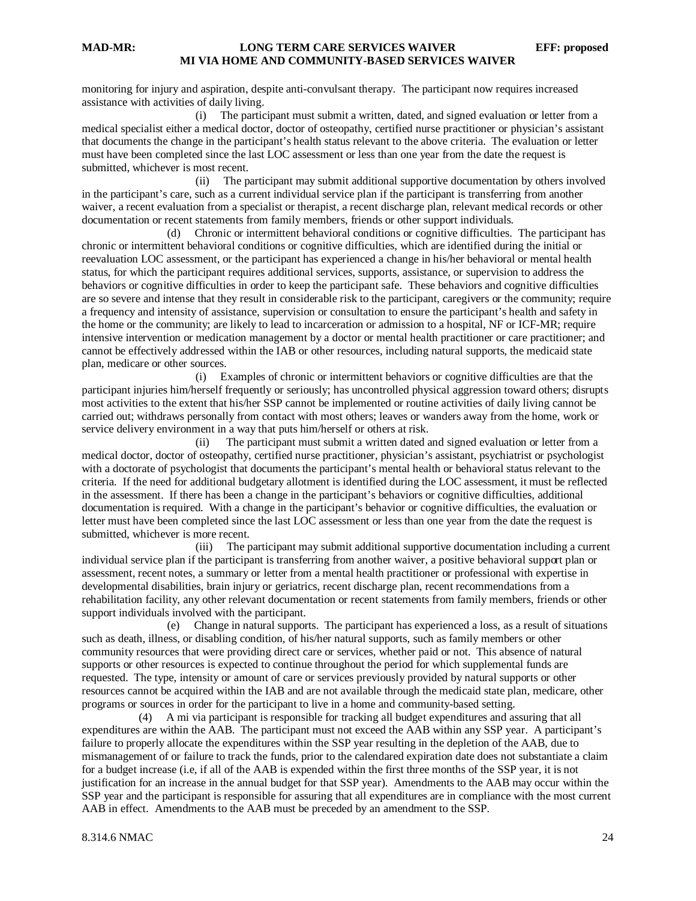monitoring for injury and aspiration, despite anti-convulsant therapy. The participant now requires increased assistance with activities of daily living.

(i) The participant must submit a written, dated, and signed evaluation or letter from a medical specialist either a medical doctor, doctor of osteopathy, certified nurse practitioner or physician's assistant that documents the change in the participant's health status relevant to the above criteria. The evaluation or letter must have been completed since the last LOC assessment or less than one year from the date the request is submitted, whichever is most recent.

(ii) The participant may submit additional supportive documentation by others involved in the participant's care, such as a current individual service plan if the participant is transferring from another waiver, a recent evaluation from a specialist or therapist, a recent discharge plan, relevant medical records or other documentation or recent statements from family members, friends or other support individuals.

(d) Chronic or intermittent behavioral conditions or cognitive difficulties. The participant has chronic or intermittent behavioral conditions or cognitive difficulties, which are identified during the initial or reevaluation LOC assessment, or the participant has experienced a change in his/her behavioral or mental health status, for which the participant requires additional services, supports, assistance, or supervision to address the behaviors or cognitive difficulties in order to keep the participant safe. These behaviors and cognitive difficulties are so severe and intense that they result in considerable risk to the participant, caregivers or the community; require a frequency and intensity of assistance, supervision or consultation to ensure the participant's health and safety in the home or the community; are likely to lead to incarceration or admission to a hospital, NF or ICF-MR; require intensive intervention or medication management by a doctor or mental health practitioner or care practitioner; and cannot be effectively addressed within the IAB or other resources, including natural supports, the medicaid state plan, medicare or other sources.

(i) Examples of chronic or intermittent behaviors or cognitive difficulties are that the participant injuries him/herself frequently or seriously; has uncontrolled physical aggression toward others; disrupts most activities to the extent that his/her SSP cannot be implemented or routine activities of daily living cannot be carried out; withdraws personally from contact with most others; leaves or wanders away from the home, work or service delivery environment in a way that puts him/herself or others at risk.

(ii) The participant must submit a written dated and signed evaluation or letter from a medical doctor, doctor of osteopathy, certified nurse practitioner, physician's assistant, psychiatrist or psychologist with a doctorate of psychologist that documents the participant's mental health or behavioral status relevant to the criteria. If the need for additional budgetary allotment is identified during the LOC assessment, it must be reflected in the assessment. If there has been a change in the participant's behaviors or cognitive difficulties, additional documentation is required. With a change in the participant's behavior or cognitive difficulties, the evaluation or letter must have been completed since the last LOC assessment or less than one year from the date the request is submitted, whichever is more recent.

(iii) The participant may submit additional supportive documentation including a current individual service plan if the participant is transferring from another waiver, a positive behavioral support plan or assessment, recent notes, a summary or letter from a mental health practitioner or professional with expertise in developmental disabilities, brain injury or geriatrics, recent discharge plan, recent recommendations from a rehabilitation facility, any other relevant documentation or recent statements from family members, friends or other support individuals involved with the participant.

(e) Change in natural supports. The participant has experienced a loss, as a result of situations such as death, illness, or disabling condition, of his/her natural supports, such as family members or other community resources that were providing direct care or services, whether paid or not. This absence of natural supports or other resources is expected to continue throughout the period for which supplemental funds are requested. The type, intensity or amount of care or services previously provided by natural supports or other resources cannot be acquired within the IAB and are not available through the medicaid state plan, medicare, other programs or sources in order for the participant to live in a home and community-based setting.

(4) A mi via participant is responsible for tracking all budget expenditures and assuring that all expenditures are within the AAB. The participant must not exceed the AAB within any SSP year. A participant's failure to properly allocate the expenditures within the SSP year resulting in the depletion of the AAB, due to mismanagement of or failure to track the funds, prior to the calendared expiration date does not substantiate a claim for a budget increase (i.e, if all of the AAB is expended within the first three months of the SSP year, it is not justification for an increase in the annual budget for that SSP year). Amendments to the AAB may occur within the SSP year and the participant is responsible for assuring that all expenditures are in compliance with the most current AAB in effect. Amendments to the AAB must be preceded by an amendment to the SSP.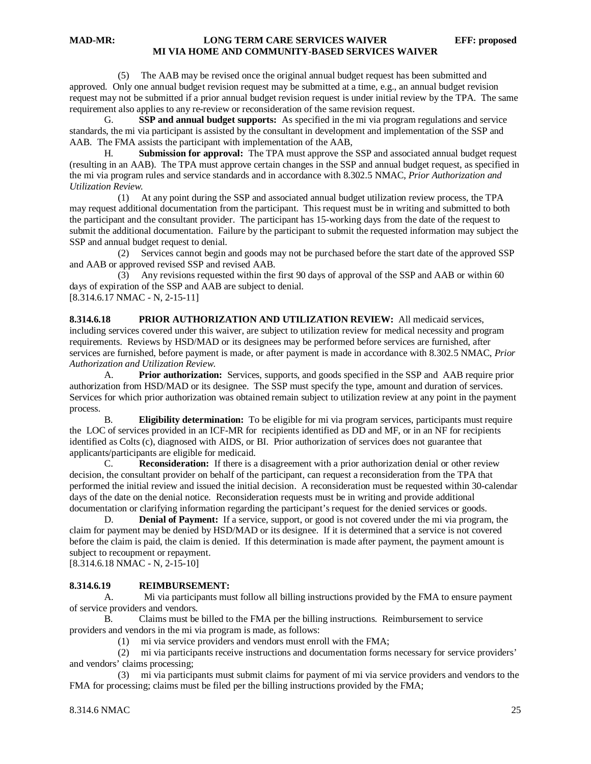(5) The AAB may be revised once the original annual budget request has been submitted and approved. Only one annual budget revision request may be submitted at a time, e.g., an annual budget revision request may not be submitted if a prior annual budget revision request is under initial review by the TPA. The same requirement also applies to any re-review or reconsideration of the same revision request.

G. **SSP and annual budget supports:** As specified in the mi via program regulations and service standards, the mi via participant is assisted by the consultant in development and implementation of the SSP and AAB. The FMA assists the participant with implementation of the AAB,

H. **Submission for approval:** The TPA must approve the SSP and associated annual budget request (resulting in an AAB). The TPA must approve certain changes in the SSP and annual budget request, as specified in the mi via program rules and service standards and in accordance with 8.302.5 NMAC, *Prior Authorization and Utilization Review.*

(1) At any point during the SSP and associated annual budget utilization review process, the TPA may request additional documentation from the participant. This request must be in writing and submitted to both the participant and the consultant provider. The participant has 15-working days from the date of the request to submit the additional documentation. Failure by the participant to submit the requested information may subject the SSP and annual budget request to denial.

(2) Services cannot begin and goods may not be purchased before the start date of the approved SSP and AAB or approved revised SSP and revised AAB.

(3) Any revisions requested within the first 90 days of approval of the SSP and AAB or within 60 days of expiration of the SSP and AAB are subject to denial.

[8.314.6.17 NMAC - N, 2-15-11]

**8.314.6.18 PRIOR AUTHORIZATION AND UTILIZATION REVIEW:** All medicaid services, including services covered under this waiver, are subject to utilization review for medical necessity and program requirements. Reviews by HSD/MAD or its designees may be performed before services are furnished, after services are furnished, before payment is made, or after payment is made in accordance with 8.302.5 NMAC, *Prior Authorization and Utilization Review.*

A. **Prior authorization:** Services, supports, and goods specified in the SSP and AAB require prior authorization from HSD/MAD or its designee. The SSP must specify the type, amount and duration of services. Services for which prior authorization was obtained remain subject to utilization review at any point in the payment process.

B. **Eligibility determination:** To be eligible for mi via program services, participants must require the LOC of services provided in an ICF-MR for recipients identified as DD and MF, or in an NF for recipients identified as Colts (c), diagnosed with AIDS, or BI. Prior authorization of services does not guarantee that applicants/participants are eligible for medicaid.

C. **Reconsideration:** If there is a disagreement with a prior authorization denial or other review decision, the consultant provider on behalf of the participant, can request a reconsideration from the TPA that performed the initial review and issued the initial decision. A reconsideration must be requested within 30-calendar days of the date on the denial notice. Reconsideration requests must be in writing and provide additional documentation or clarifying information regarding the participant's request for the denied services or goods.

D. **Denial of Payment:** If a service, support, or good is not covered under the mi via program, the claim for payment may be denied by HSD/MAD or its designee. If it is determined that a service is not covered before the claim is paid, the claim is denied. If this determination is made after payment, the payment amount is subject to recoupment or repayment.

[8.314.6.18 NMAC - N, 2-15-10]

**8.314.6.19 REIMBURSEMENT:**

A. Mi via participants must follow all billing instructions provided by the FMA to ensure payment of service providers and vendors.

B. Claims must be billed to the FMA per the billing instructions. Reimbursement to service providers and vendors in the mi via program is made, as follows:

(1) mi via service providers and vendors must enroll with the FMA;

(2) mi via participants receive instructions and documentation forms necessary for service providers' and vendors' claims processing;

(3) mi via participants must submit claims for payment of mi via service providers and vendors to the FMA for processing; claims must be filed per the billing instructions provided by the FMA;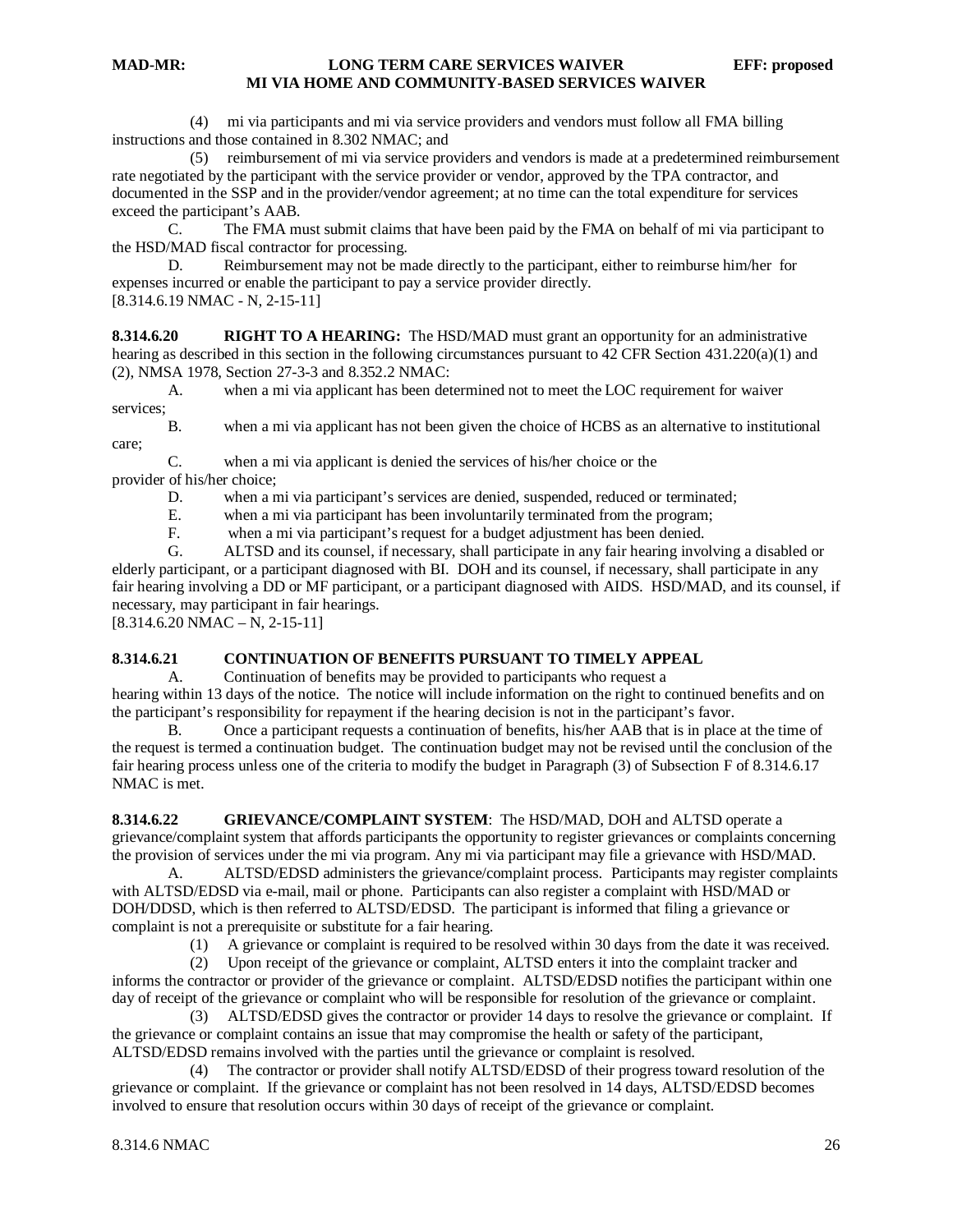(4) mi via participants and mi via service providers and vendors must follow all FMA billing instructions and those contained in 8.302 NMAC; and

(5) reimbursement of mi via service providers and vendors is made at a predetermined reimbursement rate negotiated by the participant with the service provider or vendor, approved by the TPA contractor, and documented in the SSP and in the provider/vendor agreement; at no time can the total expenditure for services exceed the participant's AAB.

C. The FMA must submit claims that have been paid by the FMA on behalf of mi via participant to the HSD/MAD fiscal contractor for processing.

D. Reimbursement may not be made directly to the participant, either to reimburse him/her for expenses incurred or enable the participant to pay a service provider directly.

[8.314.6.19 NMAC - N, 2-15-11]

**8.314.6.20 RIGHT TO A HEARING:** The HSD/MAD must grant an opportunity for an administrative hearing as described in this section in the following circumstances pursuant to 42 CFR Section 431.220(a)(1) and (2), NMSA 1978, Section 27-3-3 and 8.352.2 NMAC:

A. when a mi via applicant has been determined not to meet the LOC requirement for waiver services;

B. when a mi via applicant has not been given the choice of HCBS as an alternative to institutional care;

C. when a mi via applicant is denied the services of his/her choice or the provider of his/her choice;

D. when a mi via participant's services are denied, suspended, reduced or terminated;

E. when a mi via participant has been involuntarily terminated from the program;

F. when a mi via participant's request for a budget adjustment has been denied.

G. ALTSD and its counsel, if necessary, shall participate in any fair hearing involving a disabled or elderly participant, or a participant diagnosed with BI. DOH and its counsel, if necessary, shall participate in any fair hearing involving a DD or MF participant, or a participant diagnosed with AIDS. HSD/MAD, and its counsel, if necessary, may participant in fair hearings.

[8.314.6.20 NMAC – N, 2-15-11]

**8.314.6.21 CONTINUATION OF BENEFITS PURSUANT TO TIMELY APPEAL**

A. Continuation of benefits may be provided to participants who request a hearing within 13 days of the notice. The notice will include information on the right to continued benefits and on the participant's responsibility for repayment if the hearing decision is not in the participant's favor.

B. Once a participant requests a continuation of benefits, his/her AAB that is in place at the time of the request is termed a continuation budget. The continuation budget may not be revised until the conclusion of the fair hearing process unless one of the criteria to modify the budget in Paragraph (3) of Subsection F of 8.314.6.17 NMAC is met.

**8.314.6.22 GRIEVANCE/COMPLAINT SYSTEM**: The HSD/MAD, DOH and ALTSD operate a grievance/complaint system that affords participants the opportunity to register grievances or complaints concerning the provision of services under the mi via program. Any mi via participant may file a grievance with HSD/MAD.

A. ALTSD/EDSD administers the grievance/complaint process. Participants may register complaints with ALTSD/EDSD via e-mail, mail or phone. Participants can also register a complaint with HSD/MAD or DOH/DDSD, which is then referred to ALTSD/EDSD. The participant is informed that filing a grievance or complaint is not a prerequisite or substitute for a fair hearing.

(1) A grievance or complaint is required to be resolved within 30 days from the date it was received.

(2) Upon receipt of the grievance or complaint, ALTSD enters it into the complaint tracker and informs the contractor or provider of the grievance or complaint. ALTSD/EDSD notifies the participant within one day of receipt of the grievance or complaint who will be responsible for resolution of the grievance or complaint.

(3) ALTSD/EDSD gives the contractor or provider 14 days to resolve the grievance or complaint. If the grievance or complaint contains an issue that may compromise the health or safety of the participant, ALTSD/EDSD remains involved with the parties until the grievance or complaint is resolved.

(4) The contractor or provider shall notify ALTSD/EDSD of their progress toward resolution of the grievance or complaint. If the grievance or complaint has not been resolved in 14 days, ALTSD/EDSD becomes involved to ensure that resolution occurs within 30 days of receipt of the grievance or complaint.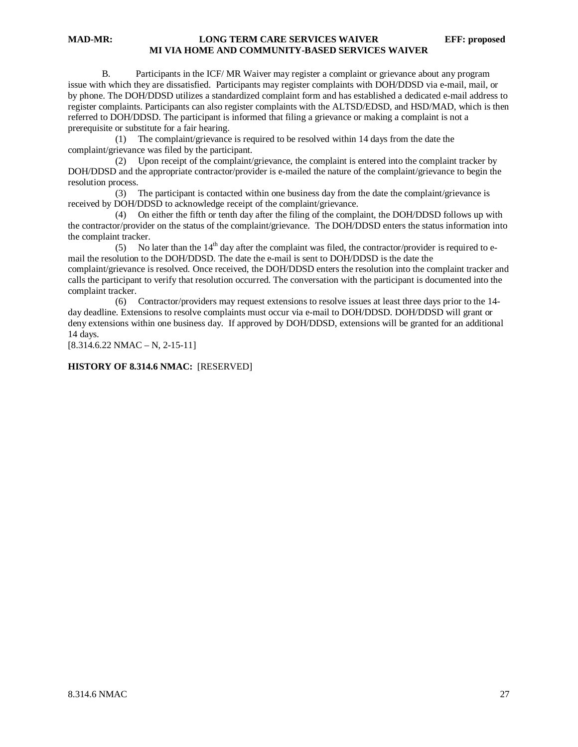B. Participants in the ICF/ MR Waiver may register a complaint or grievance about any program issue with which they are dissatisfied. Participants may register complaints with DOH/DDSD via e-mail, mail, or by phone. The DOH/DDSD utilizes a standardized complaint form and has established a dedicated e-mail address to register complaints. Participants can also register complaints with the ALTSD/EDSD, and HSD/MAD, which is then referred to DOH/DDSD. The participant is informed that filing a grievance or making a complaint is not a prerequisite or substitute for a fair hearing.

(1) The complaint/grievance is required to be resolved within 14 days from the date the complaint/grievance was filed by the participant.

(2) Upon receipt of the complaint/grievance, the complaint is entered into the complaint tracker by DOH/DDSD and the appropriate contractor/provider is e-mailed the nature of the complaint/grievance to begin the resolution process.

(3) The participant is contacted within one business day from the date the complaint/grievance is received by DOH/DDSD to acknowledge receipt of the complaint/grievance.

(4) On either the fifth or tenth day after the filing of the complaint, the DOH/DDSD follows up with the contractor/provider on the status of the complaint/grievance. The DOH/DDSD enters the status information into the complaint tracker.

(5) No later than the 14th day after the complaint was filed, the contractor/provider is required to e-mail the resolution to the DOH/DDSD. The date the e-mail is sent to DOH/DDSD is the date the complaint/grievance is resolved. Once received, the DOH/DDSD enters the resolution into the complaint tracker and calls the participant to verify that resolution occurred. The conversation with the participant is documented into the complaint tracker.

(6) Contractor/providers may request extensions to resolve issues at least three days prior to the 14-day deadline. Extensions to resolve complaints must occur via e-mail to DOH/DDSD. DOH/DDSD will grant or deny extensions within one business day. If approved by DOH/DDSD, extensions will be granted for an additional 14 days.

[8.314.6.22 NMAC – N, 2-15-11]

**HISTORY OF 8.314.6 NMAC:** [RESERVED]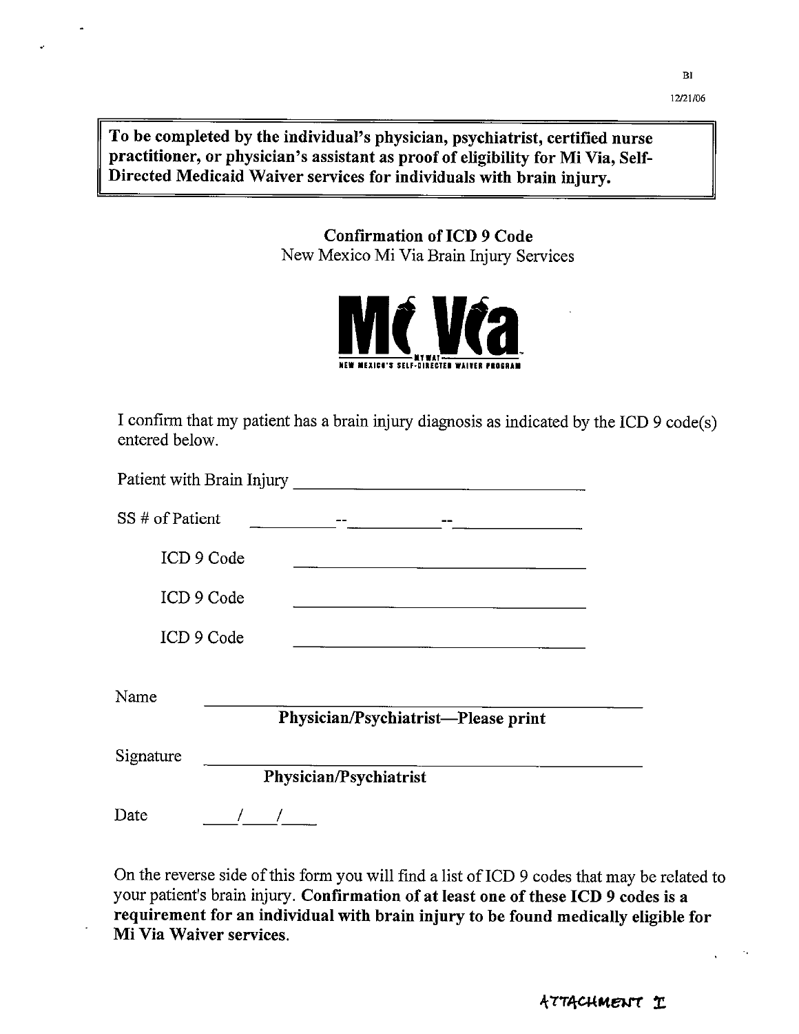BI

12/21/06

**To be completed by the individual's physician, psychiatrist, certified nurse practitioner, or physician's assistant as proof of eligibility for Mi Via, Self-Directed Medicaid Waiver services for individuals with brain injury.**

**Confirmation of ICD 9 Code**
New Mexico Mi Via Brain Injury Services

Mi Via
MY WAY
NEW MEXICO'S SELF-DIRECTED WAIVER PROGRAM

I confirm that my patient has a brain injury diagnosis as indicated by the ICD 9 code(s) entered below.

Patient with Brain Injury ______________________________

SS # of Patient ________--________--____________

ICD 9 Code ______________________________

ICD 9 Code ______________________________

ICD 9 Code ______________________________

Name ________________________________________
**Physician/Psychiatrist—Please print**

Signature ________________________________________
**Physician/Psychiatrist**

Date ____/____/____

On the reverse side of this form you will find a list of ICD 9 codes that may be related to your patient's brain injury. **Confirmation of at least one of these ICD 9 codes is a requirement for an individual with brain injury to be found medically eligible for Mi Via Waiver services.**

ATTACHMENT I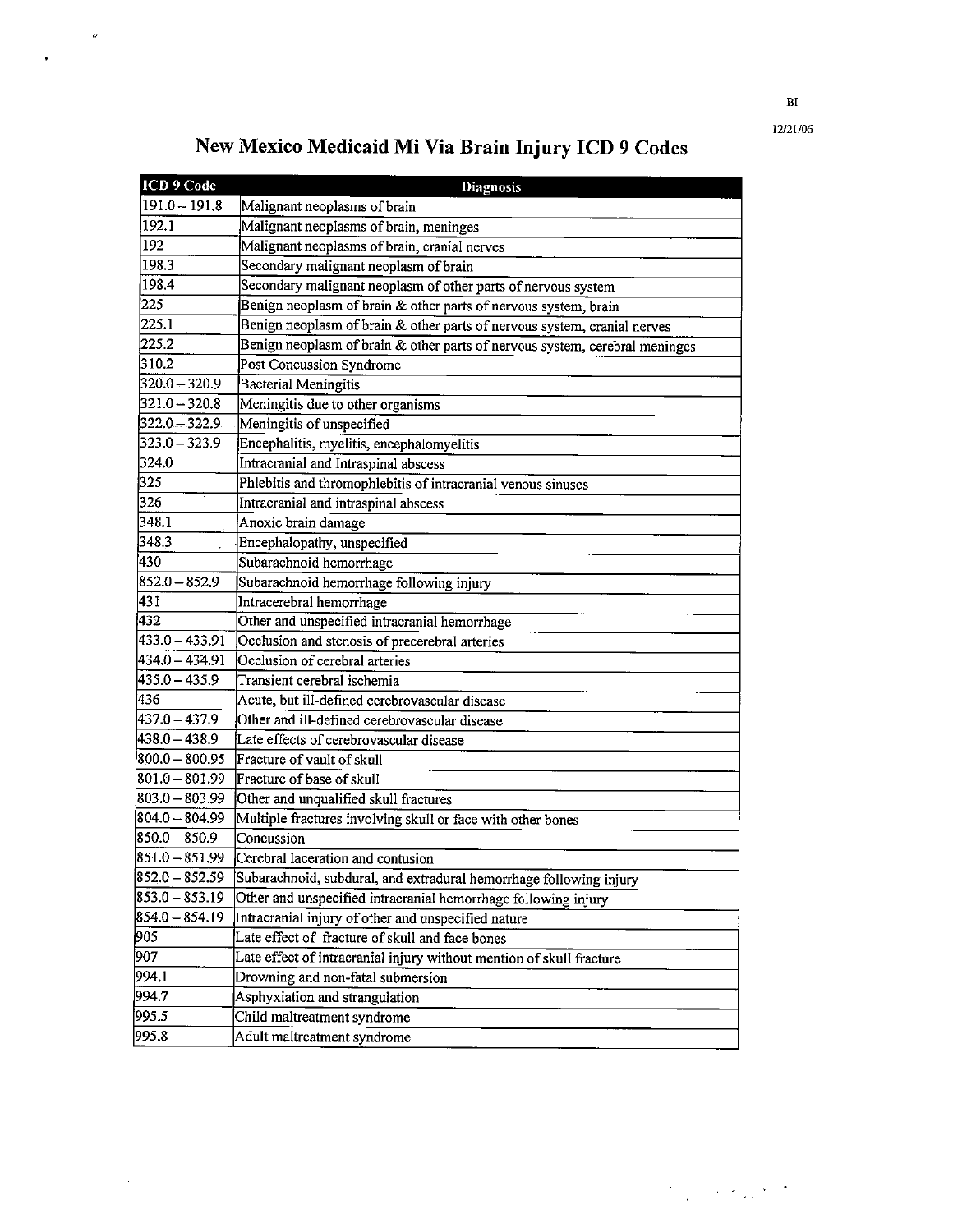# New Mexico Medicaid Mi Via Brain Injury ICD 9 Codes

| ICD 9 Code | Diagnosis |
|---|---|
| 191.0 – 191.8 | Malignant neoplasms of brain |
| 192.1 | Malignant neoplasms of brain, meninges |
| 192 | Malignant neoplasms of brain, cranial nerves |
| 198.3 | Secondary malignant neoplasm of brain |
| 198.4 | Secondary malignant neoplasm of other parts of nervous system |
| 225 | Benign neoplasm of brain & other parts of nervous system, brain |
| 225.1 | Benign neoplasm of brain & other parts of nervous system, cranial nerves |
| 225.2 | Benign neoplasm of brain & other parts of nervous system, cerebral meninges |
| 310.2 | Post Concussion Syndrome |
| 320.0 – 320.9 | Bacterial Meningitis |
| 321.0 – 320.8 | Meningitis due to other organisms |
| 322.0 – 322.9 | Meningitis of unspecified |
| 323.0 – 323.9 | Encephalitis, myelitis, encephalomyelitis |
| 324.0 | Intracranial and Intraspinal abscess |
| 325 | Phlebitis and thromophlebitis of intracranial venous sinuses |
| 326 | Intracranial and intraspinal abscess |
| 348.1 | Anoxic brain damage |
| 348.3 | Encephalopathy, unspecified |
| 430 | Subarachnoid hemorrhage |
| 852.0 – 852.9 | Subarachnoid hemorrhage following injury |
| 431 | Intracerebral hemorrhage |
| 432 | Other and unspecified intracranial hemorrhage |
| 433.0 – 433.91 | Occlusion and stenosis of precerebral arteries |
| 434.0 – 434.91 | Occlusion of cerebral arteries |
| 435.0 – 435.9 | Transient cerebral ischemia |
| 436 | Acute, but ill-defined cerebrovascular disease |
| 437.0 – 437.9 | Other and ill-defined cerebrovascular disease |
| 438.0 – 438.9 | Late effects of cerebrovascular disease |
| 800.0 – 800.95 | Fracture of vault of skull |
| 801.0 – 801.99 | Fracture of base of skull |
| 803.0 – 803.99 | Other and unqualified skull fractures |
| 804.0 – 804.99 | Multiple fractures involving skull or face with other bones |
| 850.0 – 850.9 | Concussion |
| 851.0 – 851.99 | Cerebral laceration and contusion |
| 852.0 – 852.59 | Subarachnoid, subdural, and extradural hemorrhage following injury |
| 853.0 – 853.19 | Other and unspecified intracranial hemorrhage following injury |
| 854.0 – 854.19 | Intracranial injury of other and unspecified nature |
| 905 | Late effect of fracture of skull and face bones |
| 907 | Late effect of intracranial injury without mention of skull fracture |
| 994.1 | Drowning and non-fatal submersion |
| 994.7 | Asphyxiation and strangulation |
| 995.5 | Child maltreatment syndrome |
| 995.8 | Adult maltreatment syndrome |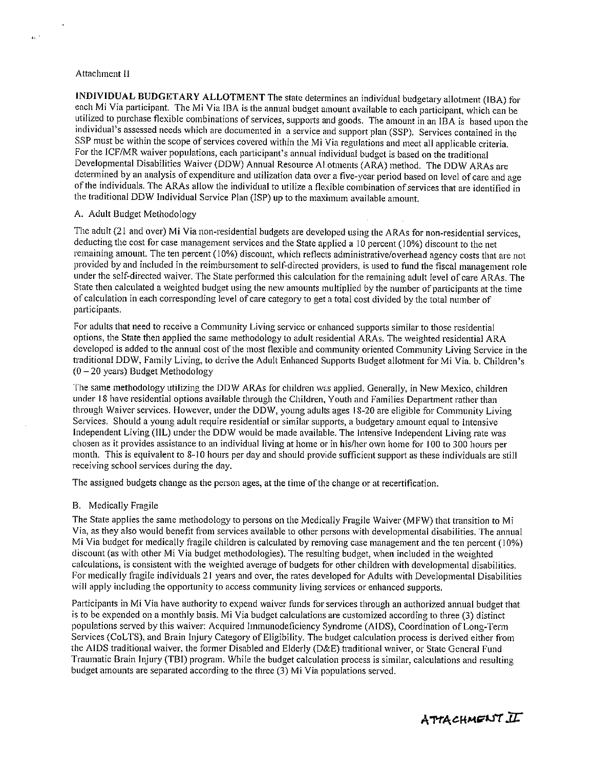Attachment II

**INDIVIDUAL BUDGETARY ALLOTMENT** The state determines an individual budgetary allotment (IBA) for each Mi Via participant. The Mi Via IBA is the annual budget amount available to each participant, which can be utilized to purchase flexible combinations of services, supports and goods. The amount in an IBA is based upon the individual's assessed needs which are documented in a service and support plan (SSP). Services contained in the SSP must be within the scope of services covered within the Mi Via regulations and meet all applicable criteria. For the ICF/MR waiver populations, each participant's annual individual budget is based on the traditional Developmental Disabilities Waiver (DDW) Annual Resource Allotments (ARA) method. The DDW ARAs are determined by an analysis of expenditure and utilization data over a five-year period based on level of care and age of the individuals. The ARAs allow the individual to utilize a flexible combination of services that are identified in the traditional DDW Individual Service Plan (ISP) up to the maximum available amount.

A. Adult Budget Methodology

The adult (21 and over) Mi Via non-residential budgets are developed using the ARAs for non-residential services, deducting the cost for case management services and the State applied a 10 percent (10%) discount to the net remaining amount. The ten percent (10%) discount, which reflects administrative/overhead agency costs that are not provided by and included in the reimbursement to self-directed providers, is used to fund the fiscal management role under the self-directed waiver. The State performed this calculation for the remaining adult level of care ARAs. The State then calculated a weighted budget using the new amounts multiplied by the number of participants at the time of calculation in each corresponding level of care category to get a total cost divided by the total number of participants.

For adults that need to receive a Community Living service or enhanced supports similar to those residential options, the State then applied the same methodology to adult residential ARAs. The weighted residential ARA developed is added to the annual cost of the most flexible and community oriented Community Living Service in the traditional DDW, Family Living, to derive the Adult Enhanced Supports Budget allotment for Mi Via. b. Children's (0 – 20 years) Budget Methodology

The same methodology utilizing the DDW ARAs for children was applied. Generally, in New Mexico, children under 18 have residential options available through the Children, Youth and Families Department rather than through Waiver services. However, under the DDW, young adults ages 18-20 are eligible for Community Living Services. Should a young adult require residential or similar supports, a budgetary amount equal to Intensive Independent Living (IIL) under the DDW would be made available. The Intensive Independent Living rate was chosen as it provides assistance to an individual living at home or in his/her own home for 100 to 300 hours per month. This is equivalent to 8-10 hours per day and should provide sufficient support as these individuals are still receiving school services during the day.

The assigned budgets change as the person ages, at the time of the change or at recertification.

B. Medically Fragile

The State applies the same methodology to persons on the Medically Fragile Waiver (MFW) that transition to Mi Via, as they also would benefit from services available to other persons with developmental disabilities. The annual Mi Via budget for medically fragile children is calculated by removing case management and the ten percent (10%) discount (as with other Mi Via budget methodologies). The resulting budget, when included in the weighted calculations, is consistent with the weighted average of budgets for other children with developmental disabilities. For medically fragile individuals 21 years and over, the rates developed for Adults with Developmental Disabilities will apply including the opportunity to access community living services or enhanced supports.

Participants in Mi Via have authority to expend waiver funds for services through an authorized annual budget that is to be expended on a monthly basis. Mi Via budget calculations are customized according to three (3) distinct populations served by this waiver: Acquired Immunodeficiency Syndrome (AIDS), Coordination of Long-Term Services (CoLTS), and Brain Injury Category of Eligibility. The budget calculation process is derived either from the AIDS traditional waiver, the former Disabled and Elderly (D&E) traditional waiver, or State General Fund Traumatic Brain Injury (TBI) program. While the budget calculation process is similar, calculations and resulting budget amounts are separated according to the three (3) Mi Via populations served.

ATTACHMENT II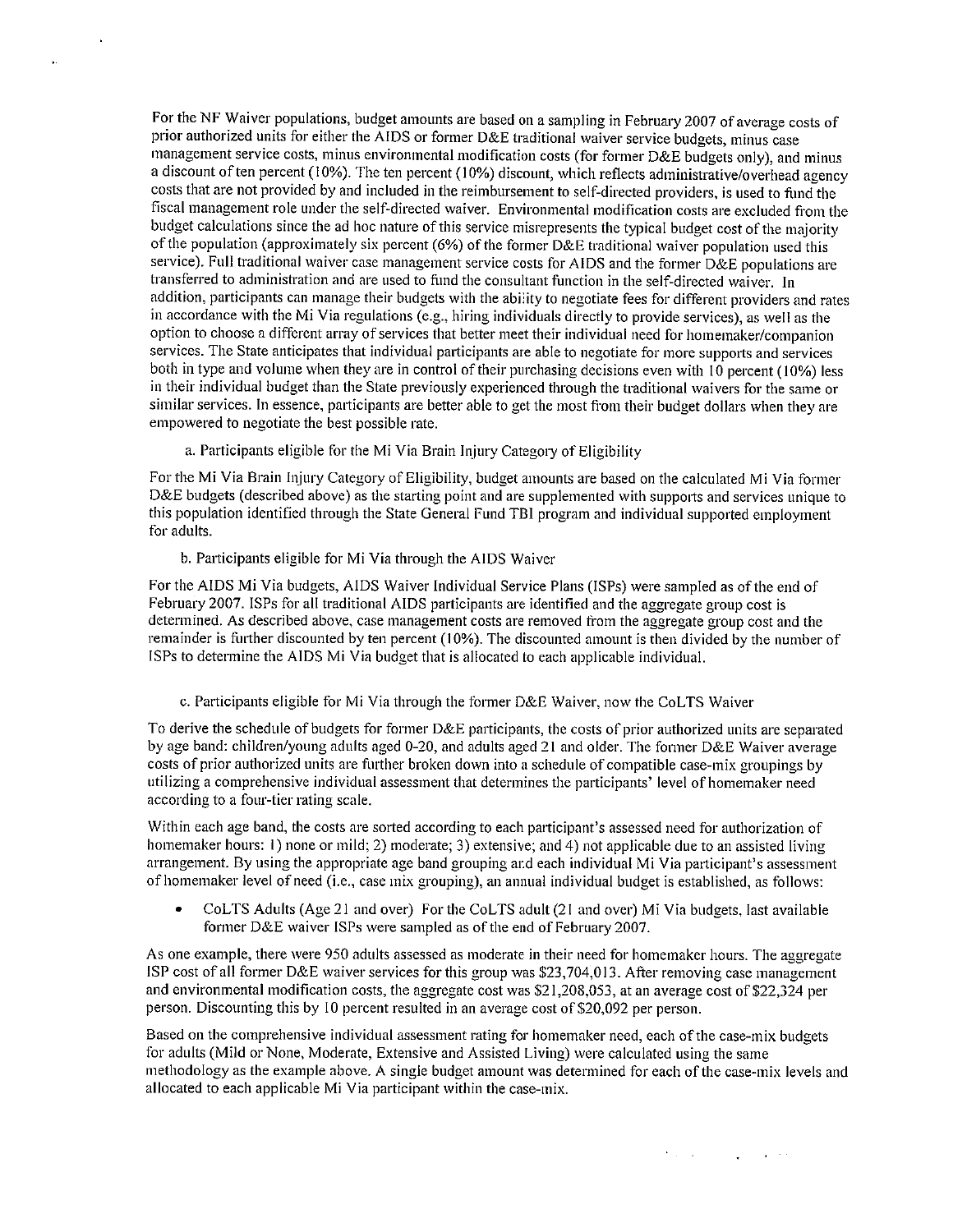For the NF Waiver populations, budget amounts are based on a sampling in February 2007 of average costs of prior authorized units for either the AIDS or former D&E traditional waiver service budgets, minus case management service costs, minus environmental modification costs (for former D&E budgets only), and minus a discount of ten percent (10%). The ten percent (10%) discount, which reflects administrative/overhead agency costs that are not provided by and included in the reimbursement to self-directed providers, is used to fund the fiscal management role under the self-directed waiver. Environmental modification costs are excluded from the budget calculations since the ad hoc nature of this service misrepresents the typical budget cost of the majority of the population (approximately six percent (6%) of the former D&E traditional waiver population used this service). Full traditional waiver case management service costs for AIDS and the former D&E populations are transferred to administration and are used to fund the consultant function in the self-directed waiver. In addition, participants can manage their budgets with the ability to negotiate fees for different providers and rates in accordance with the Mi Via regulations (e.g., hiring individuals directly to provide services), as well as the option to choose a different array of services that better meet their individual need for homemaker/companion services. The State anticipates that individual participants are able to negotiate for more supports and services both in type and volume when they are in control of their purchasing decisions even with 10 percent (10%) less in their individual budget than the State previously experienced through the traditional waivers for the same or similar services. In essence, participants are better able to get the most from their budget dollars when they are empowered to negotiate the best possible rate.

a. Participants eligible for the Mi Via Brain Injury Category of Eligibility

For the Mi Via Brain Injury Category of Eligibility, budget amounts are based on the calculated Mi Via former D&E budgets (described above) as the starting point and are supplemented with supports and services unique to this population identified through the State General Fund TBI program and individual supported employment for adults.

b. Participants eligible for Mi Via through the AIDS Waiver

For the AIDS Mi Via budgets, AIDS Waiver Individual Service Plans (ISPs) were sampled as of the end of February 2007. ISPs for all traditional AIDS participants are identified and the aggregate group cost is determined. As described above, case management costs are removed from the aggregate group cost and the remainder is further discounted by ten percent (10%). The discounted amount is then divided by the number of ISPs to determine the AIDS Mi Via budget that is allocated to each applicable individual.

c. Participants eligible for Mi Via through the former D&E Waiver, now the CoLTS Waiver

To derive the schedule of budgets for former D&E participants, the costs of prior authorized units are separated by age band: children/young adults aged 0-20, and adults aged 21 and older. The former D&E Waiver average costs of prior authorized units are further broken down into a schedule of compatible case-mix groupings by utilizing a comprehensive individual assessment that determines the participants' level of homemaker need according to a four-tier rating scale.

Within each age band, the costs are sorted according to each participant's assessed need for authorization of homemaker hours: 1) none or mild; 2) moderate; 3) extensive; and 4) not applicable due to an assisted living arrangement. By using the appropriate age band grouping and each individual Mi Via participant's assessment of homemaker level of need (i.e., case mix grouping), an annual individual budget is established, as follows:

- CoLTS Adults (Age 21 and over) For the CoLTS adult (21 and over) Mi Via budgets, last available former D&E waiver ISPs were sampled as of the end of February 2007.

As one example, there were 950 adults assessed as moderate in their need for homemaker hours. The aggregate ISP cost of all former D&E waiver services for this group was $23,704,013. After removing case management and environmental modification costs, the aggregate cost was $21,208,053, at an average cost of $22,324 per person. Discounting this by 10 percent resulted in an average cost of $20,092 per person.

Based on the comprehensive individual assessment rating for homemaker need, each of the case-mix budgets for adults (Mild or None, Moderate, Extensive and Assisted Living) were calculated using the same methodology as the example above. A single budget amount was determined for each of the case-mix levels and allocated to each applicable Mi Via participant within the case-mix.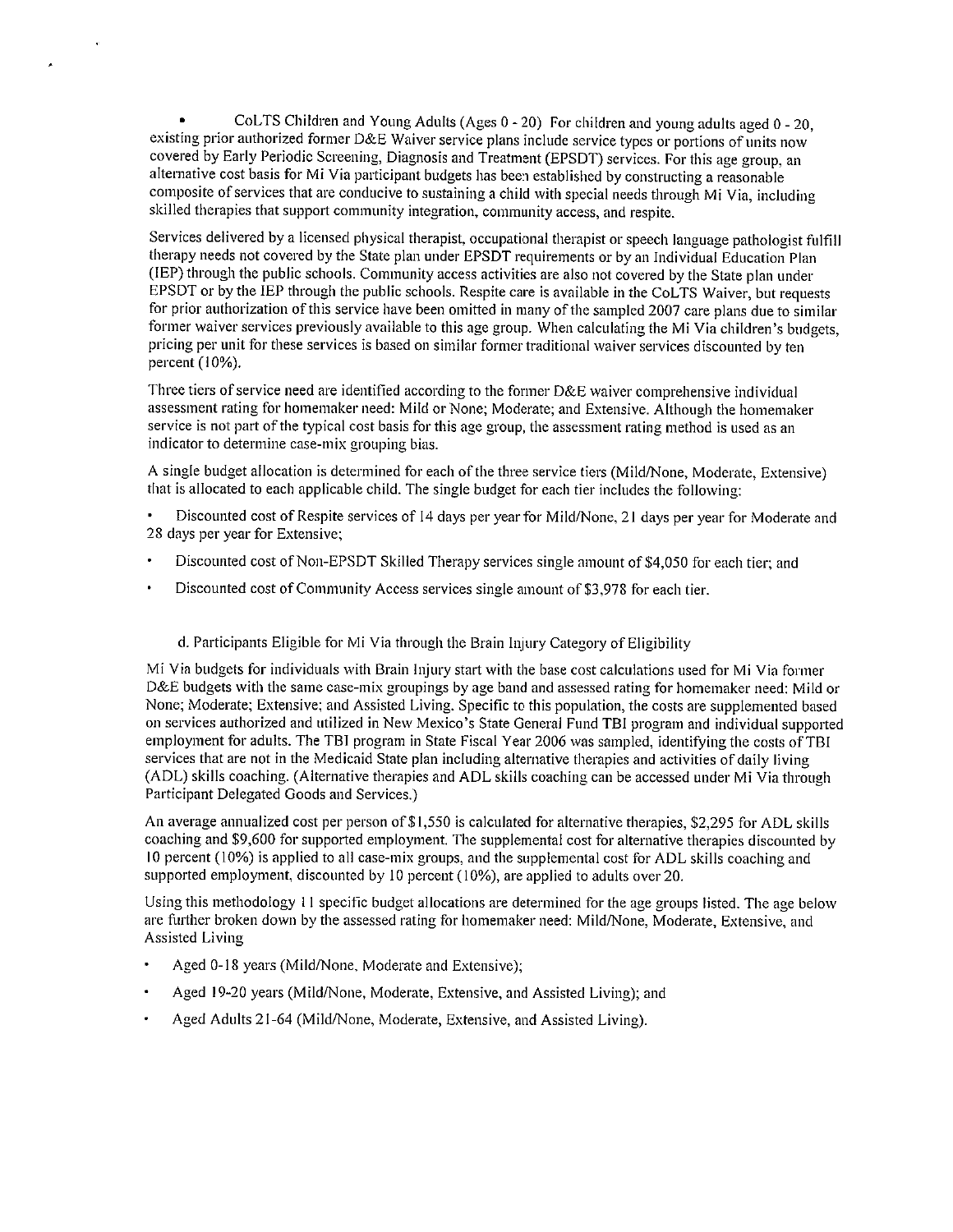- CoLTS Children and Young Adults (Ages 0 - 20) For children and young adults aged 0 - 20, existing prior authorized former D&E Waiver service plans include service types or portions of units now covered by Early Periodic Screening, Diagnosis and Treatment (EPSDT) services. For this age group, an alternative cost basis for Mi Via participant budgets has been established by constructing a reasonable composite of services that are conducive to sustaining a child with special needs through Mi Via, including skilled therapies that support community integration, community access, and respite.

Services delivered by a licensed physical therapist, occupational therapist or speech language pathologist fulfill therapy needs not covered by the State plan under EPSDT requirements or by an Individual Education Plan (IEP) through the public schools. Community access activities are also not covered by the State plan under EPSDT or by the IEP through the public schools. Respite care is available in the CoLTS Waiver, but requests for prior authorization of this service have been omitted in many of the sampled 2007 care plans due to similar former waiver services previously available to this age group. When calculating the Mi Via children's budgets, pricing per unit for these services is based on similar former traditional waiver services discounted by ten percent (10%).

Three tiers of service need are identified according to the former D&E waiver comprehensive individual assessment rating for homemaker need: Mild or None; Moderate; and Extensive. Although the homemaker service is not part of the typical cost basis for this age group, the assessment rating method is used as an indicator to determine case-mix grouping bias.

A single budget allocation is determined for each of the three service tiers (Mild/None, Moderate, Extensive) that is allocated to each applicable child. The single budget for each tier includes the following:

- Discounted cost of Respite services of 14 days per year for Mild/None, 21 days per year for Moderate and 28 days per year for Extensive;
- Discounted cost of Non-EPSDT Skilled Therapy services single amount of $4,050 for each tier; and
- Discounted cost of Community Access services single amount of $3,978 for each tier.

d. Participants Eligible for Mi Via through the Brain Injury Category of Eligibility

Mi Via budgets for individuals with Brain Injury start with the base cost calculations used for Mi Via former D&E budgets with the same case-mix groupings by age band and assessed rating for homemaker need: Mild or None; Moderate; Extensive; and Assisted Living. Specific to this population, the costs are supplemented based on services authorized and utilized in New Mexico's State General Fund TBI program and individual supported employment for adults. The TBI program in State Fiscal Year 2006 was sampled, identifying the costs of TBI services that are not in the Medicaid State plan including alternative therapies and activities of daily living (ADL) skills coaching. (Alternative therapies and ADL skills coaching can be accessed under Mi Via through Participant Delegated Goods and Services.)

An average annualized cost per person of $1,550 is calculated for alternative therapies, $2,295 for ADL skills coaching and $9,600 for supported employment. The supplemental cost for alternative therapies discounted by 10 percent (10%) is applied to all case-mix groups, and the supplemental cost for ADL skills coaching and supported employment, discounted by 10 percent (10%), are applied to adults over 20.

Using this methodology 11 specific budget allocations are determined for the age groups listed. The age below are further broken down by the assessed rating for homemaker need: Mild/None, Moderate, Extensive, and Assisted Living

- Aged 0-18 years (Mild/None, Moderate and Extensive);
- Aged 19-20 years (Mild/None, Moderate, Extensive, and Assisted Living); and
- Aged Adults 21-64 (Mild/None, Moderate, Extensive, and Assisted Living).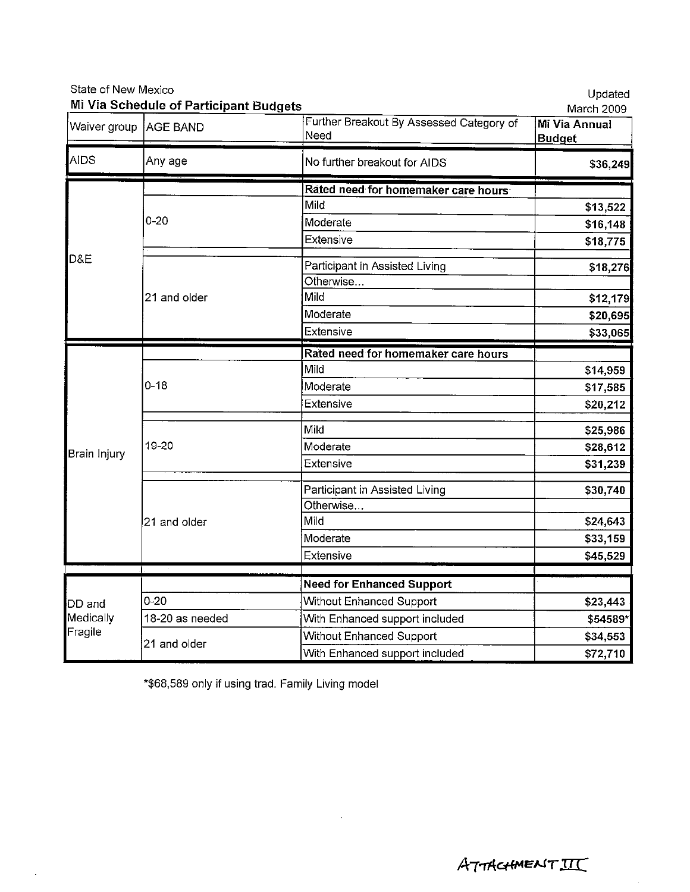State of New Mexico

**Mi Via Schedule of Participant Budgets**

Updated March 2009

| Waiver group | AGE BAND | Further Breakout By Assessed Category of Need | Mi Via Annual Budget |
|---|---|---|---|
| AIDS | Any age | No further breakout for AIDS | $36,249 |
| D&E | | **Rated need for homemaker care hours** | |
| | 0-20 | Mild | $13,522 |
| | | Moderate | $16,148 |
| | | Extensive | $18,775 |
| | 21 and older | Participant in Assisted Living | $18,276 |
| | | Otherwise... | |
| | | Mild | $12,179 |
| | | Moderate | $20,695 |
| | | Extensive | $33,065 |
| Brain Injury | | **Rated need for homemaker care hours** | |
| | 0-18 | Mild | $14,959 |
| | | Moderate | $17,585 |
| | | Extensive | $20,212 |
| | 19-20 | Mild | $25,986 |
| | | Moderate | $28,612 |
| | | Extensive | $31,239 |
| | 21 and older | Participant in Assisted Living | $30,740 |
| | | Otherwise... | |
| | | Mild | $24,643 |
| | | Moderate | $33,159 |
| | | Extensive | $45,529 |
| DD and Medically Fragile | | **Need for Enhanced Support** | |
| | 0-20 | Without Enhanced Support | $23,443 |
| | 18-20 as needed | With Enhanced support included | $54589* |
| | 21 and older | Without Enhanced Support | $34,553 |
| | | With Enhanced support included | $72,710 |

*$68,589 only if using trad. Family Living model

ATTACHMENT III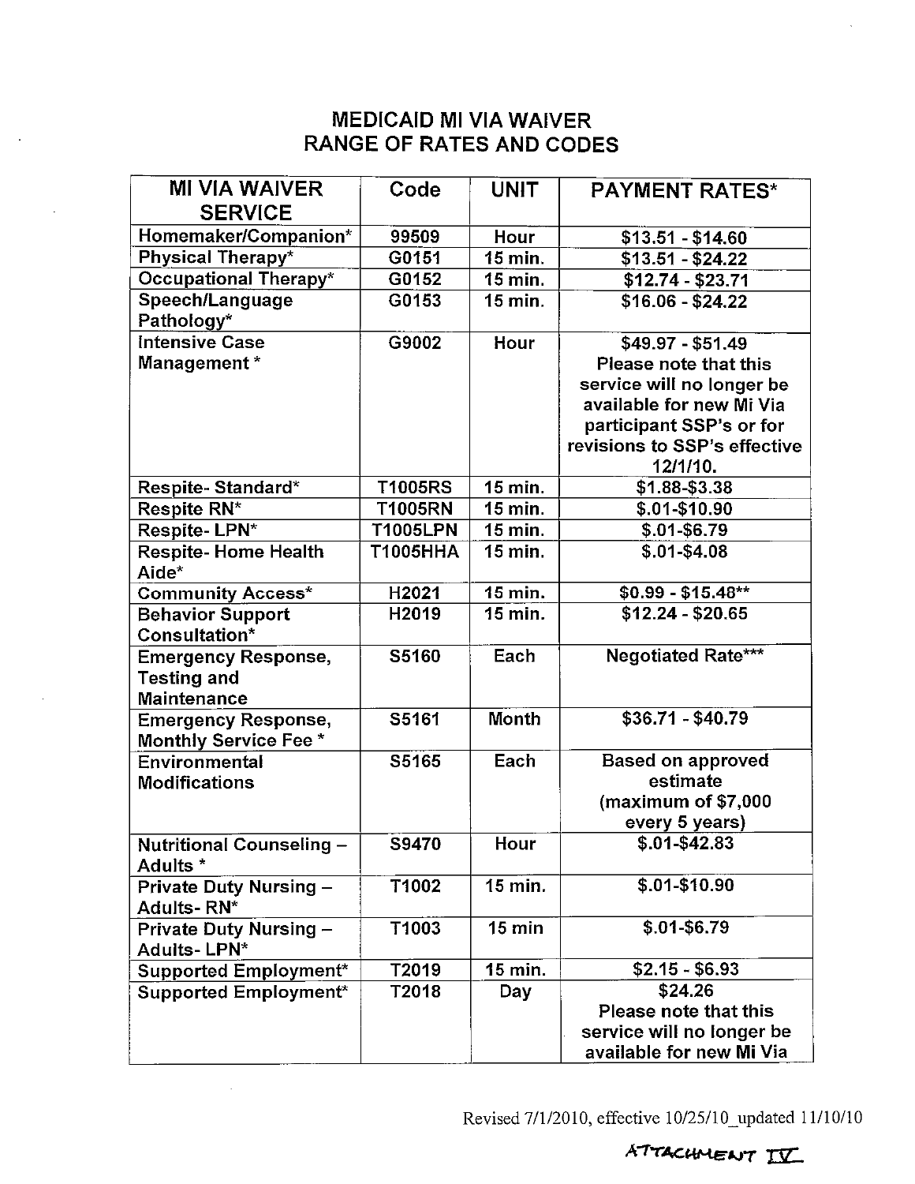# MEDICAID MI VIA WAIVER
# RANGE OF RATES AND CODES

| MI VIA WAIVER SERVICE | Code | UNIT | PAYMENT RATES* |
|---|---|---|---|
| Homemaker/Companion* | 99509 | Hour | $13.51 - $14.60 |
| Physical Therapy* | G0151 | 15 min. | $13.51 - $24.22 |
| Occupational Therapy* | G0152 | 15 min. | $12.74 - $23.71 |
| Speech/Language Pathology* | G0153 | 15 min. | $16.06 - $24.22 |
| Intensive Case Management * | G9002 | Hour | $49.97 - $51.49 Please note that this service will no longer be available for new Mi Via participant SSP's or for revisions to SSP's effective 12/1/10. |
| Respite- Standard* | T1005RS | 15 min. | $1.88-$3.38 |
| Respite RN* | T1005RN | 15 min. | $.01-$10.90 |
| Respite- LPN* | T1005LPN | 15 min. | $.01-$6.79 |
| Respite- Home Health Aide* | T1005HHA | 15 min. | $.01-$4.08 |
| Community Access* | H2021 | 15 min. | $0.99 - $15.48** |
| Behavior Support Consultation* | H2019 | 15 min. | $12.24 - $20.65 |
| Emergency Response, Testing and Maintenance | S5160 | Each | Negotiated Rate*** |
| Emergency Response, Monthly Service Fee * | S5161 | Month | $36.71 - $40.79 |
| Environmental Modifications | S5165 | Each | Based on approved estimate (maximum of $7,000 every 5 years) |
| Nutritional Counseling – Adults * | S9470 | Hour | $.01-$42.83 |
| Private Duty Nursing – Adults- RN* | T1002 | 15 min. | $.01-$10.90 |
| Private Duty Nursing – Adults- LPN* | T1003 | 15 min | $.01-$6.79 |
| Supported Employment* | T2019 | 15 min. | $2.15 - $6.93 |
| Supported Employment* | T2018 | Day | $24.26 Please note that this service will no longer be available for new Mi Via |

Revised 7/1/2010, effective 10/25/10_updated 11/10/10

ATTACHMENT IV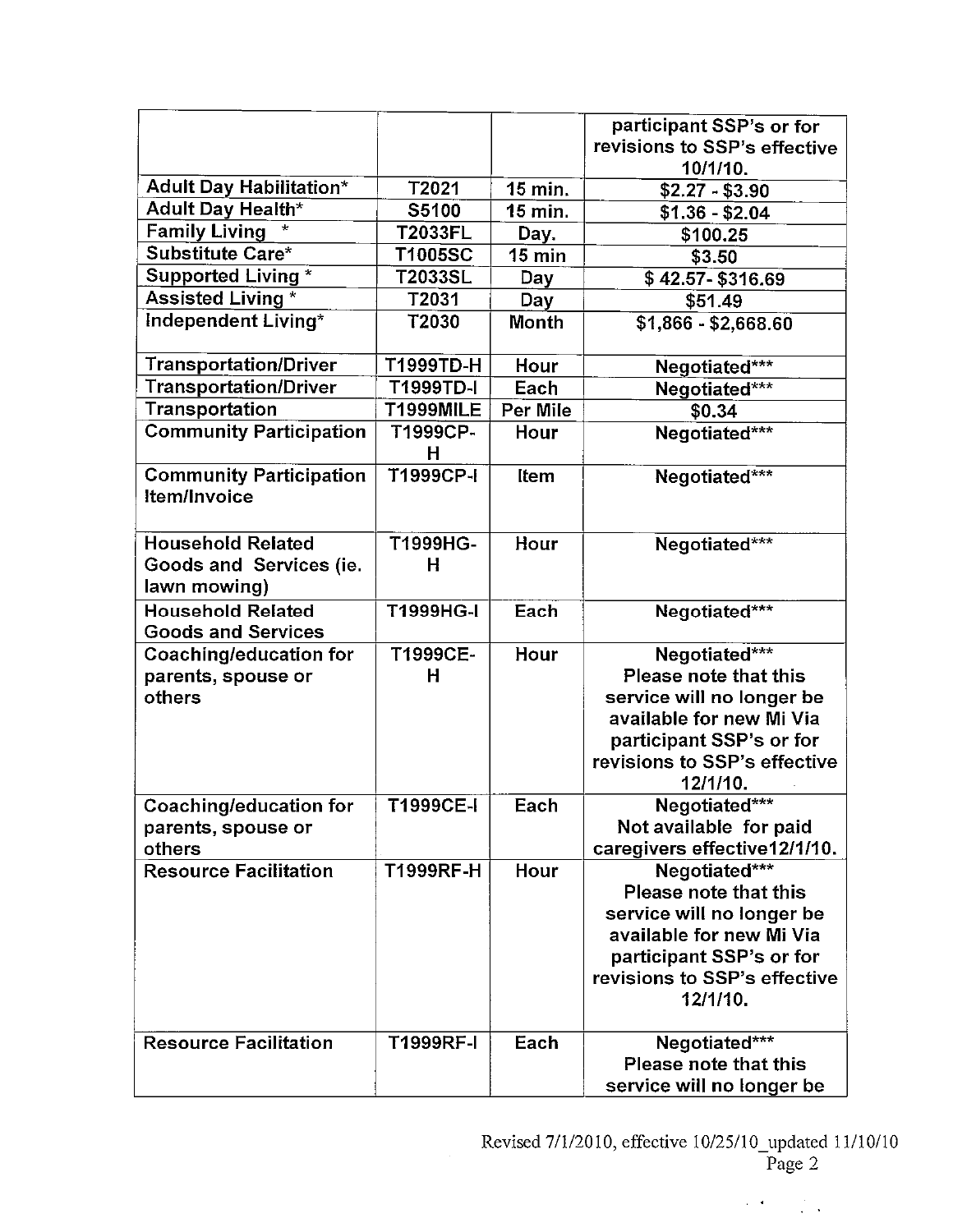| | | | |
|---|---|---|---|
| | | | participant SSP's or for revisions to SSP's effective 10/1/10. |
| **Adult Day Habilitation*** | T2021 | **15 min.** | **$2.27 - $3.90** |
| **Adult Day Health*** | **S5100** | **15 min.** | **$1.36 - $2.04** |
| **Family Living *** | **T2033FL** | **Day.** | **$100.25** |
| **Substitute Care*** | **T1005SC** | **15 min** | **$3.50** |
| **Supported Living *** | **T2033SL** | **Day** | **$ 42.57- $316.69** |
| **Assisted Living *** | **T2031** | **Day** | **$51.49** |
| **Independent Living*** | **T2030** | **Month** | **$1,866 - $2,668.60** |
| **Transportation/Driver** | **T1999TD-H** | **Hour** | **Negotiated***** |
| **Transportation/Driver** | **T1999TD-I** | **Each** | **Negotiated***** |
| **Transportation** | **T1999MILE** | **Per Mile** | **$0.34** |
| **Community Participation** | **T1999CP-H** | **Hour** | **Negotiated***** |
| **Community Participation Item/Invoice** | **T1999CP-I** | **Item** | **Negotiated***** |
| **Household Related Goods and Services (ie. lawn mowing)** | **T1999HG-H** | **Hour** | **Negotiated***** |
| **Household Related Goods and Services** | **T1999HG-I** | **Each** | **Negotiated***** |
| **Coaching/education for parents, spouse or others** | **T1999CE-H** | **Hour** | **Negotiated*** Please note that this service will no longer be available for new Mi Via participant SSP's or for revisions to SSP's effective 12/1/10.** |
| **Coaching/education for parents, spouse or others** | **T1999CE-I** | **Each** | **Negotiated*** Not available for paid caregivers effective12/1/10.** |
| **Resource Facilitation** | **T1999RF-H** | **Hour** | **Negotiated*** Please note that this service will no longer be available for new Mi Via participant SSP's or for revisions to SSP's effective 12/1/10.** |
| **Resource Facilitation** | **T1999RF-I** | **Each** | **Negotiated*** Please note that this service will no longer be** |

Revised 7/1/2010, effective 10/25/10_updated 11/10/10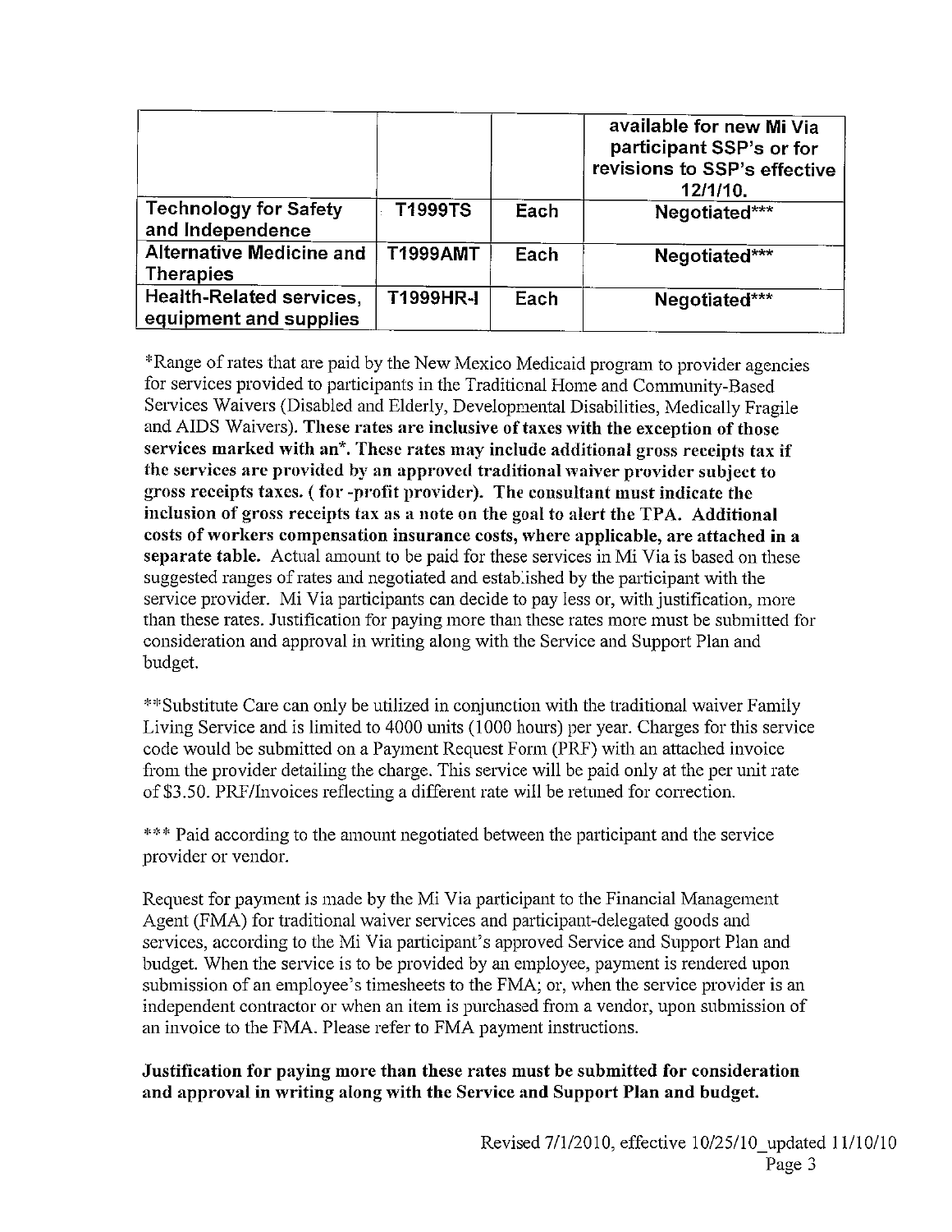| | | | |
|---|---|---|---|
| | | | **available for new Mi Via participant SSP's or for revisions to SSP's effective 12/1/10.** |
| **Technology for Safety and Independence** | **T1999TS** | **Each** | **Negotiated*** ** |
| **Alternative Medicine and Therapies** | **T1999AMT** | **Each** | **Negotiated*** ** |
| **Health-Related services, equipment and supplies** | **T1999HR-I** | **Each** | **Negotiated*** ** |

*Range of rates that are paid by the New Mexico Medicaid program to provider agencies for services provided to participants in the Traditional Home and Community-Based Services Waivers (Disabled and Elderly, Developmental Disabilities, Medically Fragile and AIDS Waivers). **These rates are inclusive of taxes with the exception of those services marked with an*. These rates may include additional gross receipts tax if the services are provided by an approved traditional waiver provider subject to gross receipts taxes. ( for -profit provider). The consultant must indicate the inclusion of gross receipts tax as a note on the goal to alert the TPA. Additional costs of workers compensation insurance costs, where applicable, are attached in a separate table.** Actual amount to be paid for these services in Mi Via is based on these suggested ranges of rates and negotiated and established by the participant with the service provider. Mi Via participants can decide to pay less or, with justification, more than these rates. Justification for paying more than these rates more must be submitted for consideration and approval in writing along with the Service and Support Plan and budget.

**Substitute Care can only be utilized in conjunction with the traditional waiver Family Living Service and is limited to 4000 units (1000 hours) per year. Charges for this service code would be submitted on a Payment Request Form (PRF) with an attached invoice from the provider detailing the charge. This service will be paid only at the per unit rate of $3.50. PRF/Invoices reflecting a different rate will be retuned for correction.

*** Paid according to the amount negotiated between the participant and the service provider or vendor.

Request for payment is made by the Mi Via participant to the Financial Management Agent (FMA) for traditional waiver services and participant-delegated goods and services, according to the Mi Via participant's approved Service and Support Plan and budget. When the service is to be provided by an employee, payment is rendered upon submission of an employee's timesheets to the FMA; or, when the service provider is an independent contractor or when an item is purchased from a vendor, upon submission of an invoice to the FMA. Please refer to FMA payment instructions.

**Justification for paying more than these rates must be submitted for consideration and approval in writing along with the Service and Support Plan and budget.**

Revised 7/1/2010, effective 10/25/10_updated 11/10/10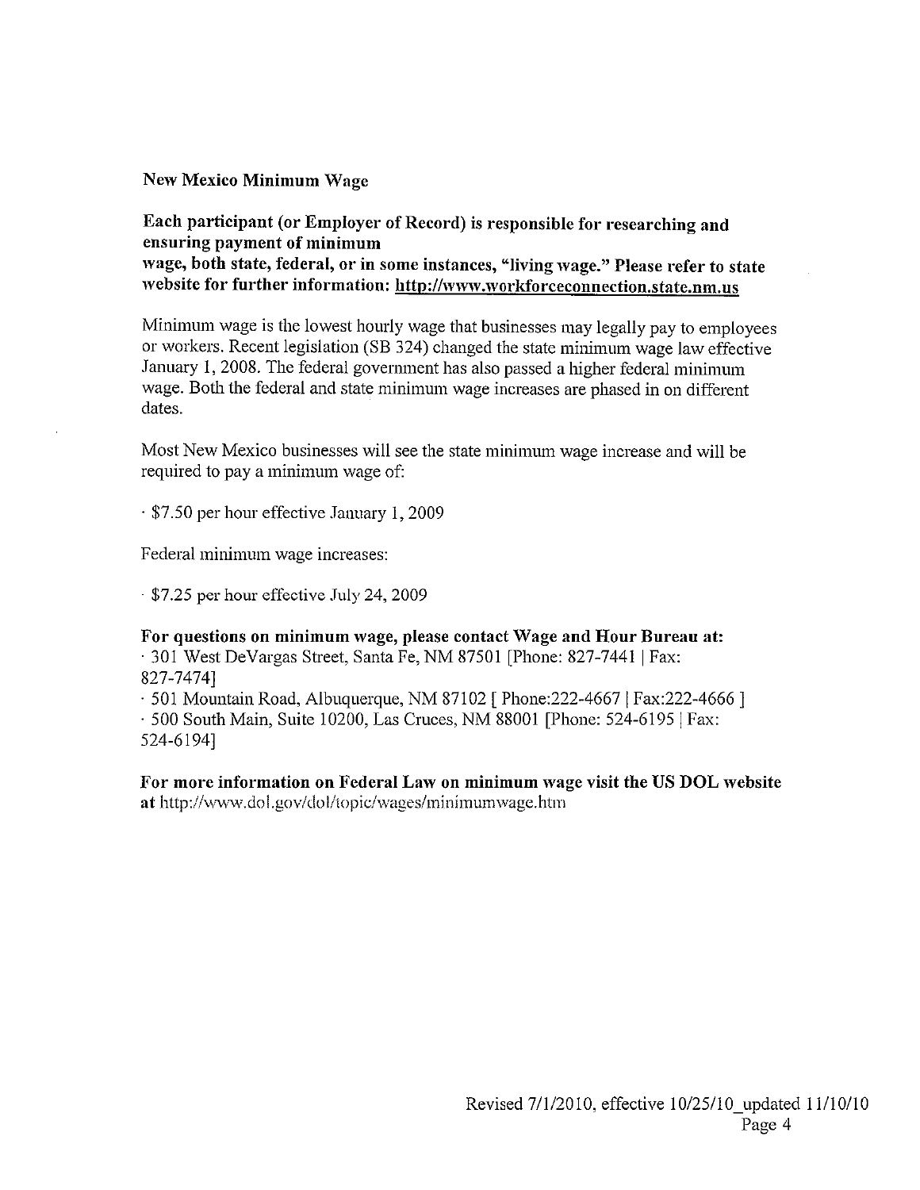**New Mexico Minimum Wage**

**Each participant (or Employer of Record) is responsible for researching and ensuring payment of minimum wage, both state, federal, or in some instances, "living wage." Please refer to state website for further information: http://www.workforceconnection.state.nm.us**

Minimum wage is the lowest hourly wage that businesses may legally pay to employees or workers. Recent legislation (SB 324) changed the state minimum wage law effective January 1, 2008. The federal government has also passed a higher federal minimum wage. Both the federal and state minimum wage increases are phased in on different dates.

Most New Mexico businesses will see the state minimum wage increase and will be required to pay a minimum wage of:

- $7.50 per hour effective January 1, 2009

Federal minimum wage increases:

- $7.25 per hour effective July 24, 2009

**For questions on minimum wage, please contact Wage and Hour Bureau at:**

- 301 West DeVargas Street, Santa Fe, NM 87501 [Phone: 827-7441 | Fax: 827-7474]
- 501 Mountain Road, Albuquerque, NM 87102 [ Phone:222-4667 | Fax:222-4666 ]
- 500 South Main, Suite 10200, Las Cruces, NM 88001 [Phone: 524-6195 | Fax: 524-6194]

**For more information on Federal Law on minimum wage visit the US DOL website at** http://www.dol.gov/dol/topic/wages/minimumwage.htm

Revised 7/1/2010, effective 10/25/10_updated 11/10/10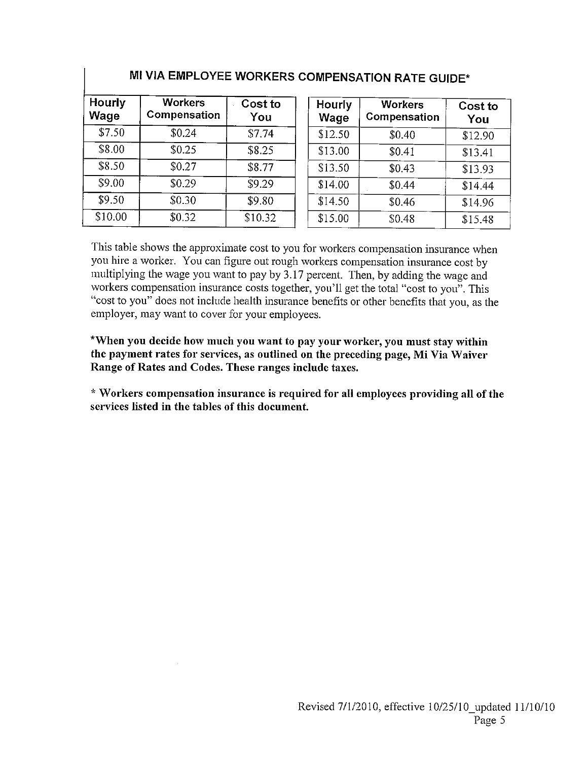## MI VIA EMPLOYEE WORKERS COMPENSATION RATE GUIDE*

| Hourly Wage | Workers Compensation | Cost to You |
|---|---|---|
| $7.50 | $0.24 | $7.74 |
| $8.00 | $0.25 | $8.25 |
| $8.50 | $0.27 | $8.77 |
| $9.00 | $0.29 | $9.29 |
| $9.50 | $0.30 | $9.80 |
| $10.00 | $0.32 | $10.32 |

| Hourly Wage | Workers Compensation | Cost to You |
|---|---|---|
| $12.50 | $0.40 | $12.90 |
| $13.00 | $0.41 | $13.41 |
| $13.50 | $0.43 | $13.93 |
| $14.00 | $0.44 | $14.44 |
| $14.50 | $0.46 | $14.96 |
| $15.00 | $0.48 | $15.48 |

This table shows the approximate cost to you for workers compensation insurance when you hire a worker. You can figure out rough workers compensation insurance cost by multiplying the wage you want to pay by 3.17 percent. Then, by adding the wage and workers compensation insurance costs together, you'll get the total "cost to you". This "cost to you" does not include health insurance benefits or other benefits that you, as the employer, may want to cover for your employees.

**\*When you decide how much you want to pay your worker, you must stay within the payment rates for services, as outlined on the preceding page, Mi Via Waiver Range of Rates and Codes. These ranges include taxes.**

**\* Workers compensation insurance is required for all employees providing all of the services listed in the tables of this document.**

Revised 7/1/2010, effective 10/25/10_updated 11/10/10